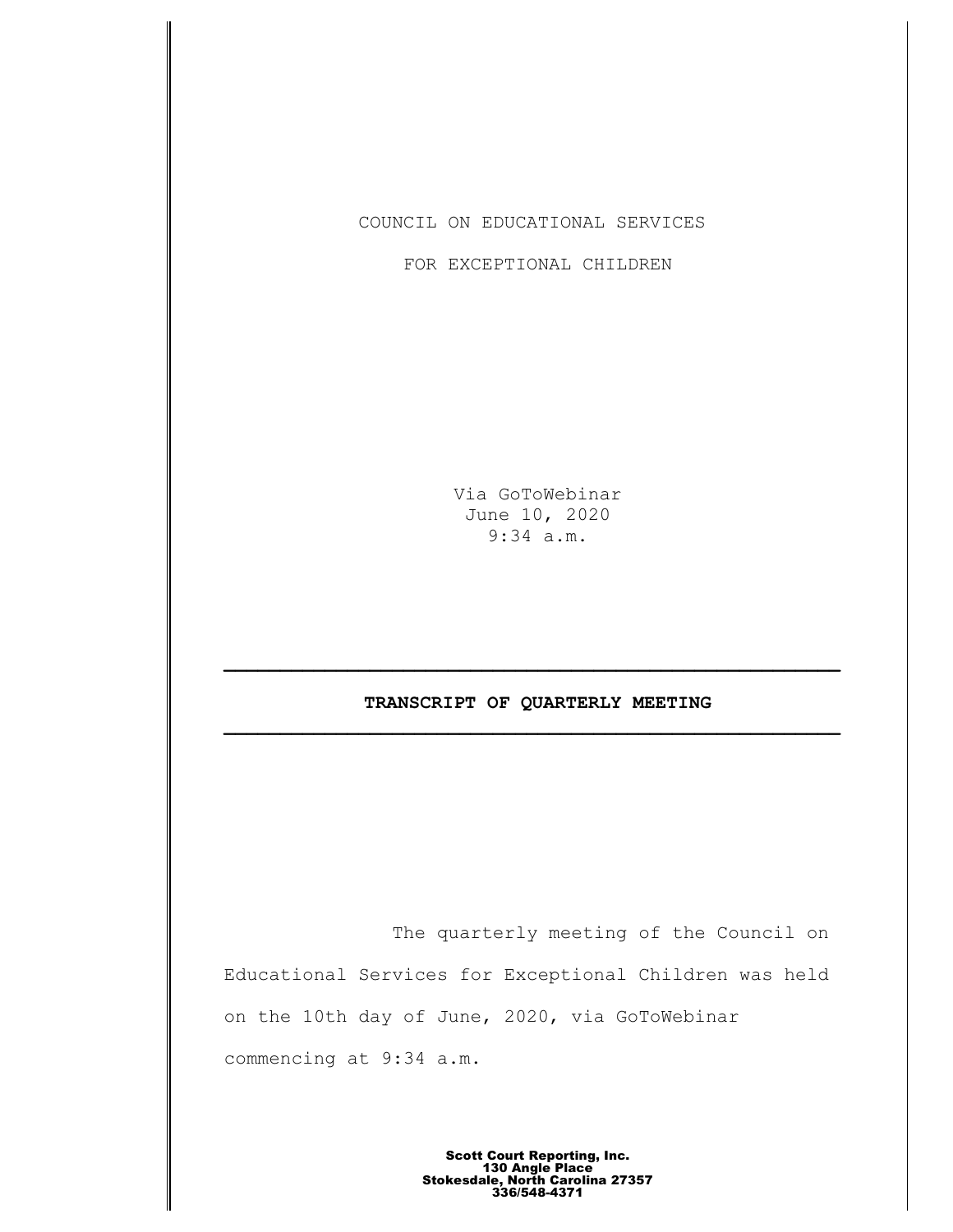COUNCIL ON EDUCATIONAL SERVICES

FOR EXCEPTIONAL CHILDREN

Via GoToWebinar
June 10, 2020
9:34 a.m.

---

**TRANSCRIPT OF QUARTERLY MEETING**

---

The quarterly meeting of the Council on Educational Services for Exceptional Children was held on the 10th day of June, 2020, via GoToWebinar commencing at 9:34 a.m.

**Scott Court Reporting, Inc.**
**130 Angle Place**
**Stokesdale, North Carolina 27357**
**336/548-4371**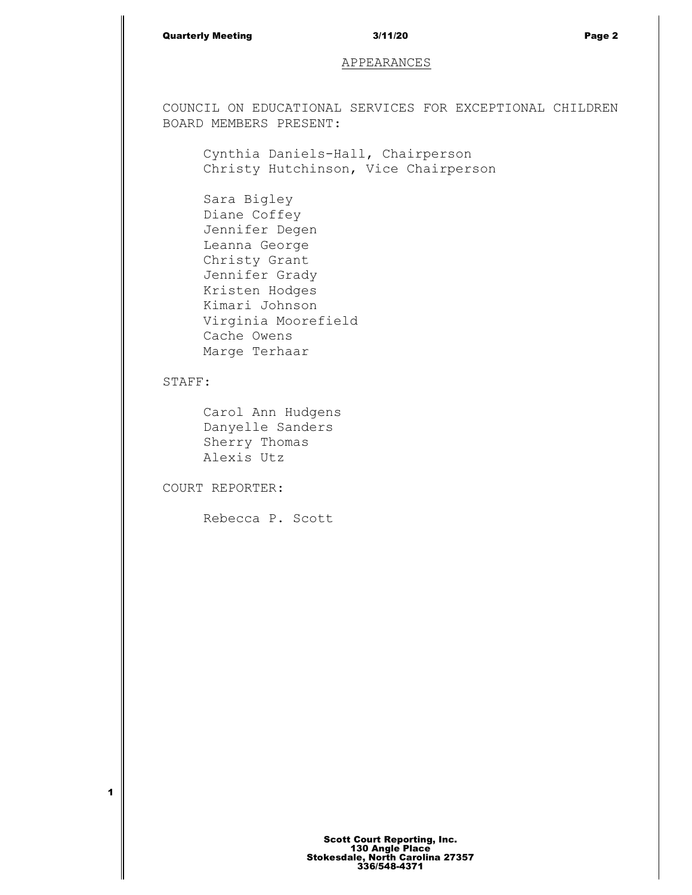# APPEARANCES

COUNCIL ON EDUCATIONAL SERVICES FOR EXCEPTIONAL CHILDREN BOARD MEMBERS PRESENT:

Cynthia Daniels-Hall, Chairperson
Christy Hutchinson, Vice Chairperson

Sara Bigley
Diane Coffey
Jennifer Degen
Leanna George
Christy Grant
Jennifer Grady
Kristen Hodges
Kimari Johnson
Virginia Moorefield
Cache Owens
Marge Terhaar

STAFF:

Carol Ann Hudgens
Danyelle Sanders
Sherry Thomas
Alexis Utz

COURT REPORTER:

Rebecca P. Scott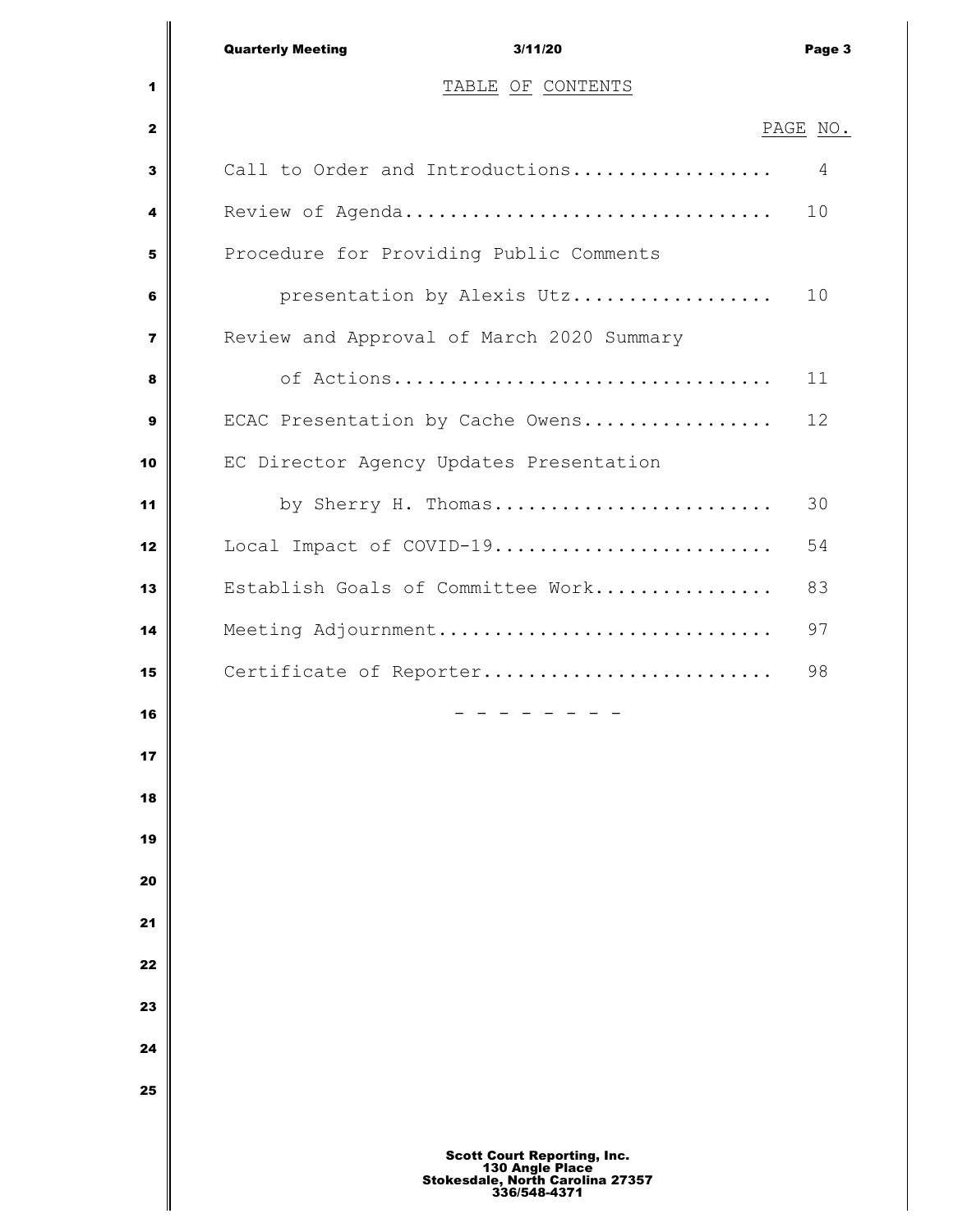# TABLE OF CONTENTS

| | PAGE NO. |
|---|---|
| Call to Order and Introductions.................. | 4 |
| Review of Agenda................................. | 10 |
| Procedure for Providing Public Comments presentation by Alexis Utz.................. | 10 |
| Review and Approval of March 2020 Summary of Actions................................. | 11 |
| ECAC Presentation by Cache Owens................. | 12 |
| EC Director Agency Updates Presentation by Sherry H. Thomas......................... | 30 |
| Local Impact of COVID-19......................... | 54 |
| Establish Goals of Committee Work................ | 83 |
| Meeting Adjournment.............................. | 97 |
| Certificate of Reporter.......................... | 98 |

\- - - - - - - -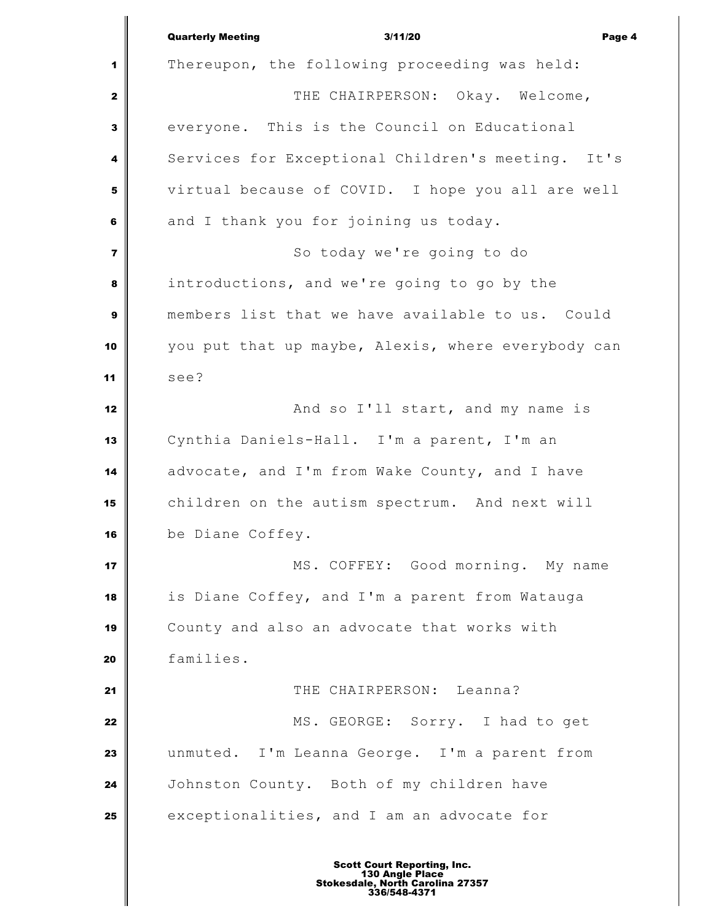Thereupon, the following proceeding was held:

THE CHAIRPERSON: Okay. Welcome, everyone. This is the Council on Educational Services for Exceptional Children's meeting. It's virtual because of COVID. I hope you all are well and I thank you for joining us today.

So today we're going to do introductions, and we're going to go by the members list that we have available to us. Could you put that up maybe, Alexis, where everybody can see?

And so I'll start, and my name is Cynthia Daniels-Hall. I'm a parent, I'm an advocate, and I'm from Wake County, and I have children on the autism spectrum. And next will be Diane Coffey.

MS. COFFEY: Good morning. My name is Diane Coffey, and I'm a parent from Watauga County and also an advocate that works with families.

THE CHAIRPERSON: Leanna?

MS. GEORGE: Sorry. I had to get unmuted. I'm Leanna George. I'm a parent from Johnston County. Both of my children have exceptionalities, and I am an advocate for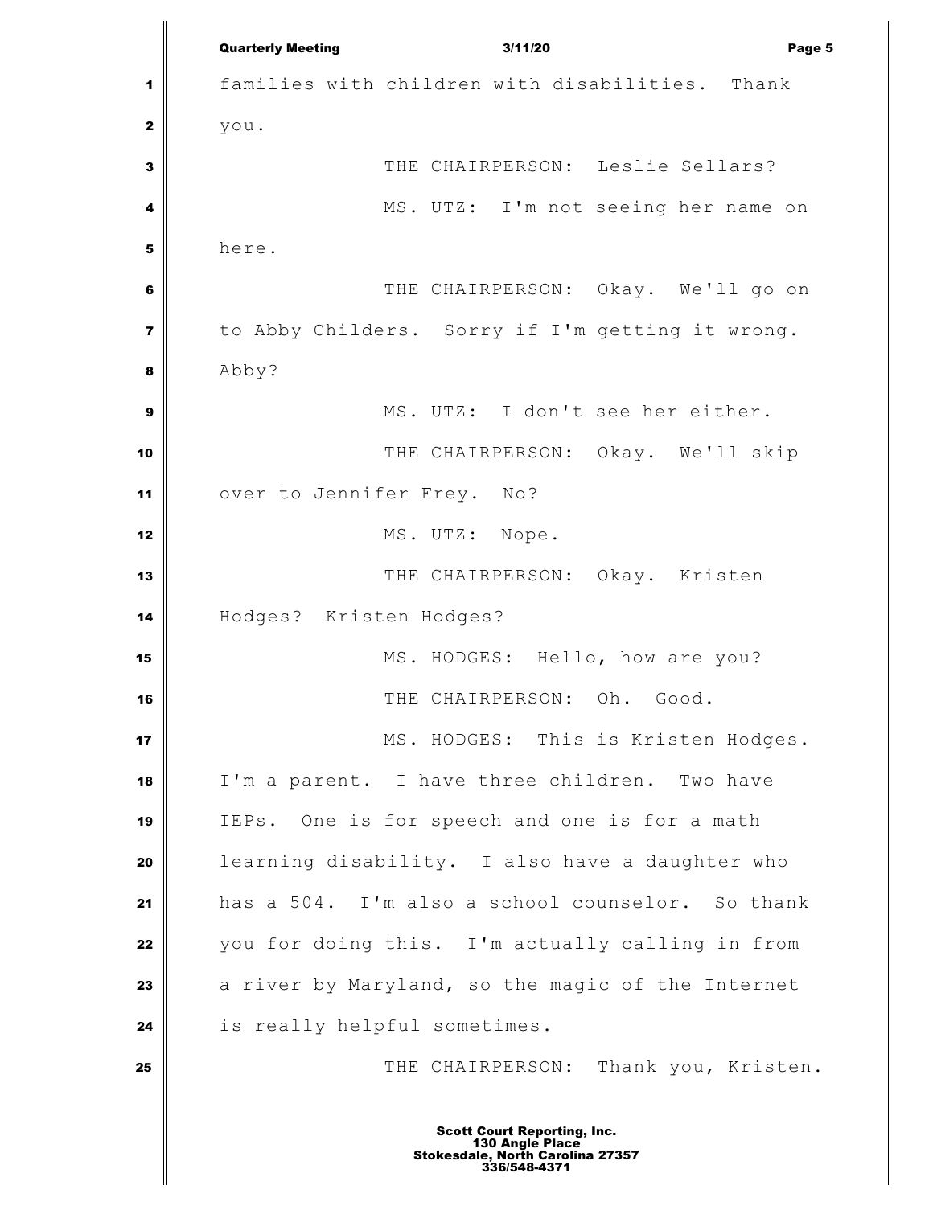families with children with disabilities. Thank you.

THE CHAIRPERSON: Leslie Sellars?

MS. UTZ: I'm not seeing her name on here.

THE CHAIRPERSON: Okay. We'll go on to Abby Childers. Sorry if I'm getting it wrong. Abby?

MS. UTZ: I don't see her either.

THE CHAIRPERSON: Okay. We'll skip over to Jennifer Frey. No?

MS. UTZ: Nope.

THE CHAIRPERSON: Okay. Kristen Hodges? Kristen Hodges?

MS. HODGES: Hello, how are you?

THE CHAIRPERSON: Oh. Good.

MS. HODGES: This is Kristen Hodges. I'm a parent. I have three children. Two have IEPs. One is for speech and one is for a math learning disability. I also have a daughter who has a 504. I'm also a school counselor. So thank you for doing this. I'm actually calling in from a river by Maryland, so the magic of the Internet is really helpful sometimes.

THE CHAIRPERSON: Thank you, Kristen.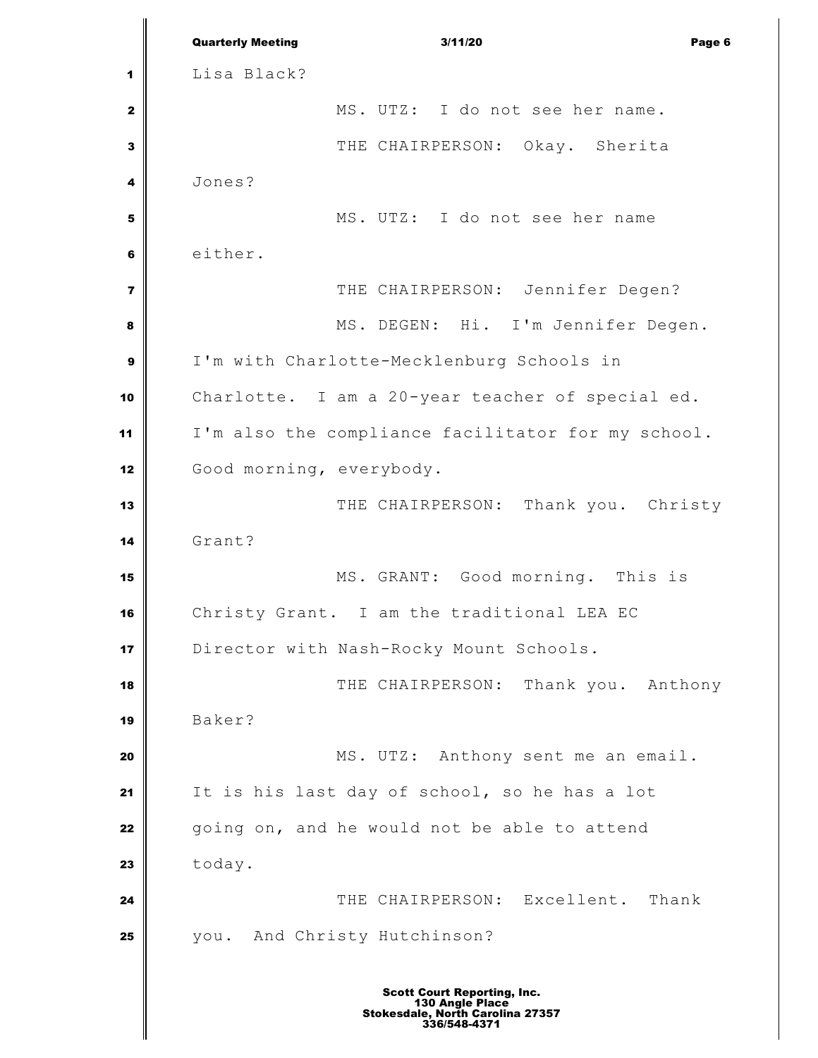Lisa Black?

MS. UTZ: I do not see her name.

THE CHAIRPERSON: Okay. Sherita Jones?

MS. UTZ: I do not see her name either.

THE CHAIRPERSON: Jennifer Degen?

MS. DEGEN: Hi. I'm Jennifer Degen. I'm with Charlotte-Mecklenburg Schools in Charlotte. I am a 20-year teacher of special ed. I'm also the compliance facilitator for my school. Good morning, everybody.

THE CHAIRPERSON: Thank you. Christy Grant?

MS. GRANT: Good morning. This is Christy Grant. I am the traditional LEA EC Director with Nash-Rocky Mount Schools.

THE CHAIRPERSON: Thank you. Anthony Baker?

MS. UTZ: Anthony sent me an email. It is his last day of school, so he has a lot going on, and he would not be able to attend today.

THE CHAIRPERSON: Excellent. Thank you. And Christy Hutchinson?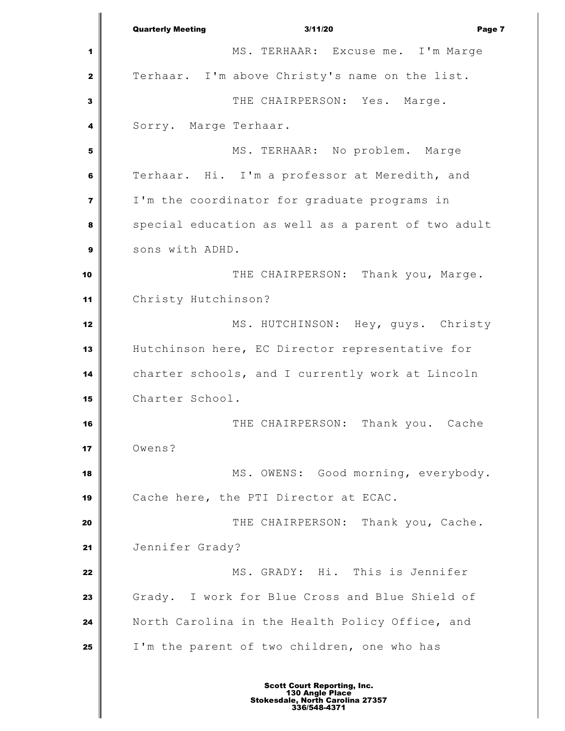MS. TERHAAR: Excuse me. I'm Marge Terhaar. I'm above Christy's name on the list.

THE CHAIRPERSON: Yes. Marge. Sorry. Marge Terhaar.

MS. TERHAAR: No problem. Marge Terhaar. Hi. I'm a professor at Meredith, and I'm the coordinator for graduate programs in special education as well as a parent of two adult sons with ADHD.

THE CHAIRPERSON: Thank you, Marge. Christy Hutchinson?

MS. HUTCHINSON: Hey, guys. Christy Hutchinson here, EC Director representative for charter schools, and I currently work at Lincoln Charter School.

THE CHAIRPERSON: Thank you. Cache Owens?

MS. OWENS: Good morning, everybody. Cache here, the PTI Director at ECAC.

THE CHAIRPERSON: Thank you, Cache. Jennifer Grady?

MS. GRADY: Hi. This is Jennifer Grady. I work for Blue Cross and Blue Shield of North Carolina in the Health Policy Office, and I'm the parent of two children, one who has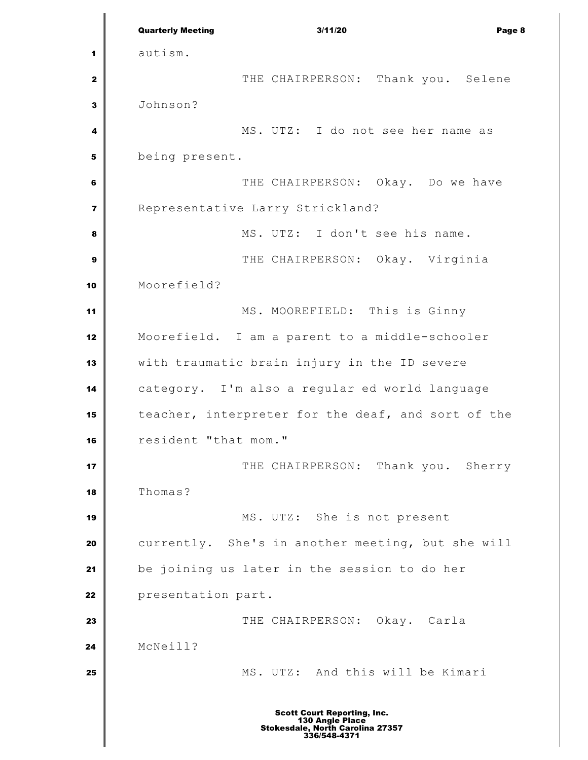autism.

THE CHAIRPERSON: Thank you. Selene Johnson?

MS. UTZ: I do not see her name as being present.

THE CHAIRPERSON: Okay. Do we have Representative Larry Strickland?

MS. UTZ: I don't see his name.

THE CHAIRPERSON: Okay. Virginia Moorefield?

MS. MOOREFIELD: This is Ginny Moorefield. I am a parent to a middle-schooler with traumatic brain injury in the ID severe category. I'm also a regular ed world language teacher, interpreter for the deaf, and sort of the resident "that mom."

THE CHAIRPERSON: Thank you. Sherry Thomas?

MS. UTZ: She is not present currently. She's in another meeting, but she will be joining us later in the session to do her presentation part.

THE CHAIRPERSON: Okay. Carla McNeill?

MS. UTZ: And this will be Kimari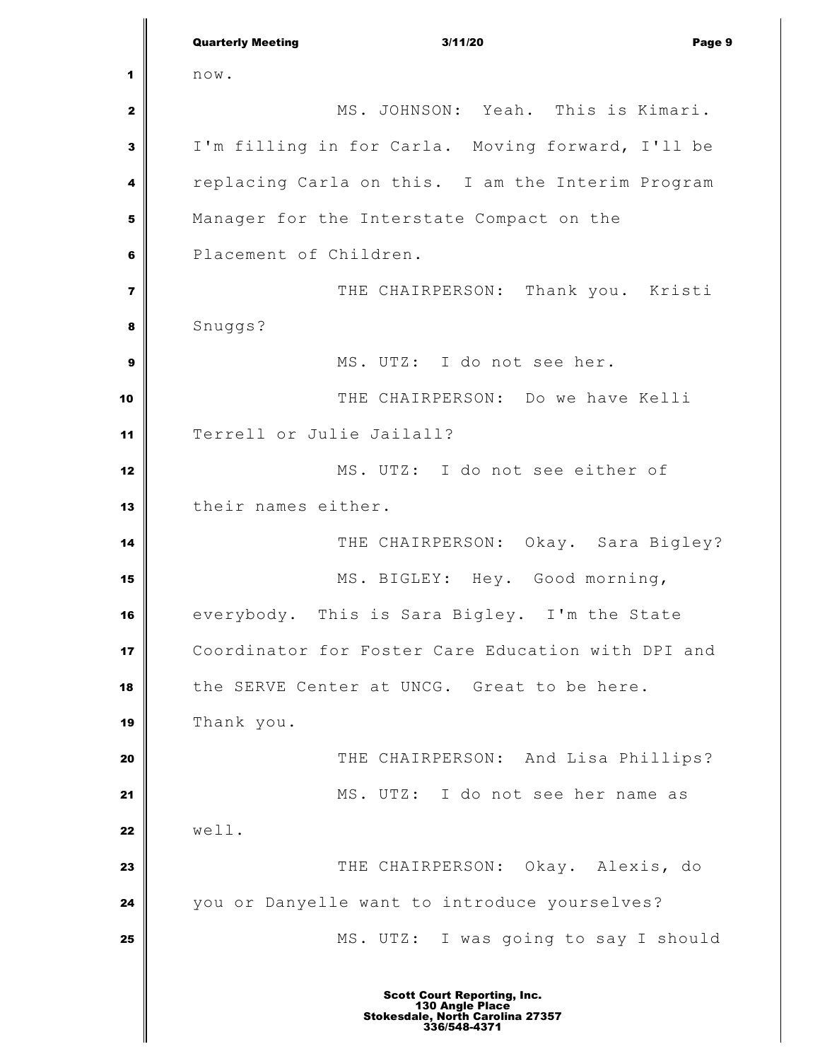now.

MS. JOHNSON: Yeah. This is Kimari. I'm filling in for Carla. Moving forward, I'll be replacing Carla on this. I am the Interim Program Manager for the Interstate Compact on the Placement of Children.

THE CHAIRPERSON: Thank you. Kristi Snuggs?

MS. UTZ: I do not see her.

THE CHAIRPERSON: Do we have Kelli Terrell or Julie Jailall?

MS. UTZ: I do not see either of their names either.

THE CHAIRPERSON: Okay. Sara Bigley?

MS. BIGLEY: Hey. Good morning, everybody. This is Sara Bigley. I'm the State Coordinator for Foster Care Education with DPI and the SERVE Center at UNCG. Great to be here. Thank you.

THE CHAIRPERSON: And Lisa Phillips?

MS. UTZ: I do not see her name as well.

THE CHAIRPERSON: Okay. Alexis, do you or Danyelle want to introduce yourselves?

MS. UTZ: I was going to say I should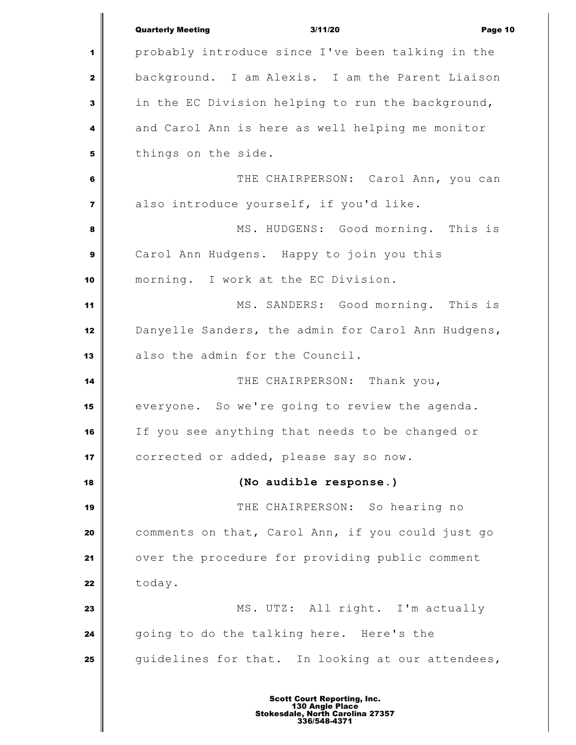probably introduce since I've been talking in the background. I am Alexis. I am the Parent Liaison in the EC Division helping to run the background, and Carol Ann is here as well helping me monitor things on the side.

THE CHAIRPERSON: Carol Ann, you can also introduce yourself, if you'd like.

MS. HUDGENS: Good morning. This is Carol Ann Hudgens. Happy to join you this morning. I work at the EC Division.

MS. SANDERS: Good morning. This is Danyelle Sanders, the admin for Carol Ann Hudgens, also the admin for the Council.

THE CHAIRPERSON: Thank you, everyone. So we're going to review the agenda. If you see anything that needs to be changed or corrected or added, please say so now.

**(No audible response.)**

THE CHAIRPERSON: So hearing no comments on that, Carol Ann, if you could just go over the procedure for providing public comment today.

MS. UTZ: All right. I'm actually going to do the talking here. Here's the guidelines for that. In looking at our attendees,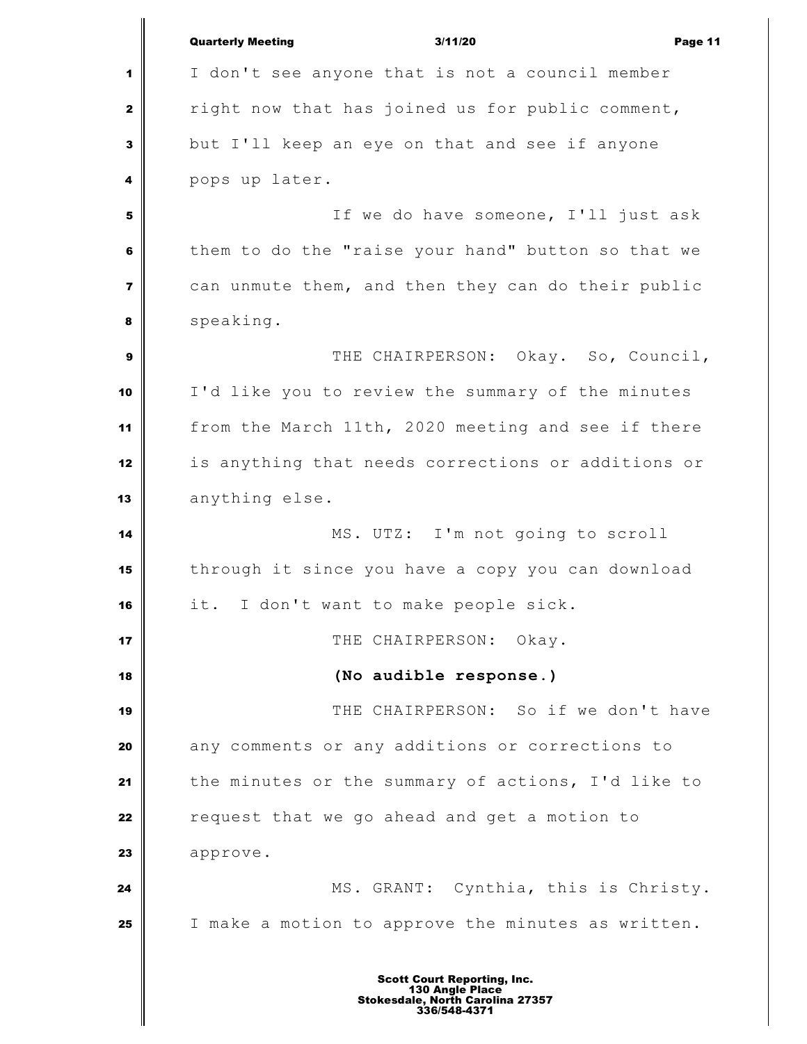I don't see anyone that is not a council member right now that has joined us for public comment, but I'll keep an eye on that and see if anyone pops up later.

If we do have someone, I'll just ask them to do the "raise your hand" button so that we can unmute them, and then they can do their public speaking.

THE CHAIRPERSON: Okay. So, Council, I'd like you to review the summary of the minutes from the March 11th, 2020 meeting and see if there is anything that needs corrections or additions or anything else.

MS. UTZ: I'm not going to scroll through it since you have a copy you can download it. I don't want to make people sick.

THE CHAIRPERSON: Okay.

**(No audible response.)**

THE CHAIRPERSON: So if we don't have any comments or any additions or corrections to the minutes or the summary of actions, I'd like to request that we go ahead and get a motion to approve.

MS. GRANT: Cynthia, this is Christy. I make a motion to approve the minutes as written.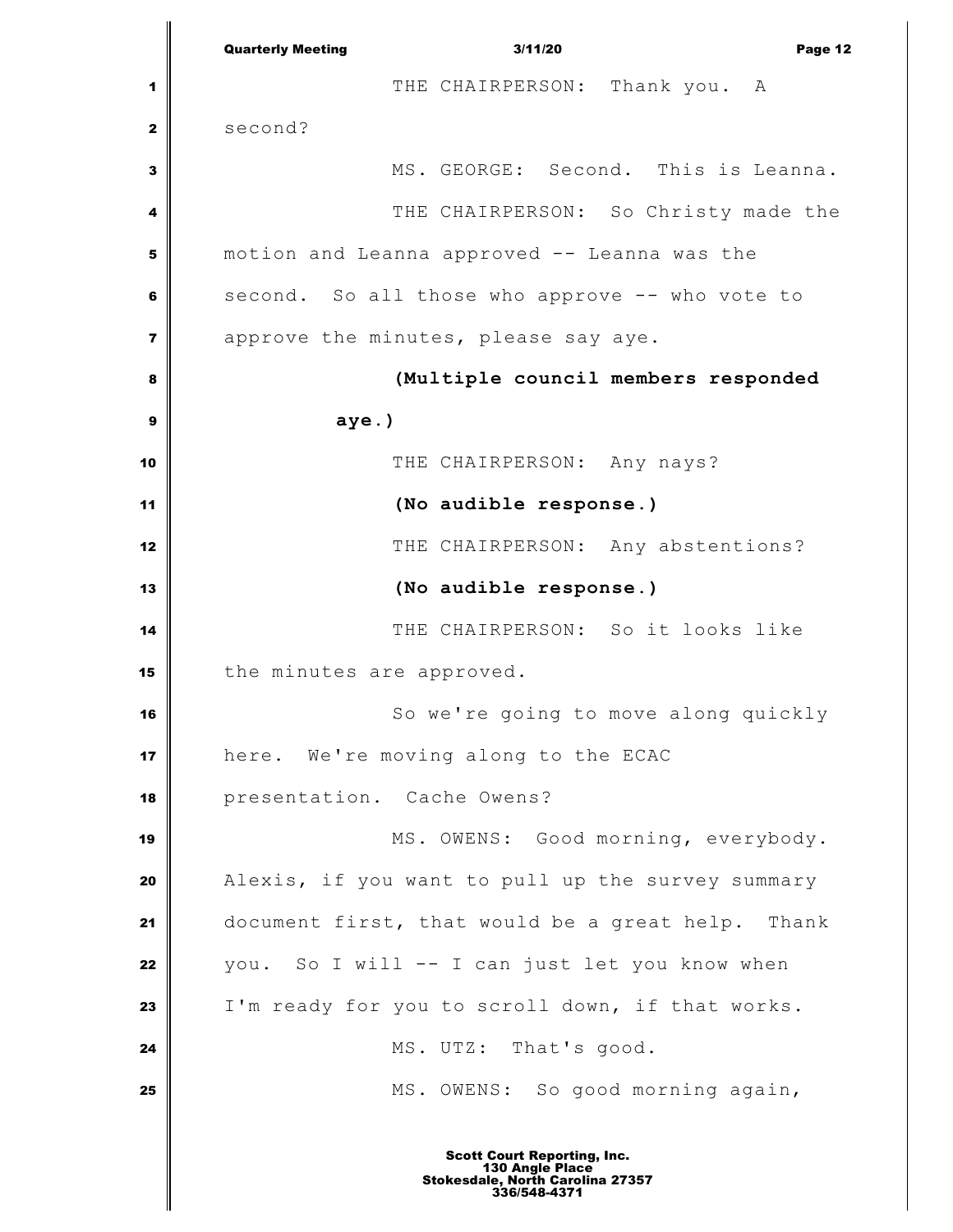THE CHAIRPERSON: Thank you. A second?

MS. GEORGE: Second. This is Leanna.

THE CHAIRPERSON: So Christy made the motion and Leanna approved -- Leanna was the second. So all those who approve -- who vote to approve the minutes, please say aye.

**(Multiple council members responded aye.)**

THE CHAIRPERSON: Any nays?

**(No audible response.)**

THE CHAIRPERSON: Any abstentions?

**(No audible response.)**

THE CHAIRPERSON: So it looks like the minutes are approved.

So we're going to move along quickly here. We're moving along to the ECAC presentation. Cache Owens?

MS. OWENS: Good morning, everybody. Alexis, if you want to pull up the survey summary document first, that would be a great help. Thank you. So I will -- I can just let you know when I'm ready for you to scroll down, if that works.

MS. UTZ: That's good.

MS. OWENS: So good morning again,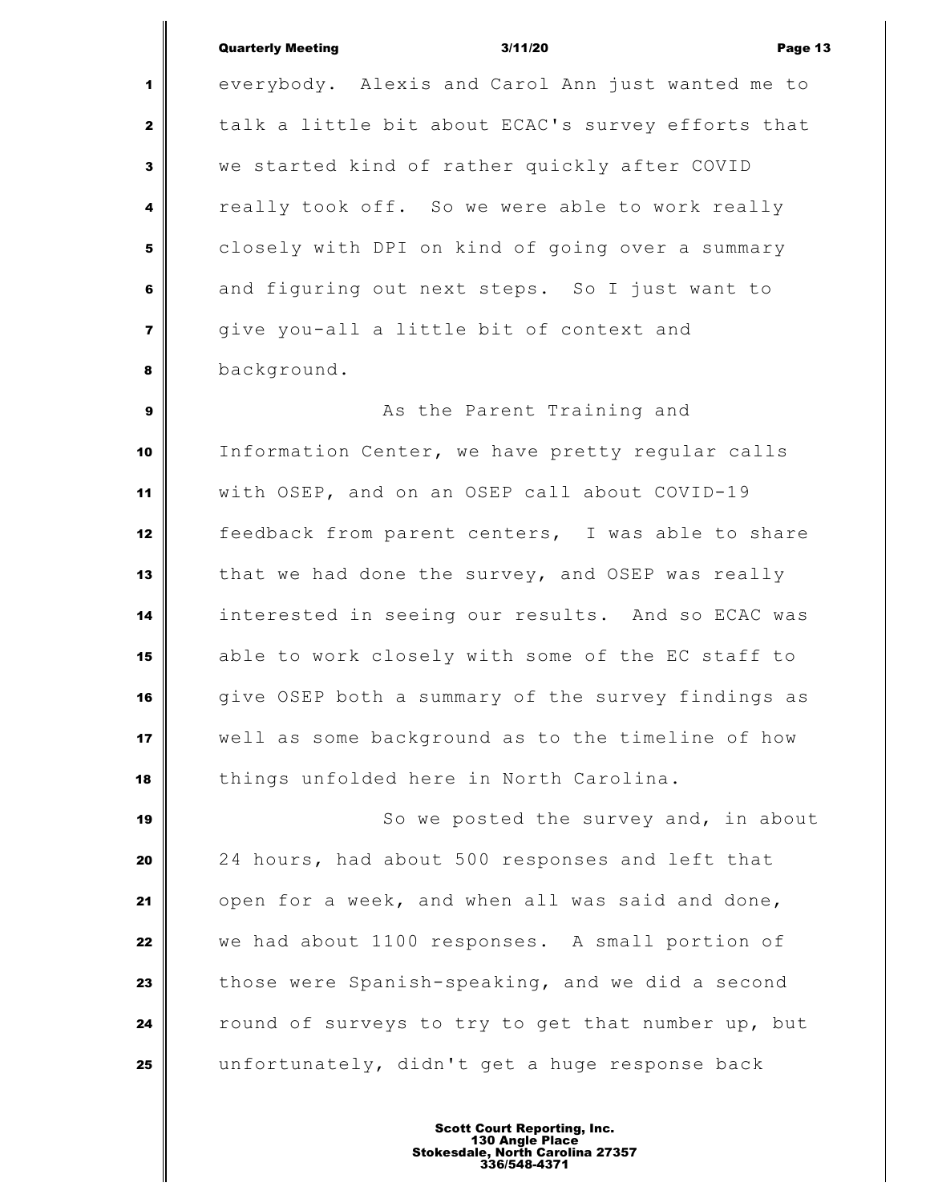everybody. Alexis and Carol Ann just wanted me to talk a little bit about ECAC's survey efforts that we started kind of rather quickly after COVID really took off. So we were able to work really closely with DPI on kind of going over a summary and figuring out next steps. So I just want to give you-all a little bit of context and background.

As the Parent Training and Information Center, we have pretty regular calls with OSEP, and on an OSEP call about COVID-19 feedback from parent centers, I was able to share that we had done the survey, and OSEP was really interested in seeing our results. And so ECAC was able to work closely with some of the EC staff to give OSEP both a summary of the survey findings as well as some background as to the timeline of how things unfolded here in North Carolina.

So we posted the survey and, in about 24 hours, had about 500 responses and left that open for a week, and when all was said and done, we had about 1100 responses. A small portion of those were Spanish-speaking, and we did a second round of surveys to try to get that number up, but unfortunately, didn't get a huge response back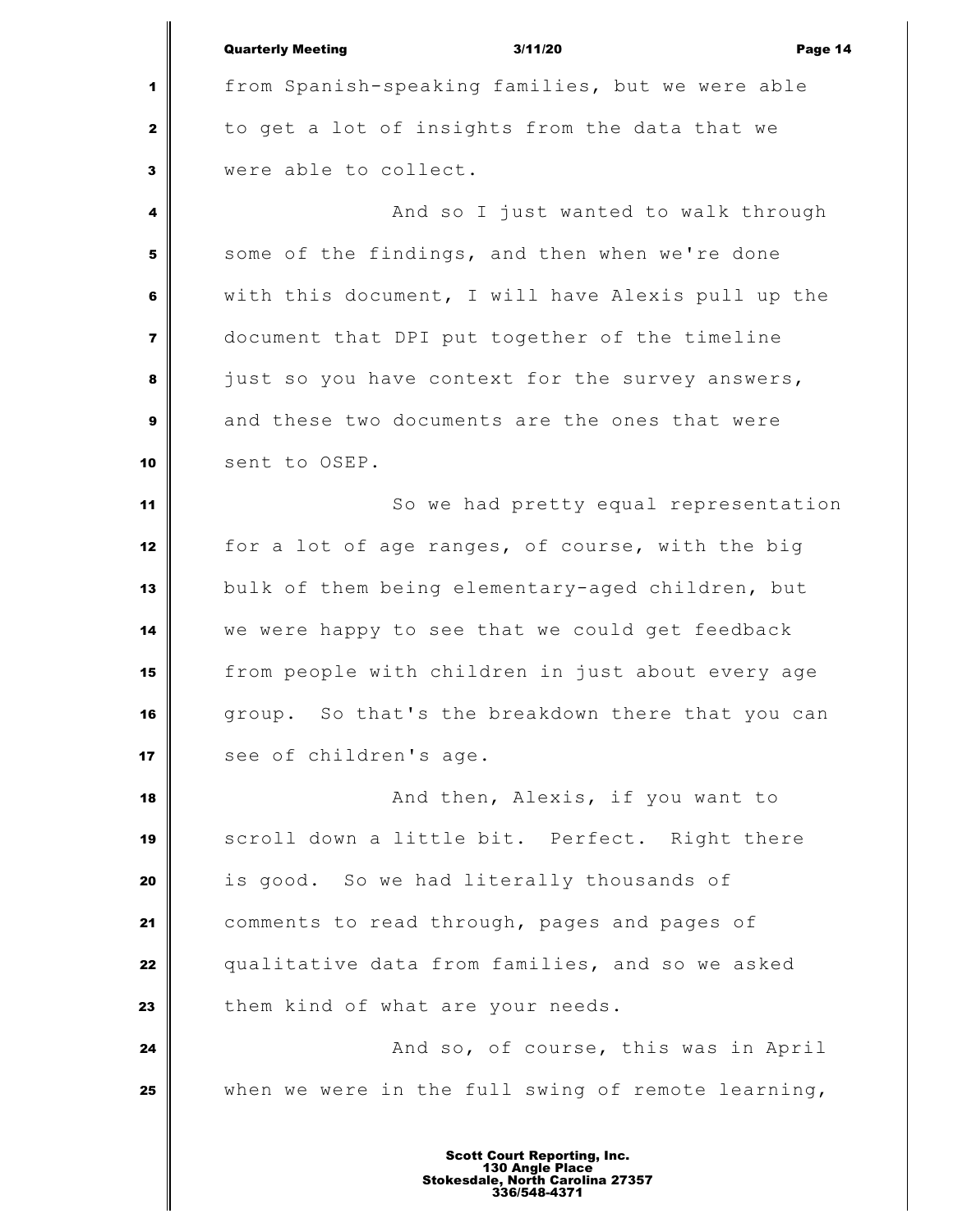from Spanish-speaking families, but we were able to get a lot of insights from the data that we were able to collect.

And so I just wanted to walk through some of the findings, and then when we're done with this document, I will have Alexis pull up the document that DPI put together of the timeline just so you have context for the survey answers, and these two documents are the ones that were sent to OSEP.

So we had pretty equal representation for a lot of age ranges, of course, with the big bulk of them being elementary-aged children, but we were happy to see that we could get feedback from people with children in just about every age group. So that's the breakdown there that you can see of children's age.

And then, Alexis, if you want to scroll down a little bit. Perfect. Right there is good. So we had literally thousands of comments to read through, pages and pages of qualitative data from families, and so we asked them kind of what are your needs.

And so, of course, this was in April when we were in the full swing of remote learning,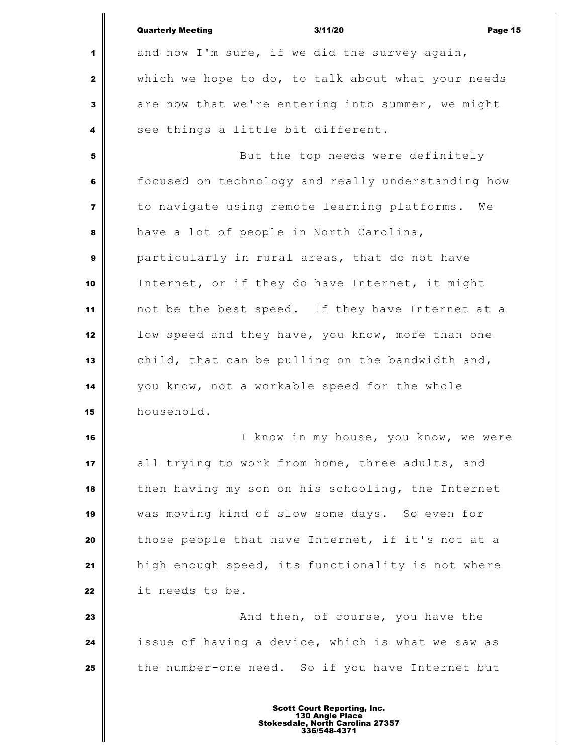and now I'm sure, if we did the survey again, which we hope to do, to talk about what your needs are now that we're entering into summer, we might see things a little bit different.

But the top needs were definitely focused on technology and really understanding how to navigate using remote learning platforms. We have a lot of people in North Carolina, particularly in rural areas, that do not have Internet, or if they do have Internet, it might not be the best speed. If they have Internet at a low speed and they have, you know, more than one child, that can be pulling on the bandwidth and, you know, not a workable speed for the whole household.

I know in my house, you know, we were all trying to work from home, three adults, and then having my son on his schooling, the Internet was moving kind of slow some days. So even for those people that have Internet, if it's not at a high enough speed, its functionality is not where it needs to be.

And then, of course, you have the issue of having a device, which is what we saw as the number-one need. So if you have Internet but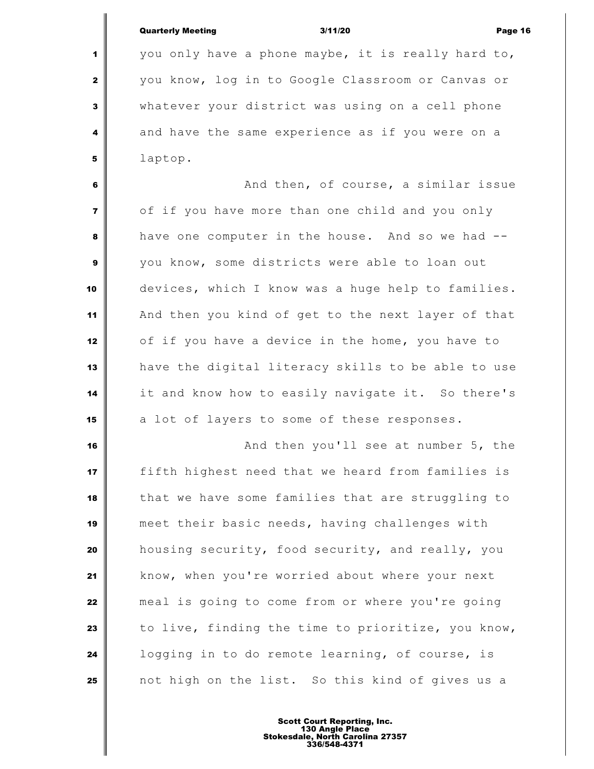you only have a phone maybe, it is really hard to, you know, log in to Google Classroom or Canvas or whatever your district was using on a cell phone and have the same experience as if you were on a laptop.

And then, of course, a similar issue of if you have more than one child and you only have one computer in the house. And so we had -- you know, some districts were able to loan out devices, which I know was a huge help to families. And then you kind of get to the next layer of that of if you have a device in the home, you have to have the digital literacy skills to be able to use it and know how to easily navigate it. So there's a lot of layers to some of these responses.

And then you'll see at number 5, the fifth highest need that we heard from families is that we have some families that are struggling to meet their basic needs, having challenges with housing security, food security, and really, you know, when you're worried about where your next meal is going to come from or where you're going to live, finding the time to prioritize, you know, logging in to do remote learning, of course, is not high on the list. So this kind of gives us a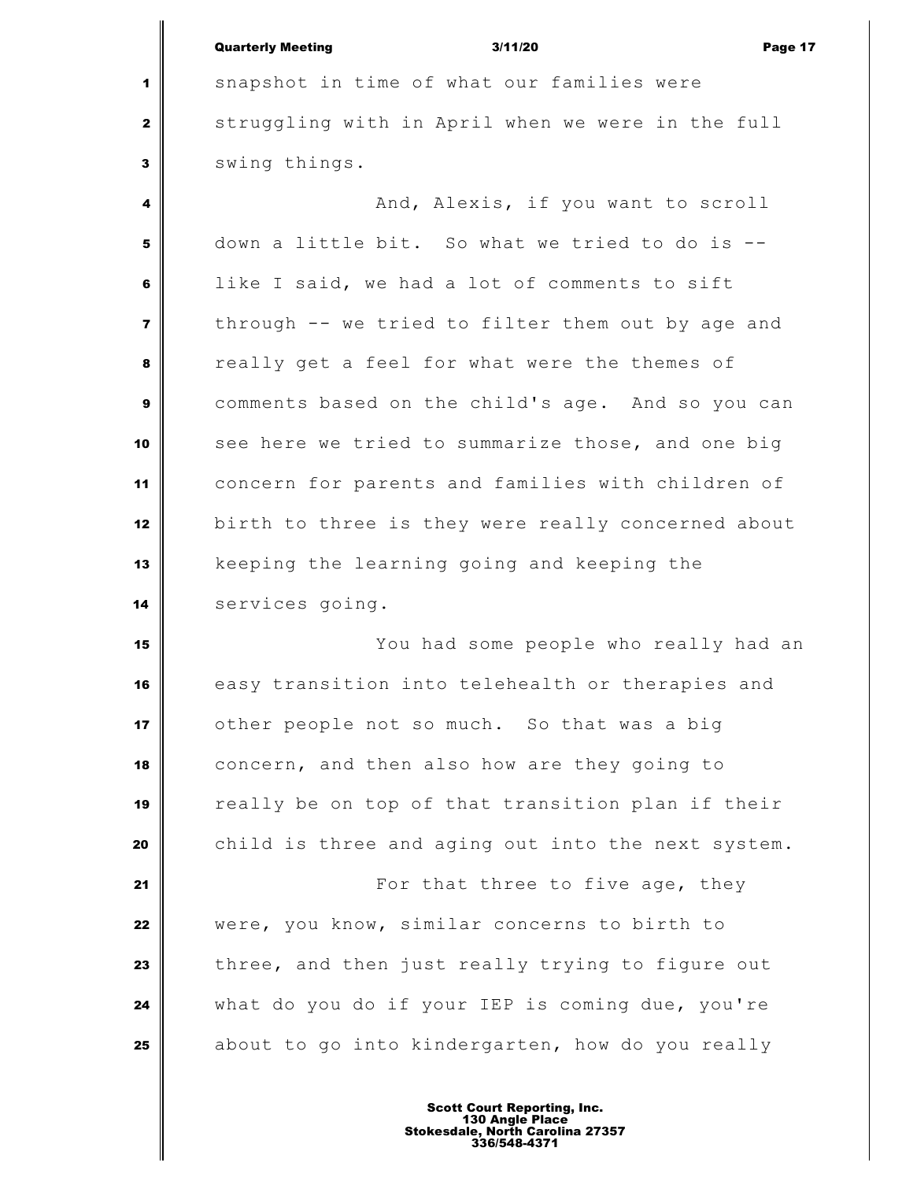snapshot in time of what our families were struggling with in April when we were in the full swing things.

And, Alexis, if you want to scroll down a little bit. So what we tried to do is -- like I said, we had a lot of comments to sift through -- we tried to filter them out by age and really get a feel for what were the themes of comments based on the child's age. And so you can see here we tried to summarize those, and one big concern for parents and families with children of birth to three is they were really concerned about keeping the learning going and keeping the services going.

You had some people who really had an easy transition into telehealth or therapies and other people not so much. So that was a big concern, and then also how are they going to really be on top of that transition plan if their child is three and aging out into the next system.

For that three to five age, they were, you know, similar concerns to birth to three, and then just really trying to figure out what do you do if your IEP is coming due, you're about to go into kindergarten, how do you really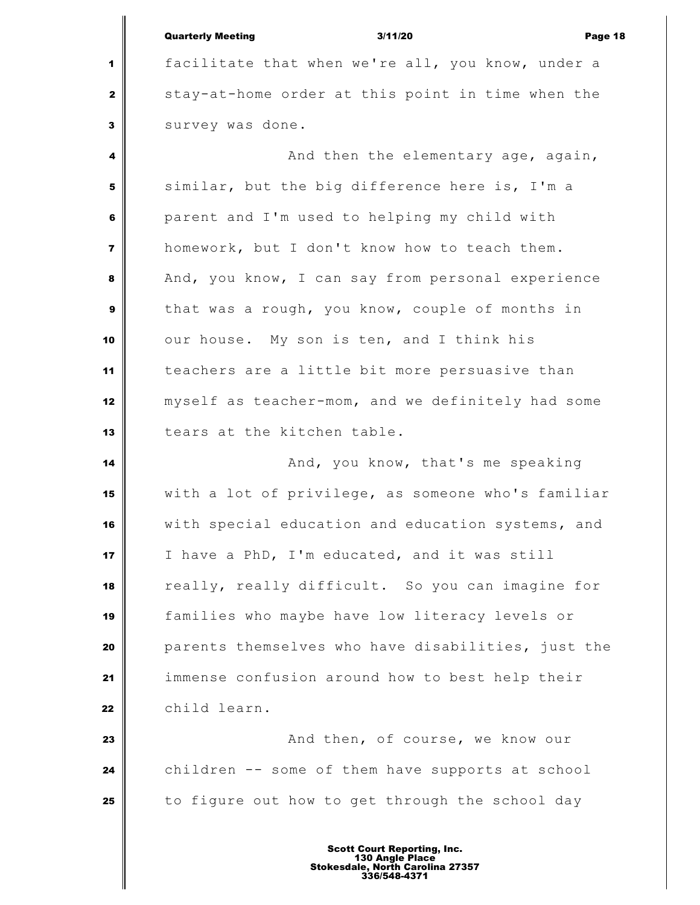facilitate that when we're all, you know, under a stay-at-home order at this point in time when the survey was done.

And then the elementary age, again, similar, but the big difference here is, I'm a parent and I'm used to helping my child with homework, but I don't know how to teach them. And, you know, I can say from personal experience that was a rough, you know, couple of months in our house. My son is ten, and I think his teachers are a little bit more persuasive than myself as teacher-mom, and we definitely had some tears at the kitchen table.

And, you know, that's me speaking with a lot of privilege, as someone who's familiar with special education and education systems, and I have a PhD, I'm educated, and it was still really, really difficult. So you can imagine for families who maybe have low literacy levels or parents themselves who have disabilities, just the immense confusion around how to best help their child learn.

And then, of course, we know our children -- some of them have supports at school to figure out how to get through the school day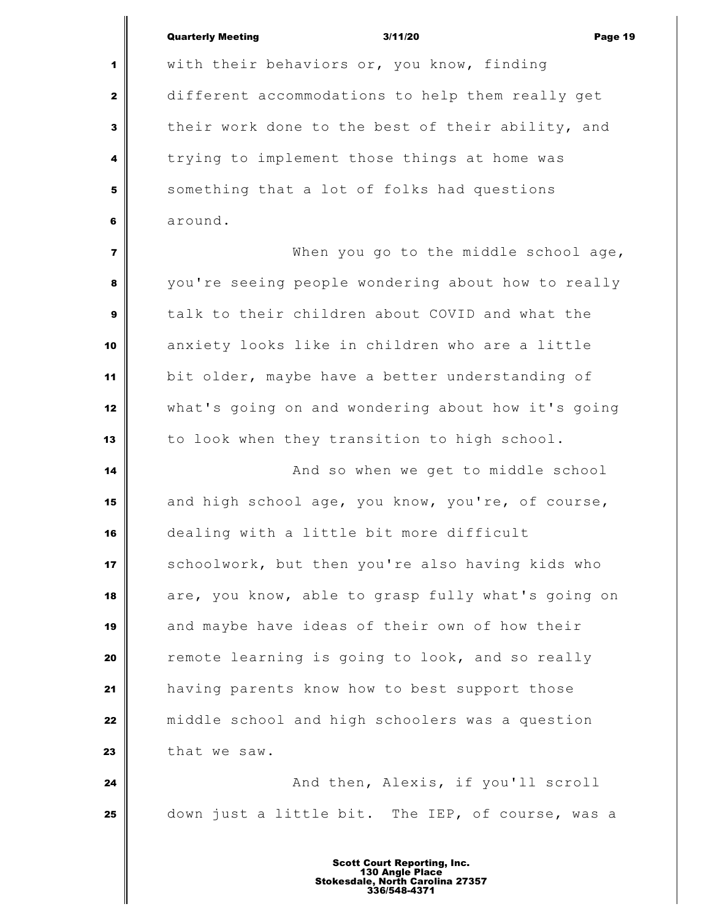with their behaviors or, you know, finding different accommodations to help them really get their work done to the best of their ability, and trying to implement those things at home was something that a lot of folks had questions around.

When you go to the middle school age, you're seeing people wondering about how to really talk to their children about COVID and what the anxiety looks like in children who are a little bit older, maybe have a better understanding of what's going on and wondering about how it's going to look when they transition to high school.

And so when we get to middle school and high school age, you know, you're, of course, dealing with a little bit more difficult schoolwork, but then you're also having kids who are, you know, able to grasp fully what's going on and maybe have ideas of their own of how their remote learning is going to look, and so really having parents know how to best support those middle school and high schoolers was a question that we saw.

And then, Alexis, if you'll scroll down just a little bit. The IEP, of course, was a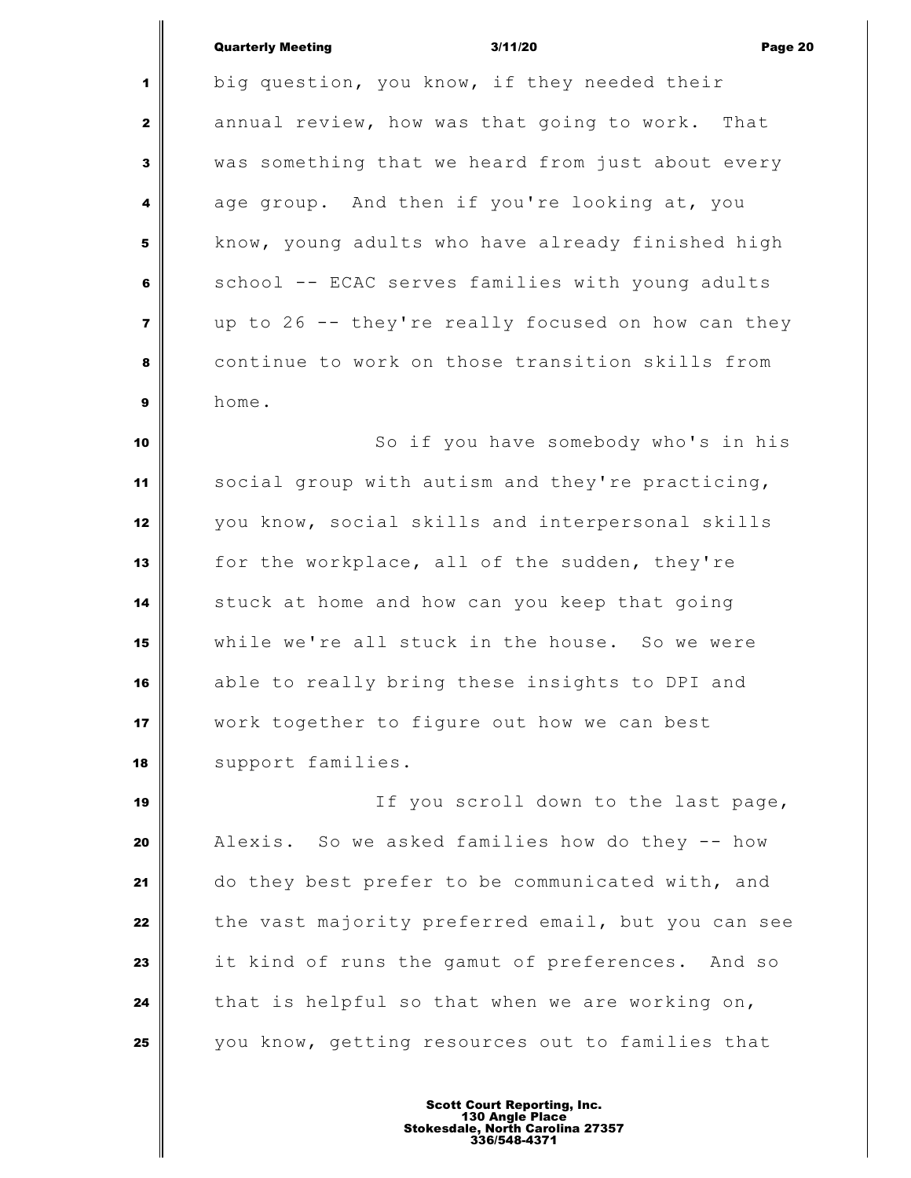big question, you know, if they needed their annual review, how was that going to work. That was something that we heard from just about every age group. And then if you're looking at, you know, young adults who have already finished high school -- ECAC serves families with young adults up to 26 -- they're really focused on how can they continue to work on those transition skills from home.

So if you have somebody who's in his social group with autism and they're practicing, you know, social skills and interpersonal skills for the workplace, all of the sudden, they're stuck at home and how can you keep that going while we're all stuck in the house. So we were able to really bring these insights to DPI and work together to figure out how we can best support families.

If you scroll down to the last page, Alexis. So we asked families how do they -- how do they best prefer to be communicated with, and the vast majority preferred email, but you can see it kind of runs the gamut of preferences. And so that is helpful so that when we are working on, you know, getting resources out to families that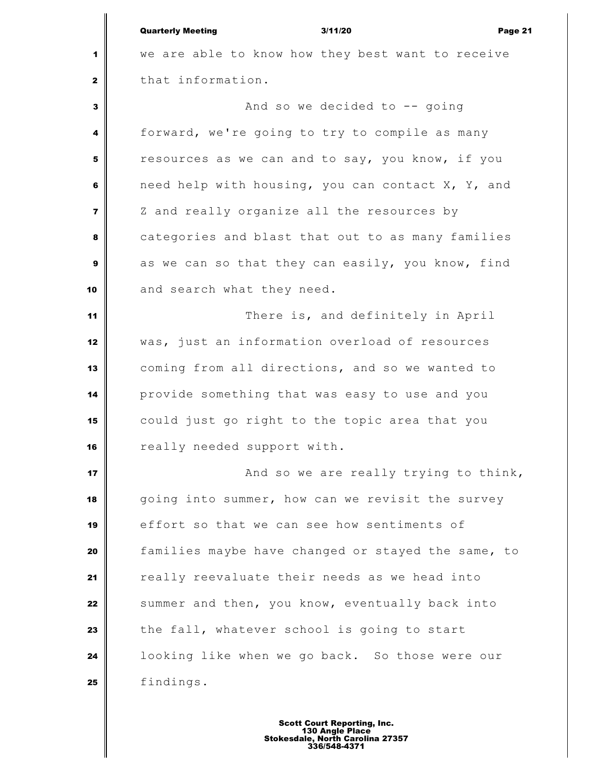we are able to know how they best want to receive that information.

And so we decided to -- going forward, we're going to try to compile as many resources as we can and to say, you know, if you need help with housing, you can contact X, Y, and Z and really organize all the resources by categories and blast that out to as many families as we can so that they can easily, you know, find and search what they need.

There is, and definitely in April was, just an information overload of resources coming from all directions, and so we wanted to provide something that was easy to use and you could just go right to the topic area that you really needed support with.

And so we are really trying to think, going into summer, how can we revisit the survey effort so that we can see how sentiments of families maybe have changed or stayed the same, to really reevaluate their needs as we head into summer and then, you know, eventually back into the fall, whatever school is going to start looking like when we go back. So those were our findings.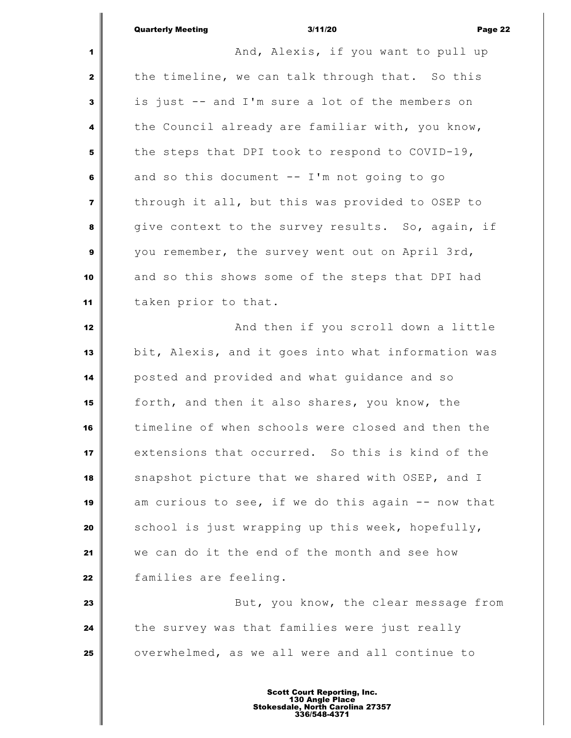And, Alexis, if you want to pull up the timeline, we can talk through that. So this is just -- and I'm sure a lot of the members on the Council already are familiar with, you know, the steps that DPI took to respond to COVID-19, and so this document -- I'm not going to go through it all, but this was provided to OSEP to give context to the survey results. So, again, if you remember, the survey went out on April 3rd, and so this shows some of the steps that DPI had taken prior to that.

And then if you scroll down a little bit, Alexis, and it goes into what information was posted and provided and what guidance and so forth, and then it also shares, you know, the timeline of when schools were closed and then the extensions that occurred. So this is kind of the snapshot picture that we shared with OSEP, and I am curious to see, if we do this again -- now that school is just wrapping up this week, hopefully, we can do it the end of the month and see how families are feeling.

But, you know, the clear message from the survey was that families were just really overwhelmed, as we all were and all continue to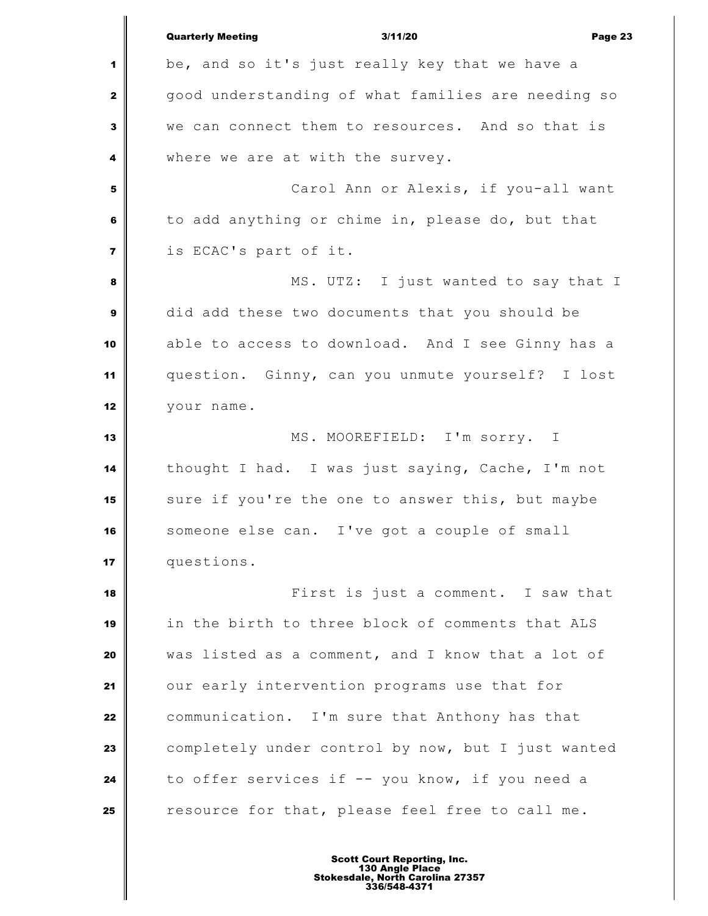be, and so it's just really key that we have a good understanding of what families are needing so we can connect them to resources. And so that is where we are at with the survey.

Carol Ann or Alexis, if you-all want to add anything or chime in, please do, but that is ECAC's part of it.

MS. UTZ: I just wanted to say that I did add these two documents that you should be able to access to download. And I see Ginny has a question. Ginny, can you unmute yourself? I lost your name.

MS. MOOREFIELD: I'm sorry. I thought I had. I was just saying, Cache, I'm not sure if you're the one to answer this, but maybe someone else can. I've got a couple of small questions.

First is just a comment. I saw that in the birth to three block of comments that ALS was listed as a comment, and I know that a lot of our early intervention programs use that for communication. I'm sure that Anthony has that completely under control by now, but I just wanted to offer services if -- you know, if you need a resource for that, please feel free to call me.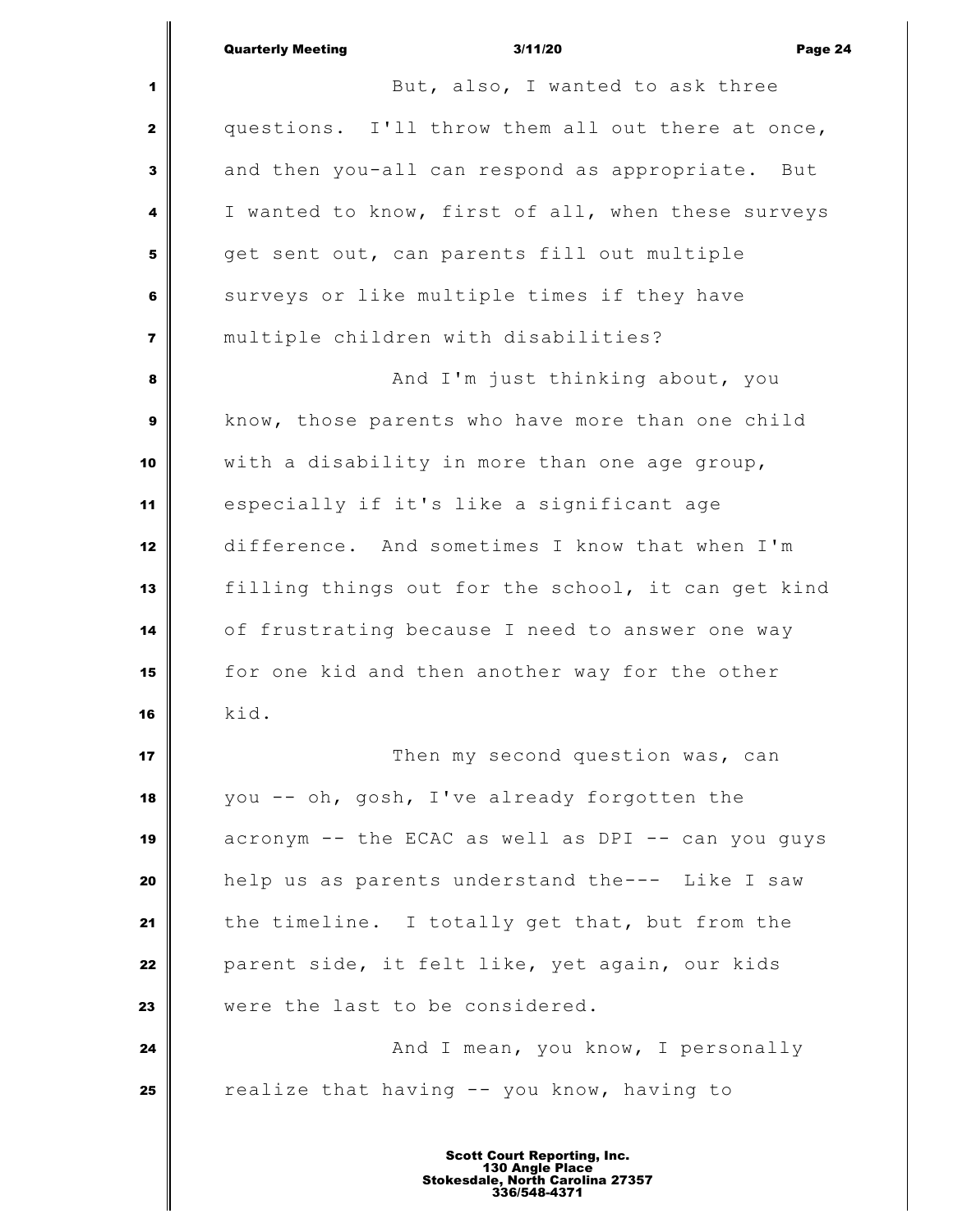But, also, I wanted to ask three questions. I'll throw them all out there at once, and then you-all can respond as appropriate. But I wanted to know, first of all, when these surveys get sent out, can parents fill out multiple surveys or like multiple times if they have multiple children with disabilities?

And I'm just thinking about, you know, those parents who have more than one child with a disability in more than one age group, especially if it's like a significant age difference. And sometimes I know that when I'm filling things out for the school, it can get kind of frustrating because I need to answer one way for one kid and then another way for the other kid.

Then my second question was, can you -- oh, gosh, I've already forgotten the acronym -- the ECAC as well as DPI -- can you guys help us as parents understand the--- Like I saw the timeline. I totally get that, but from the parent side, it felt like, yet again, our kids were the last to be considered.

And I mean, you know, I personally realize that having -- you know, having to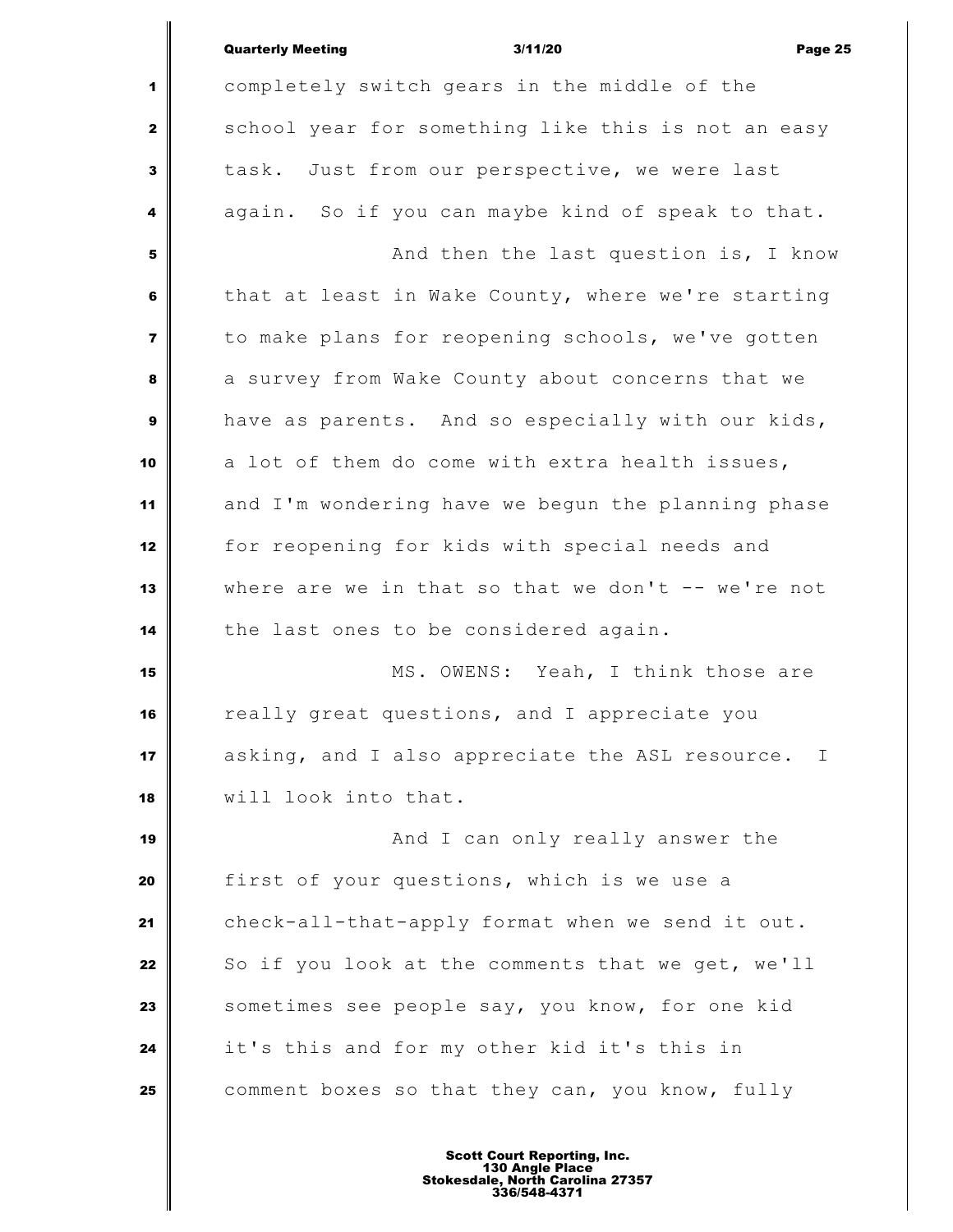completely switch gears in the middle of the school year for something like this is not an easy task. Just from our perspective, we were last again. So if you can maybe kind of speak to that.

And then the last question is, I know that at least in Wake County, where we're starting to make plans for reopening schools, we've gotten a survey from Wake County about concerns that we have as parents. And so especially with our kids, a lot of them do come with extra health issues, and I'm wondering have we begun the planning phase for reopening for kids with special needs and where are we in that so that we don't -- we're not the last ones to be considered again.

MS. OWENS: Yeah, I think those are really great questions, and I appreciate you asking, and I also appreciate the ASL resource. I will look into that.

And I can only really answer the first of your questions, which is we use a check-all-that-apply format when we send it out. So if you look at the comments that we get, we'll sometimes see people say, you know, for one kid it's this and for my other kid it's this in comment boxes so that they can, you know, fully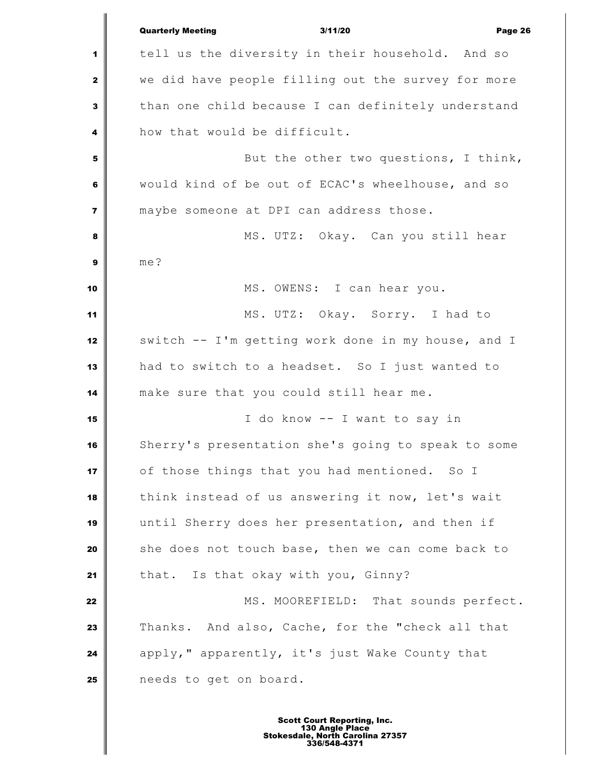tell us the diversity in their household. And so we did have people filling out the survey for more than one child because I can definitely understand how that would be difficult.

But the other two questions, I think, would kind of be out of ECAC's wheelhouse, and so maybe someone at DPI can address those.

MS. UTZ: Okay. Can you still hear me?

MS. OWENS: I can hear you.

MS. UTZ: Okay. Sorry. I had to switch -- I'm getting work done in my house, and I had to switch to a headset. So I just wanted to make sure that you could still hear me.

I do know -- I want to say in Sherry's presentation she's going to speak to some of those things that you had mentioned. So I think instead of us answering it now, let's wait until Sherry does her presentation, and then if she does not touch base, then we can come back to that. Is that okay with you, Ginny?

MS. MOOREFIELD: That sounds perfect. Thanks. And also, Cache, for the "check all that apply," apparently, it's just Wake County that needs to get on board.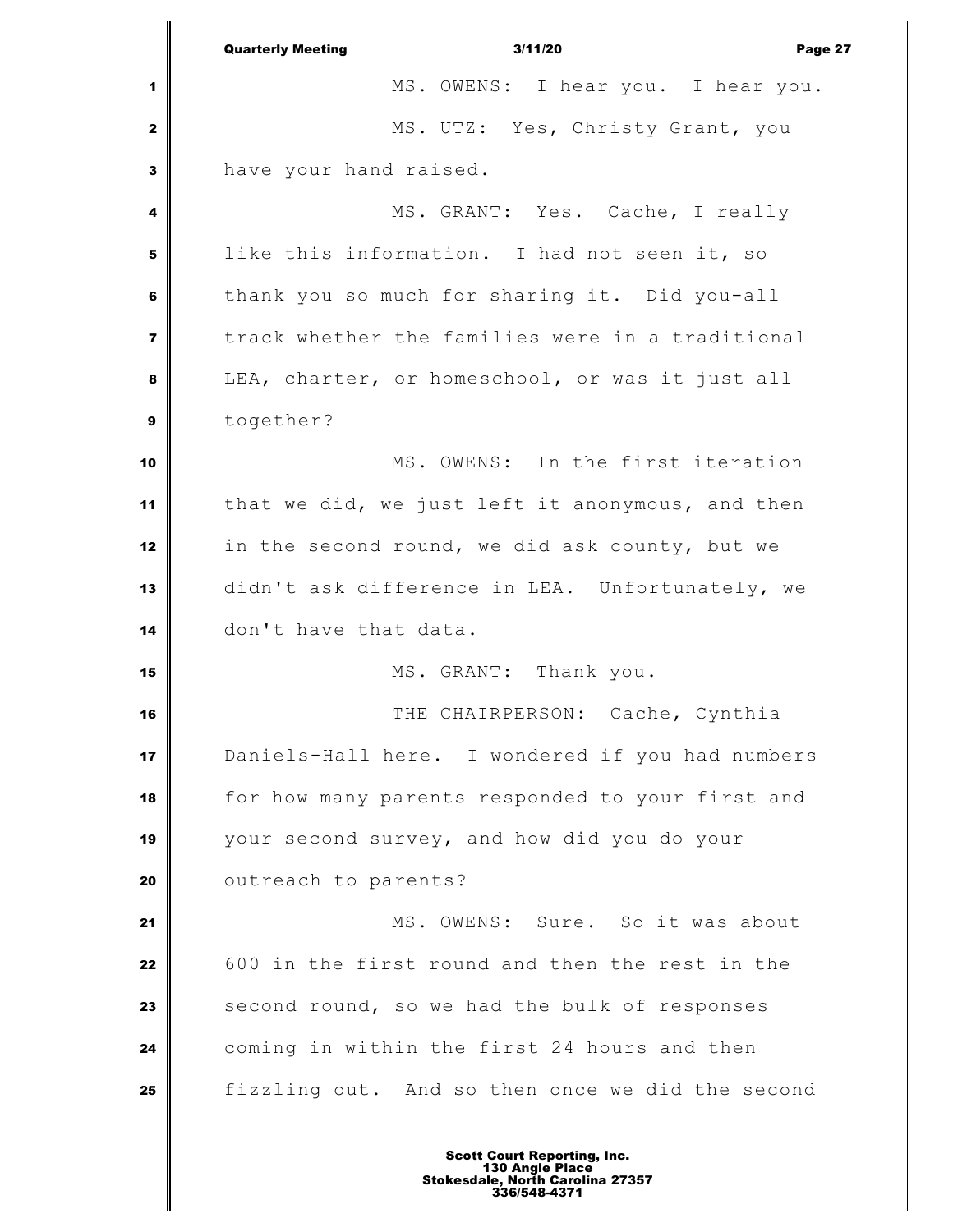MS. OWENS: I hear you. I hear you.

MS. UTZ: Yes, Christy Grant, you have your hand raised.

MS. GRANT: Yes. Cache, I really like this information. I had not seen it, so thank you so much for sharing it. Did you-all track whether the families were in a traditional LEA, charter, or homeschool, or was it just all together?

MS. OWENS: In the first iteration that we did, we just left it anonymous, and then in the second round, we did ask county, but we didn't ask difference in LEA. Unfortunately, we don't have that data.

MS. GRANT: Thank you.

THE CHAIRPERSON: Cache, Cynthia Daniels-Hall here. I wondered if you had numbers for how many parents responded to your first and your second survey, and how did you do your outreach to parents?

MS. OWENS: Sure. So it was about 600 in the first round and then the rest in the second round, so we had the bulk of responses coming in within the first 24 hours and then fizzling out. And so then once we did the second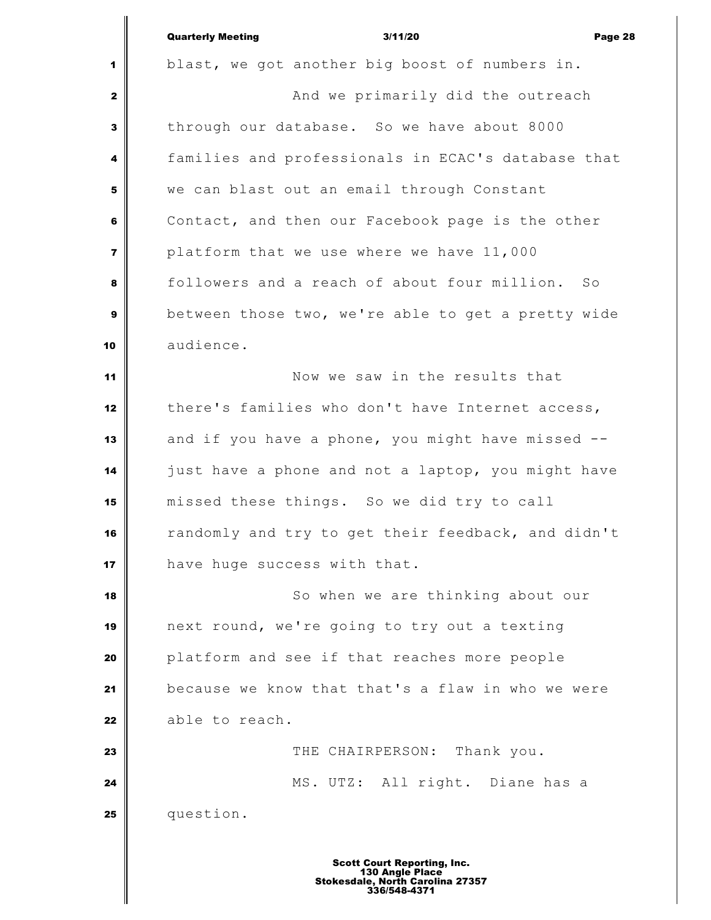blast, we got another big boost of numbers in.

And we primarily did the outreach through our database. So we have about 8000 families and professionals in ECAC's database that we can blast out an email through Constant Contact, and then our Facebook page is the other platform that we use where we have 11,000 followers and a reach of about four million. So between those two, we're able to get a pretty wide audience.

Now we saw in the results that there's families who don't have Internet access, and if you have a phone, you might have missed -- just have a phone and not a laptop, you might have missed these things. So we did try to call randomly and try to get their feedback, and didn't have huge success with that.

So when we are thinking about our next round, we're going to try out a texting platform and see if that reaches more people because we know that that's a flaw in who we were able to reach.

THE CHAIRPERSON: Thank you.

MS. UTZ: All right. Diane has a question.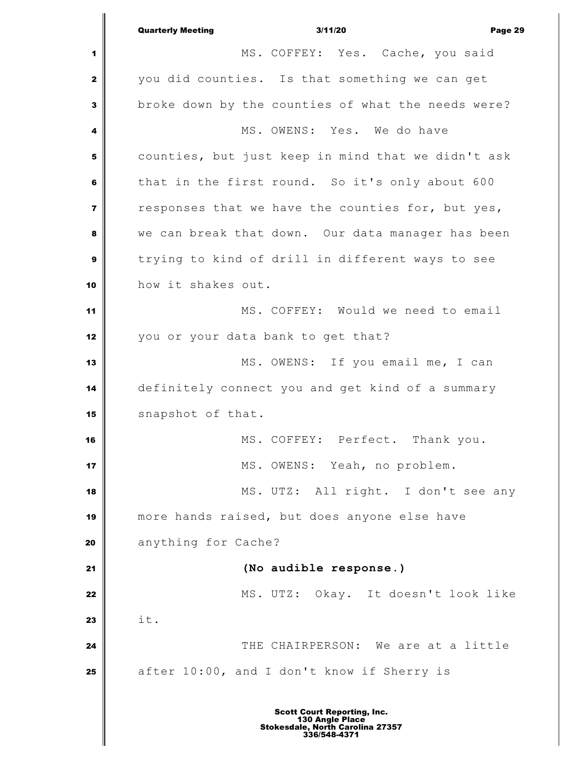MS. COFFEY: Yes. Cache, you said you did counties. Is that something we can get broke down by the counties of what the needs were?

MS. OWENS: Yes. We do have counties, but just keep in mind that we didn't ask that in the first round. So it's only about 600 responses that we have the counties for, but yes, we can break that down. Our data manager has been trying to kind of drill in different ways to see how it shakes out.

MS. COFFEY: Would we need to email you or your data bank to get that?

MS. OWENS: If you email me, I can definitely connect you and get kind of a summary snapshot of that.

MS. COFFEY: Perfect. Thank you.

MS. OWENS: Yeah, no problem.

MS. UTZ: All right. I don't see any more hands raised, but does anyone else have anything for Cache?

**(No audible response.)**

MS. UTZ: Okay. It doesn't look like it.

THE CHAIRPERSON: We are at a little after 10:00, and I don't know if Sherry is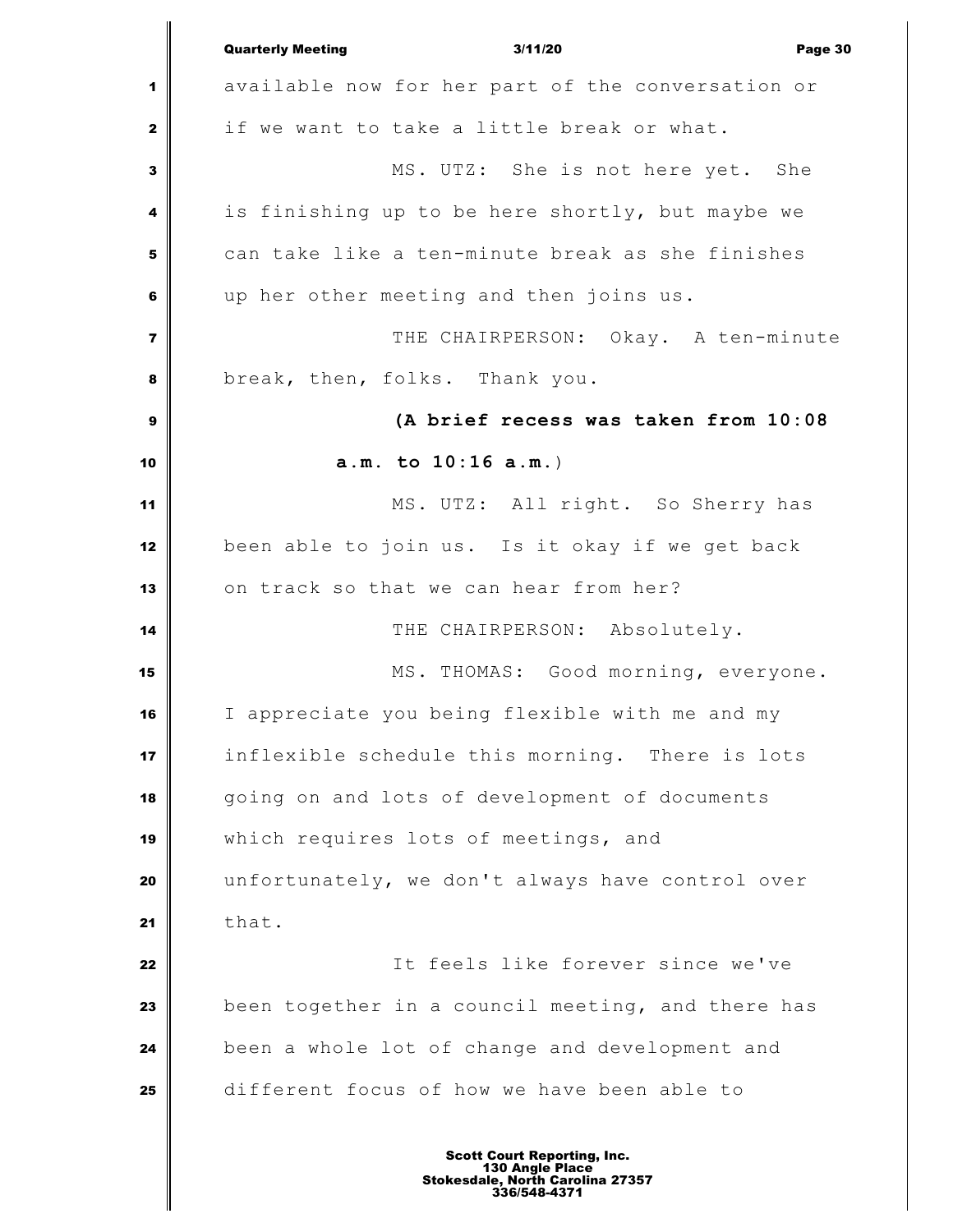available now for her part of the conversation or if we want to take a little break or what.

MS. UTZ: She is not here yet. She is finishing up to be here shortly, but maybe we can take like a ten-minute break as she finishes up her other meeting and then joins us.

THE CHAIRPERSON: Okay. A ten-minute break, then, folks. Thank you.

**(A brief recess was taken from 10:08 a.m. to 10:16 a.m.)**

MS. UTZ: All right. So Sherry has been able to join us. Is it okay if we get back on track so that we can hear from her?

THE CHAIRPERSON: Absolutely.

MS. THOMAS: Good morning, everyone. I appreciate you being flexible with me and my inflexible schedule this morning. There is lots going on and lots of development of documents which requires lots of meetings, and unfortunately, we don't always have control over that.

It feels like forever since we've been together in a council meeting, and there has been a whole lot of change and development and different focus of how we have been able to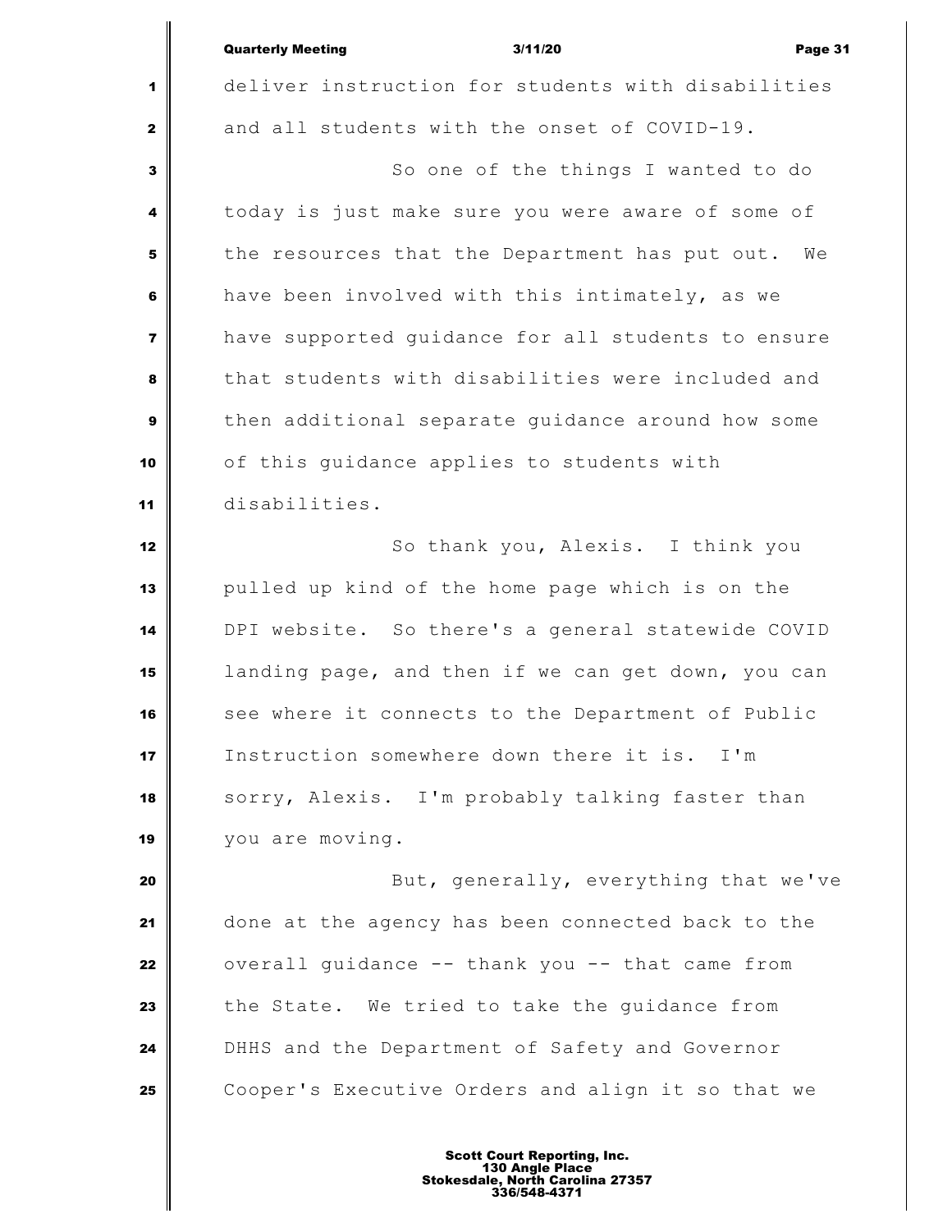deliver instruction for students with disabilities and all students with the onset of COVID-19.

So one of the things I wanted to do today is just make sure you were aware of some of the resources that the Department has put out. We have been involved with this intimately, as we have supported guidance for all students to ensure that students with disabilities were included and then additional separate guidance around how some of this guidance applies to students with disabilities.

So thank you, Alexis. I think you pulled up kind of the home page which is on the DPI website. So there's a general statewide COVID landing page, and then if we can get down, you can see where it connects to the Department of Public Instruction somewhere down there it is. I'm sorry, Alexis. I'm probably talking faster than you are moving.

But, generally, everything that we've done at the agency has been connected back to the overall guidance -- thank you -- that came from the State. We tried to take the guidance from DHHS and the Department of Safety and Governor Cooper's Executive Orders and align it so that we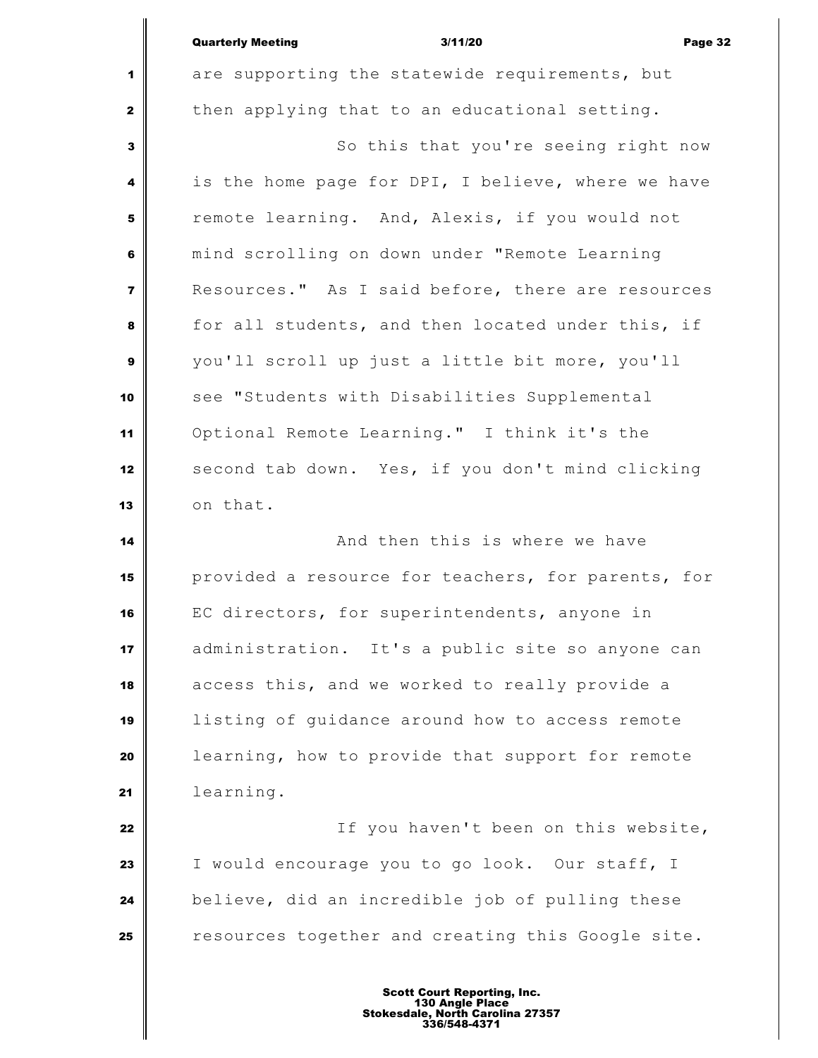are supporting the statewide requirements, but then applying that to an educational setting.

So this that you're seeing right now is the home page for DPI, I believe, where we have remote learning. And, Alexis, if you would not mind scrolling on down under "Remote Learning Resources." As I said before, there are resources for all students, and then located under this, if you'll scroll up just a little bit more, you'll see "Students with Disabilities Supplemental Optional Remote Learning." I think it's the second tab down. Yes, if you don't mind clicking on that.

And then this is where we have provided a resource for teachers, for parents, for EC directors, for superintendents, anyone in administration. It's a public site so anyone can access this, and we worked to really provide a listing of guidance around how to access remote learning, how to provide that support for remote learning.

If you haven't been on this website, I would encourage you to go look. Our staff, I believe, did an incredible job of pulling these resources together and creating this Google site.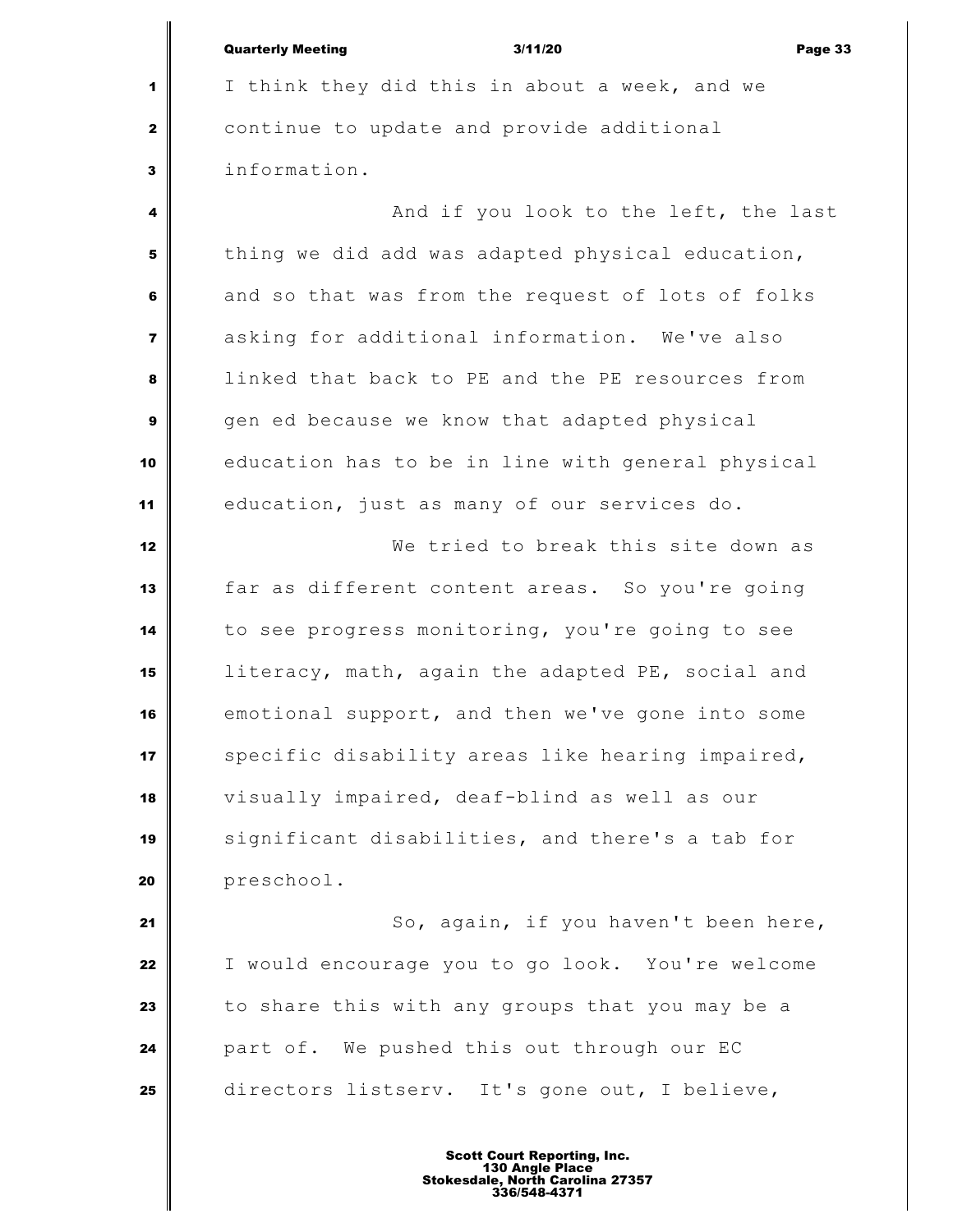I think they did this in about a week, and we continue to update and provide additional information.

And if you look to the left, the last thing we did add was adapted physical education, and so that was from the request of lots of folks asking for additional information. We've also linked that back to PE and the PE resources from gen ed because we know that adapted physical education has to be in line with general physical education, just as many of our services do.

We tried to break this site down as far as different content areas. So you're going to see progress monitoring, you're going to see literacy, math, again the adapted PE, social and emotional support, and then we've gone into some specific disability areas like hearing impaired, visually impaired, deaf-blind as well as our significant disabilities, and there's a tab for preschool.

So, again, if you haven't been here, I would encourage you to go look. You're welcome to share this with any groups that you may be a part of. We pushed this out through our EC directors listserv. It's gone out, I believe,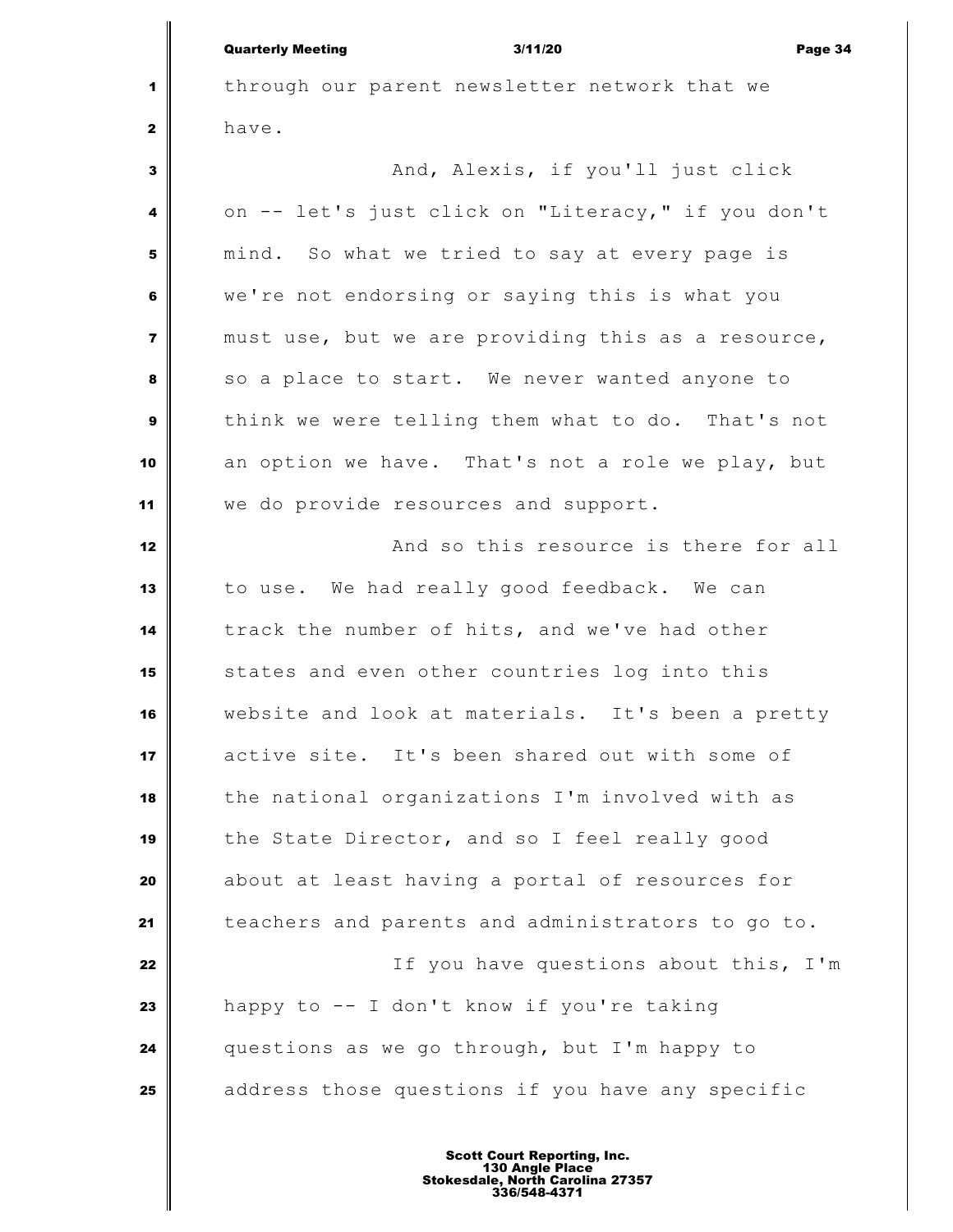through our parent newsletter network that we have.

And, Alexis, if you'll just click on -- let's just click on "Literacy," if you don't mind. So what we tried to say at every page is we're not endorsing or saying this is what you must use, but we are providing this as a resource, so a place to start. We never wanted anyone to think we were telling them what to do. That's not an option we have. That's not a role we play, but we do provide resources and support.

And so this resource is there for all to use. We had really good feedback. We can track the number of hits, and we've had other states and even other countries log into this website and look at materials. It's been a pretty active site. It's been shared out with some of the national organizations I'm involved with as the State Director, and so I feel really good about at least having a portal of resources for teachers and parents and administrators to go to.

If you have questions about this, I'm happy to -- I don't know if you're taking questions as we go through, but I'm happy to address those questions if you have any specific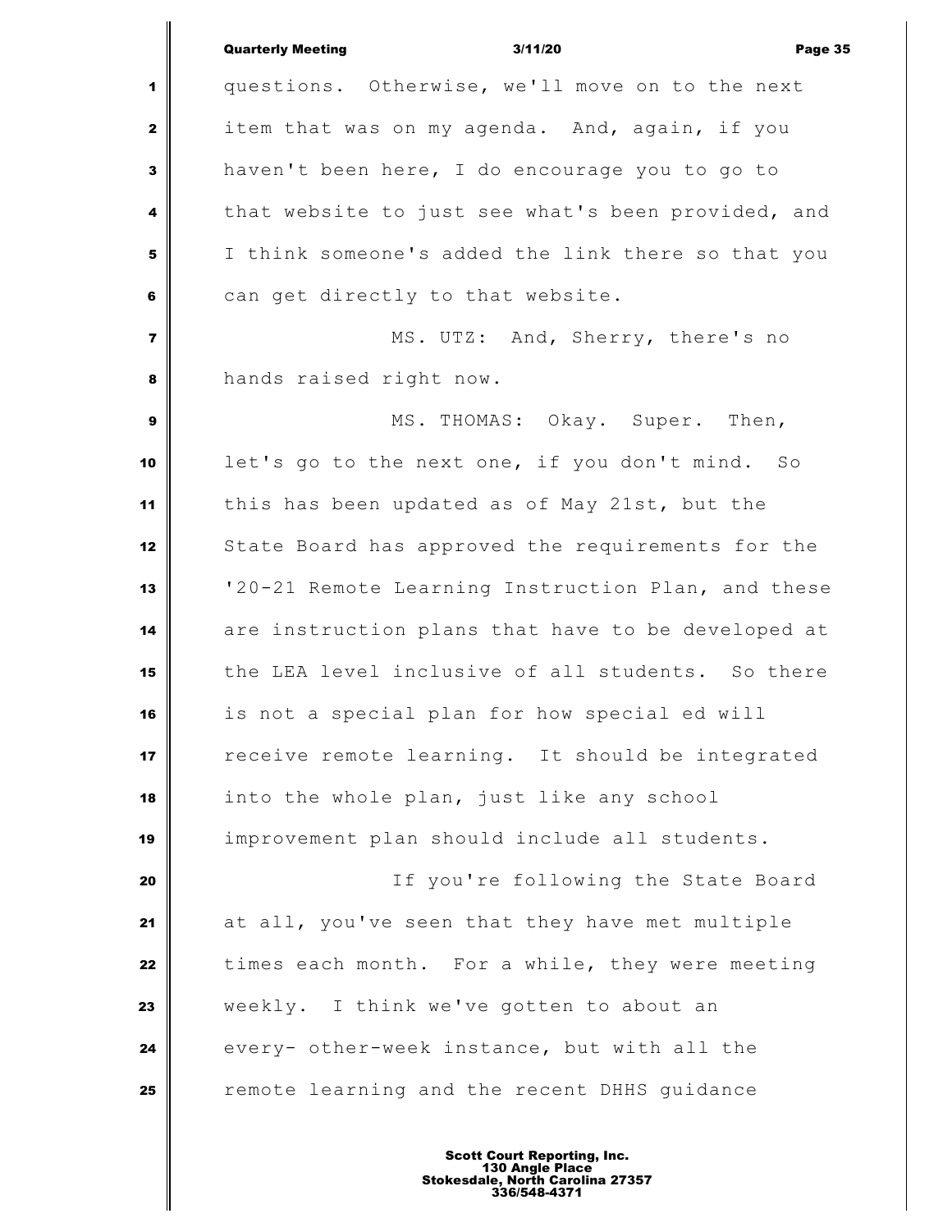questions. Otherwise, we'll move on to the next item that was on my agenda. And, again, if you haven't been here, I do encourage you to go to that website to just see what's been provided, and I think someone's added the link there so that you can get directly to that website.

MS. UTZ: And, Sherry, there's no hands raised right now.

MS. THOMAS: Okay. Super. Then, let's go to the next one, if you don't mind. So this has been updated as of May 21st, but the State Board has approved the requirements for the '20-21 Remote Learning Instruction Plan, and these are instruction plans that have to be developed at the LEA level inclusive of all students. So there is not a special plan for how special ed will receive remote learning. It should be integrated into the whole plan, just like any school improvement plan should include all students.

If you're following the State Board at all, you've seen that they have met multiple times each month. For a while, they were meeting weekly. I think we've gotten to about an every- other-week instance, but with all the remote learning and the recent DHHS guidance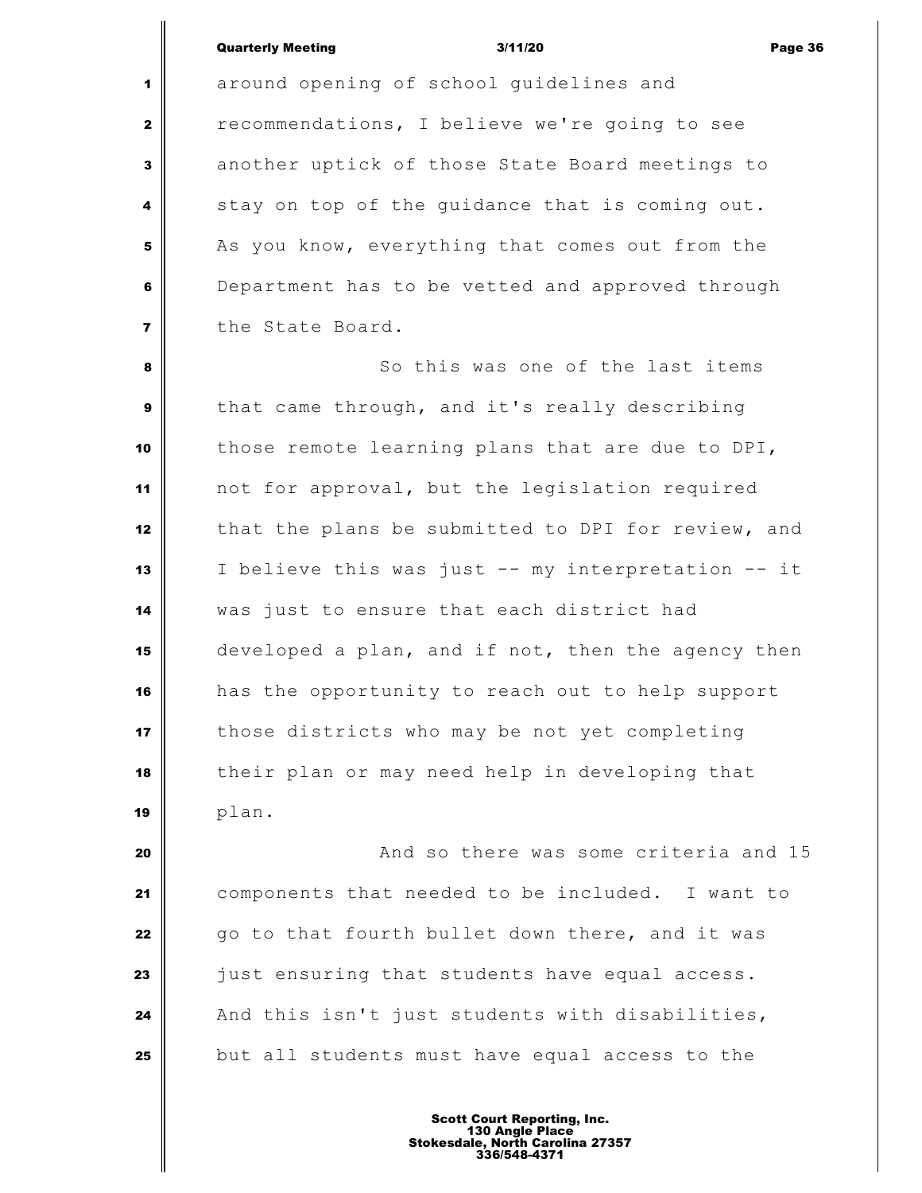around opening of school guidelines and recommendations, I believe we're going to see another uptick of those State Board meetings to stay on top of the guidance that is coming out. As you know, everything that comes out from the Department has to be vetted and approved through the State Board.

So this was one of the last items that came through, and it's really describing those remote learning plans that are due to DPI, not for approval, but the legislation required that the plans be submitted to DPI for review, and I believe this was just -- my interpretation -- it was just to ensure that each district had developed a plan, and if not, then the agency then has the opportunity to reach out to help support those districts who may be not yet completing their plan or may need help in developing that plan.

And so there was some criteria and 15 components that needed to be included. I want to go to that fourth bullet down there, and it was just ensuring that students have equal access. And this isn't just students with disabilities, but all students must have equal access to the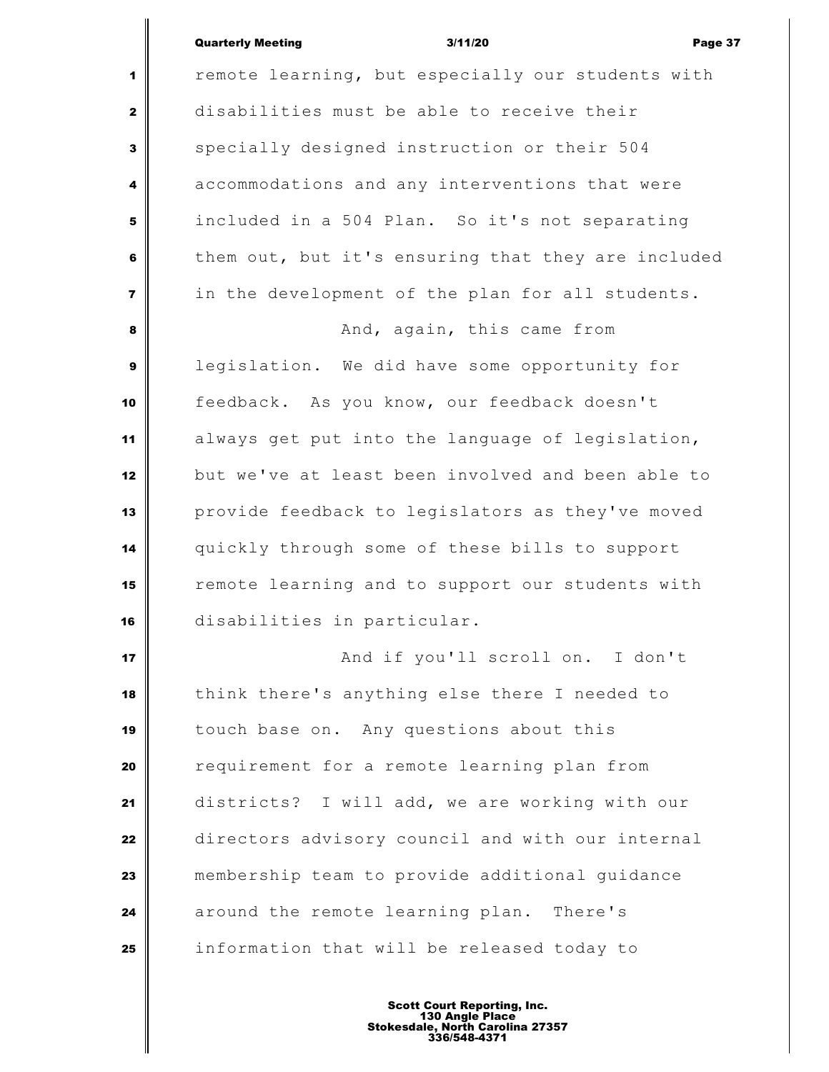remote learning, but especially our students with disabilities must be able to receive their specially designed instruction or their 504 accommodations and any interventions that were included in a 504 Plan. So it's not separating them out, but it's ensuring that they are included in the development of the plan for all students.

And, again, this came from legislation. We did have some opportunity for feedback. As you know, our feedback doesn't always get put into the language of legislation, but we've at least been involved and been able to provide feedback to legislators as they've moved quickly through some of these bills to support remote learning and to support our students with disabilities in particular.

And if you'll scroll on. I don't think there's anything else there I needed to touch base on. Any questions about this requirement for a remote learning plan from districts? I will add, we are working with our directors advisory council and with our internal membership team to provide additional guidance around the remote learning plan. There's information that will be released today to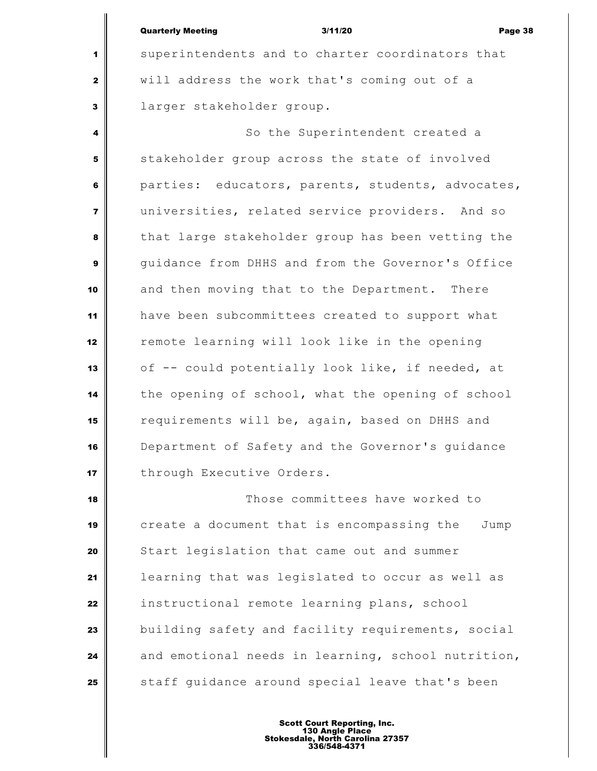superintendents and to charter coordinators that will address the work that's coming out of a larger stakeholder group.

So the Superintendent created a stakeholder group across the state of involved parties: educators, parents, students, advocates, universities, related service providers. And so that large stakeholder group has been vetting the guidance from DHHS and from the Governor's Office and then moving that to the Department. There have been subcommittees created to support what remote learning will look like in the opening of -- could potentially look like, if needed, at the opening of school, what the opening of school requirements will be, again, based on DHHS and Department of Safety and the Governor's guidance through Executive Orders.

Those committees have worked to create a document that is encompassing the Jump Start legislation that came out and summer learning that was legislated to occur as well as instructional remote learning plans, school building safety and facility requirements, social and emotional needs in learning, school nutrition, staff guidance around special leave that's been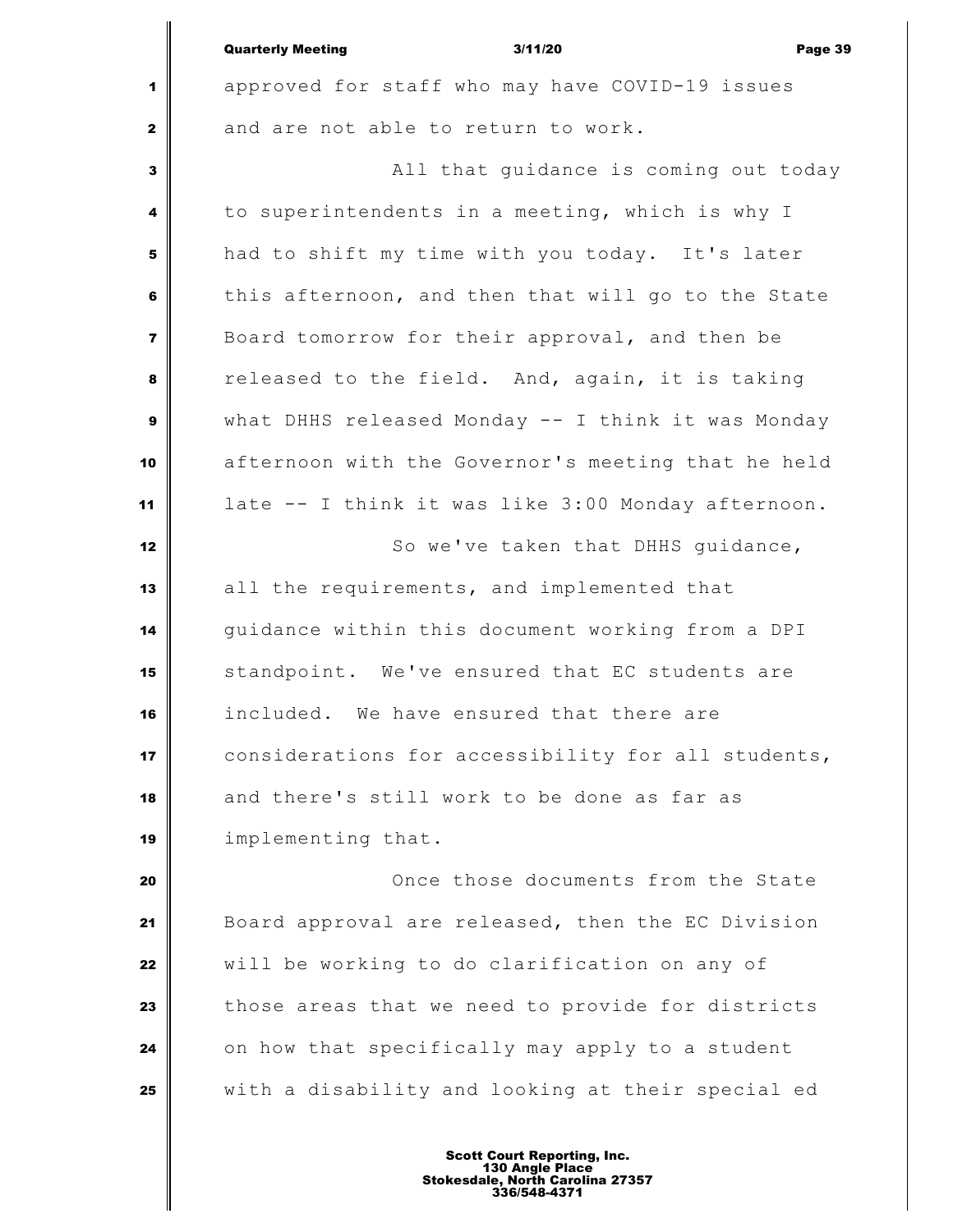approved for staff who may have COVID-19 issues and are not able to return to work.

All that guidance is coming out today to superintendents in a meeting, which is why I had to shift my time with you today. It's later this afternoon, and then that will go to the State Board tomorrow for their approval, and then be released to the field. And, again, it is taking what DHHS released Monday -- I think it was Monday afternoon with the Governor's meeting that he held late -- I think it was like 3:00 Monday afternoon.

So we've taken that DHHS guidance, all the requirements, and implemented that guidance within this document working from a DPI standpoint. We've ensured that EC students are included. We have ensured that there are considerations for accessibility for all students, and there's still work to be done as far as implementing that.

Once those documents from the State Board approval are released, then the EC Division will be working to do clarification on any of those areas that we need to provide for districts on how that specifically may apply to a student with a disability and looking at their special ed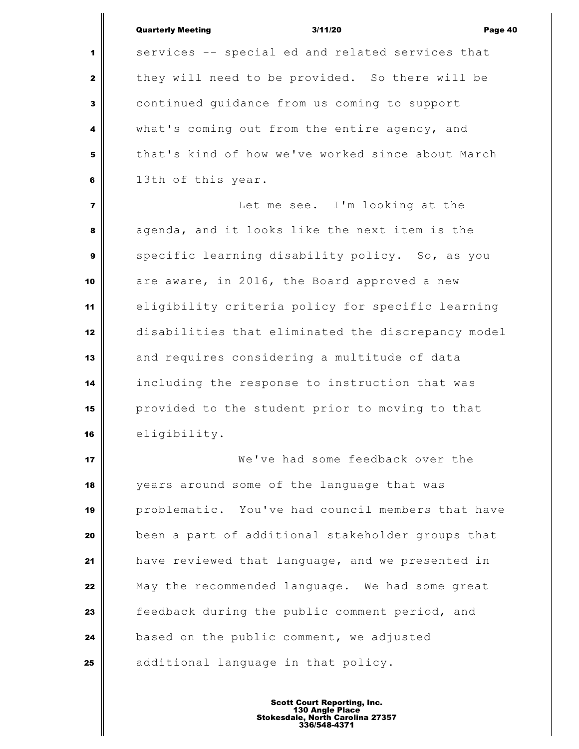services -- special ed and related services that they will need to be provided. So there will be continued guidance from us coming to support what's coming out from the entire agency, and that's kind of how we've worked since about March 13th of this year.

Let me see. I'm looking at the agenda, and it looks like the next item is the specific learning disability policy. So, as you are aware, in 2016, the Board approved a new eligibility criteria policy for specific learning disabilities that eliminated the discrepancy model and requires considering a multitude of data including the response to instruction that was provided to the student prior to moving to that eligibility.

We've had some feedback over the years around some of the language that was problematic. You've had council members that have been a part of additional stakeholder groups that have reviewed that language, and we presented in May the recommended language. We had some great feedback during the public comment period, and based on the public comment, we adjusted additional language in that policy.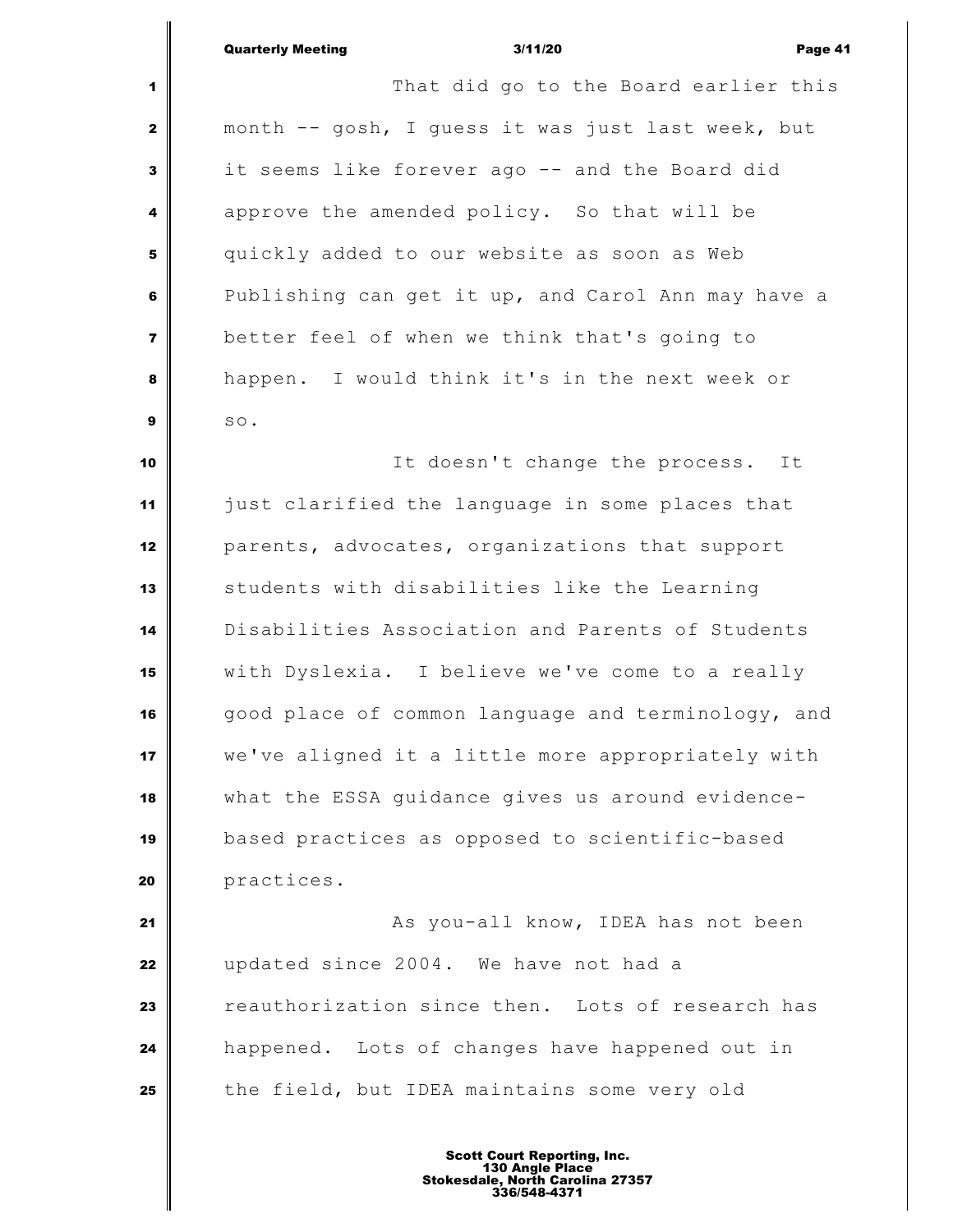That did go to the Board earlier this month -- gosh, I guess it was just last week, but it seems like forever ago -- and the Board did approve the amended policy. So that will be quickly added to our website as soon as Web Publishing can get it up, and Carol Ann may have a better feel of when we think that's going to happen. I would think it's in the next week or so.

It doesn't change the process. It just clarified the language in some places that parents, advocates, organizations that support students with disabilities like the Learning Disabilities Association and Parents of Students with Dyslexia. I believe we've come to a really good place of common language and terminology, and we've aligned it a little more appropriately with what the ESSA guidance gives us around evidence-based practices as opposed to scientific-based practices.

As you-all know, IDEA has not been updated since 2004. We have not had a reauthorization since then. Lots of research has happened. Lots of changes have happened out in the field, but IDEA maintains some very old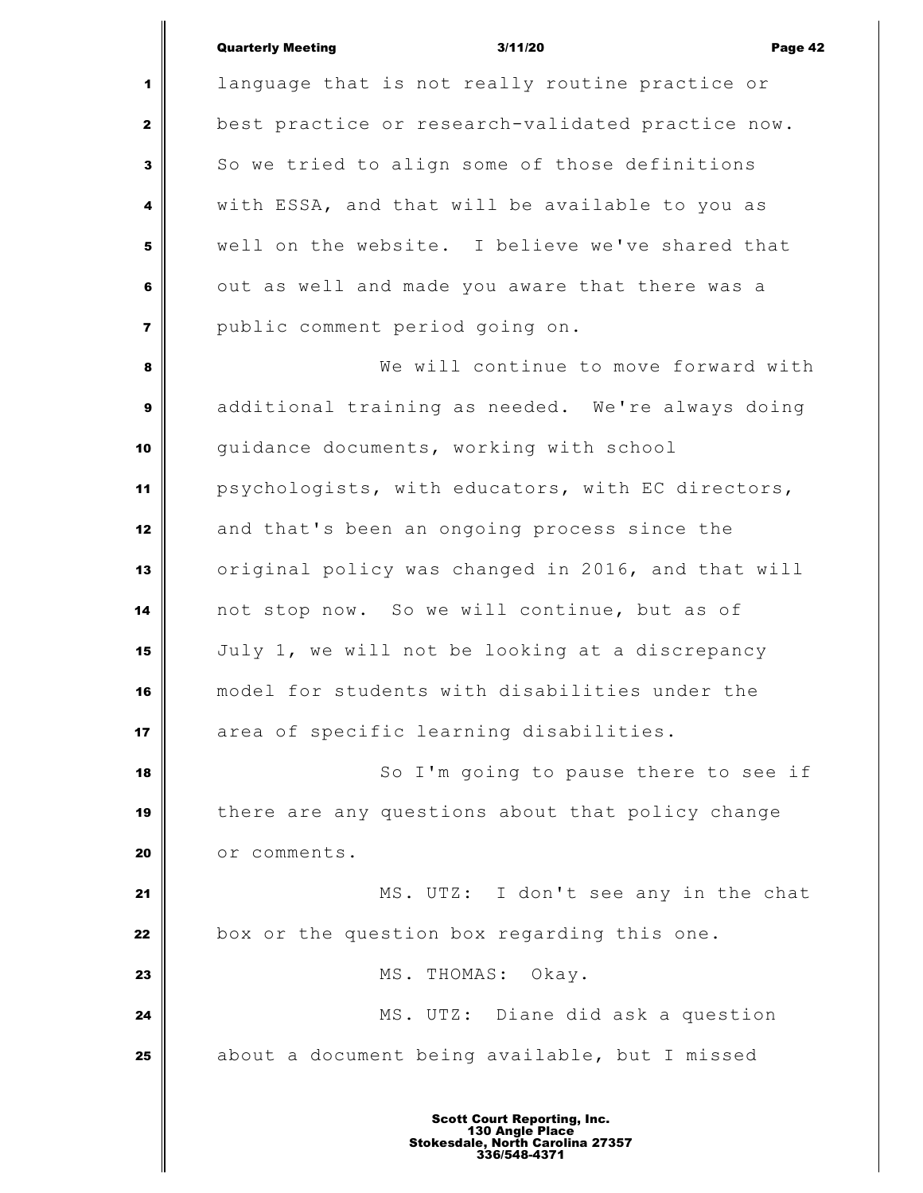language that is not really routine practice or best practice or research-validated practice now. So we tried to align some of those definitions with ESSA, and that will be available to you as well on the website. I believe we've shared that out as well and made you aware that there was a public comment period going on.

We will continue to move forward with additional training as needed. We're always doing guidance documents, working with school psychologists, with educators, with EC directors, and that's been an ongoing process since the original policy was changed in 2016, and that will not stop now. So we will continue, but as of July 1, we will not be looking at a discrepancy model for students with disabilities under the area of specific learning disabilities.

So I'm going to pause there to see if there are any questions about that policy change or comments.

MS. UTZ: I don't see any in the chat box or the question box regarding this one.

MS. THOMAS: Okay.

MS. UTZ: Diane did ask a question about a document being available, but I missed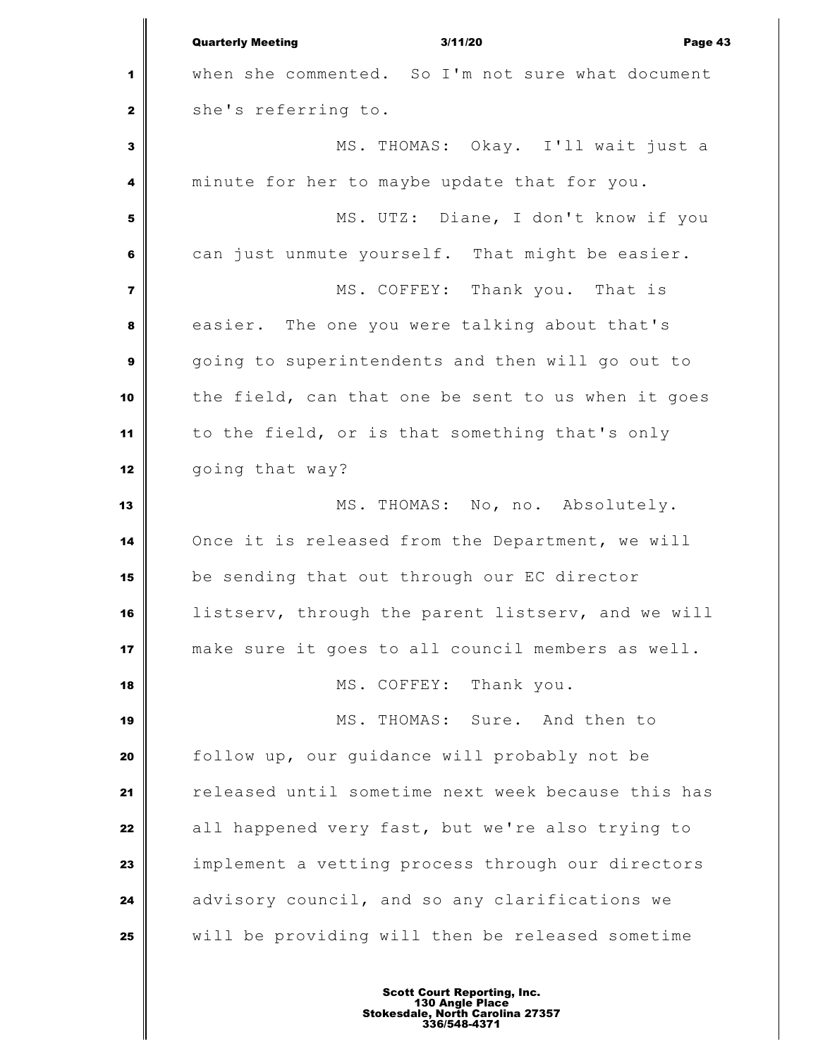when she commented. So I'm not sure what document she's referring to.

MS. THOMAS: Okay. I'll wait just a minute for her to maybe update that for you.

MS. UTZ: Diane, I don't know if you can just unmute yourself. That might be easier.

MS. COFFEY: Thank you. That is easier. The one you were talking about that's going to superintendents and then will go out to the field, can that one be sent to us when it goes to the field, or is that something that's only going that way?

MS. THOMAS: No, no. Absolutely. Once it is released from the Department, we will be sending that out through our EC director listserv, through the parent listserv, and we will make sure it goes to all council members as well.

MS. COFFEY: Thank you.

MS. THOMAS: Sure. And then to follow up, our guidance will probably not be released until sometime next week because this has all happened very fast, but we're also trying to implement a vetting process through our directors advisory council, and so any clarifications we will be providing will then be released sometime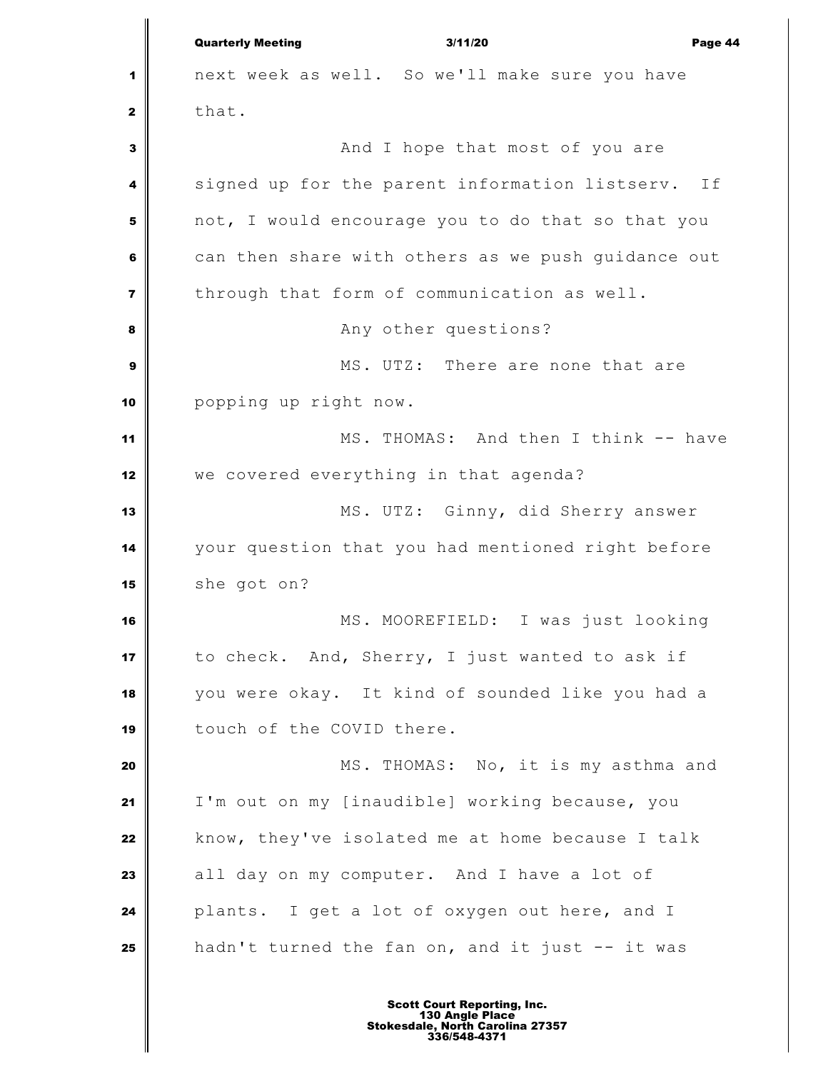next week as well. So we'll make sure you have that.

And I hope that most of you are signed up for the parent information listserv. If not, I would encourage you to do that so that you can then share with others as we push guidance out through that form of communication as well.

Any other questions?

MS. UTZ: There are none that are popping up right now.

MS. THOMAS: And then I think -- have we covered everything in that agenda?

MS. UTZ: Ginny, did Sherry answer your question that you had mentioned right before she got on?

MS. MOOREFIELD: I was just looking to check. And, Sherry, I just wanted to ask if you were okay. It kind of sounded like you had a touch of the COVID there.

MS. THOMAS: No, it is my asthma and I'm out on my [inaudible] working because, you know, they've isolated me at home because I talk all day on my computer. And I have a lot of plants. I get a lot of oxygen out here, and I hadn't turned the fan on, and it just -- it was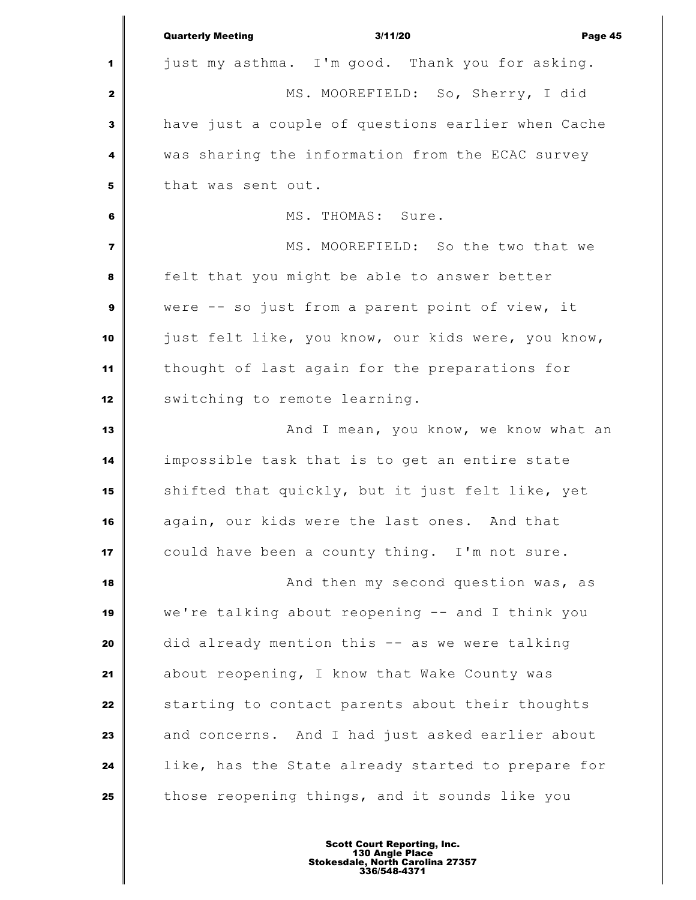just my asthma. I'm good. Thank you for asking.

MS. MOOREFIELD: So, Sherry, I did have just a couple of questions earlier when Cache was sharing the information from the ECAC survey that was sent out.

MS. THOMAS: Sure.

MS. MOOREFIELD: So the two that we felt that you might be able to answer better were -- so just from a parent point of view, it just felt like, you know, our kids were, you know, thought of last again for the preparations for switching to remote learning.

And I mean, you know, we know what an impossible task that is to get an entire state shifted that quickly, but it just felt like, yet again, our kids were the last ones. And that could have been a county thing. I'm not sure.

And then my second question was, as we're talking about reopening -- and I think you did already mention this -- as we were talking about reopening, I know that Wake County was starting to contact parents about their thoughts and concerns. And I had just asked earlier about like, has the State already started to prepare for those reopening things, and it sounds like you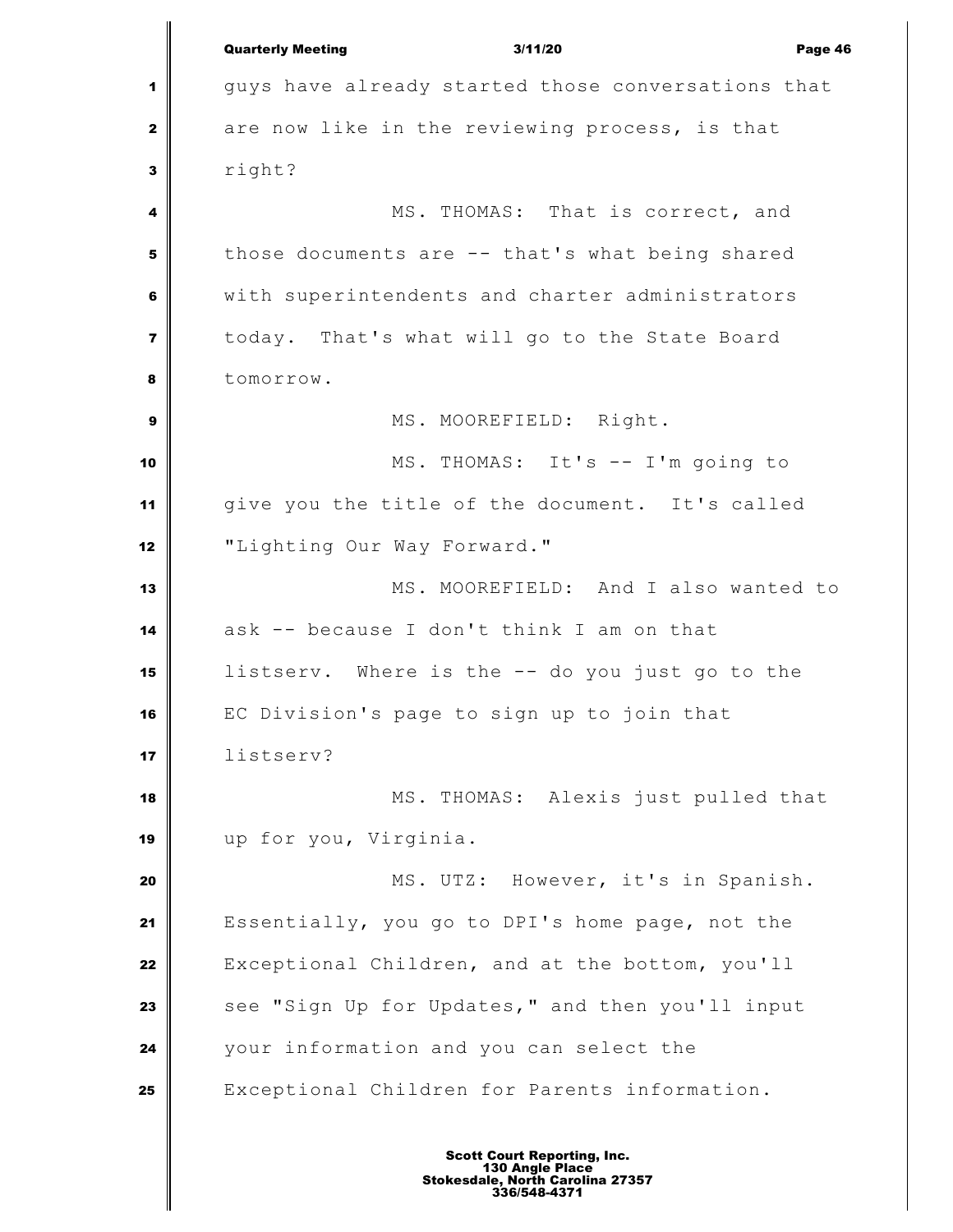guys have already started those conversations that are now like in the reviewing process, is that right?

MS. THOMAS: That is correct, and those documents are -- that's what being shared with superintendents and charter administrators today. That's what will go to the State Board tomorrow.

MS. MOOREFIELD: Right.

MS. THOMAS: It's -- I'm going to give you the title of the document. It's called "Lighting Our Way Forward."

MS. MOOREFIELD: And I also wanted to ask -- because I don't think I am on that listserv. Where is the -- do you just go to the EC Division's page to sign up to join that listserv?

MS. THOMAS: Alexis just pulled that up for you, Virginia.

MS. UTZ: However, it's in Spanish. Essentially, you go to DPI's home page, not the Exceptional Children, and at the bottom, you'll see "Sign Up for Updates," and then you'll input your information and you can select the Exceptional Children for Parents information.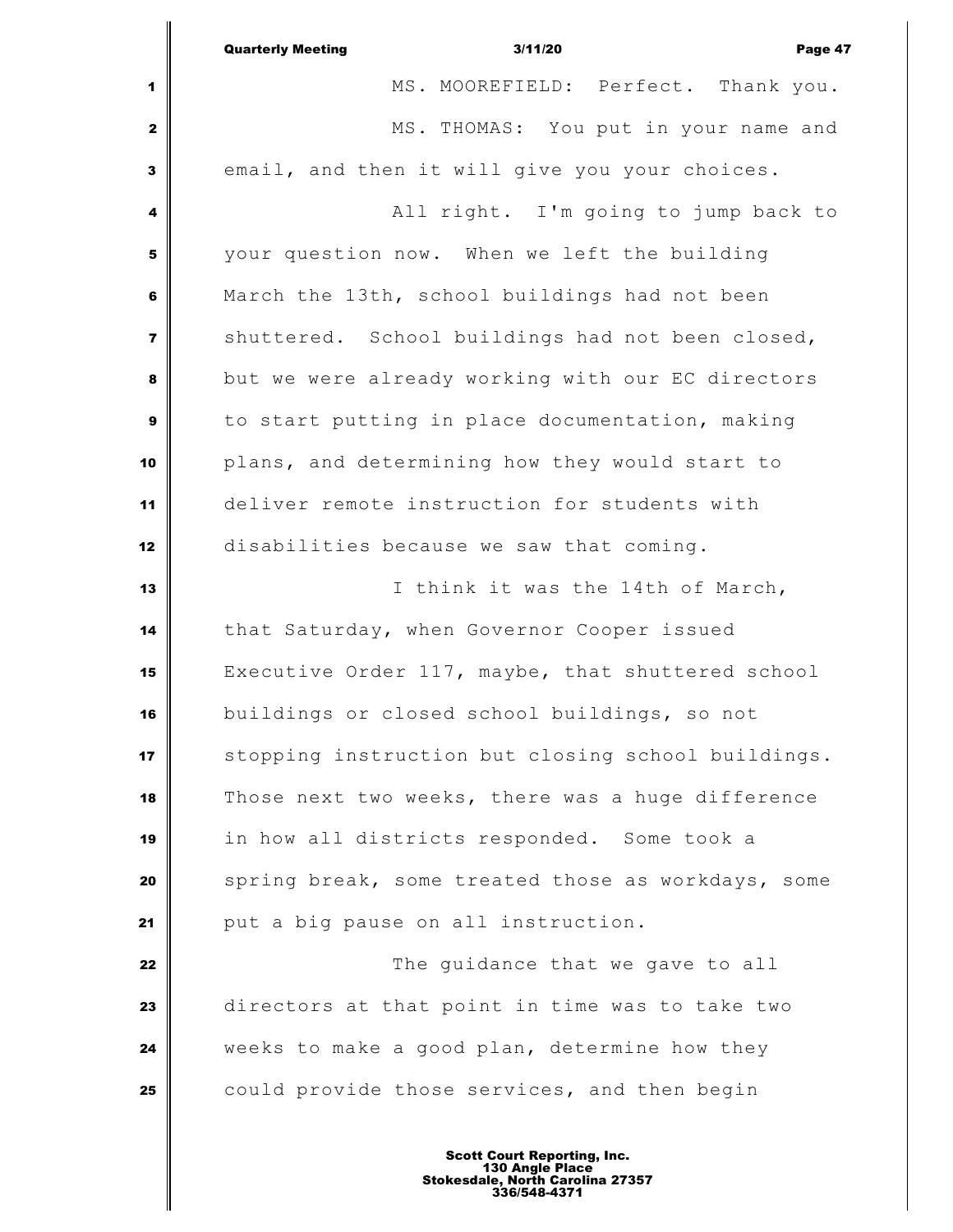MS. MOOREFIELD: Perfect. Thank you.

MS. THOMAS: You put in your name and email, and then it will give you your choices.

All right. I'm going to jump back to your question now. When we left the building March the 13th, school buildings had not been shuttered. School buildings had not been closed, but we were already working with our EC directors to start putting in place documentation, making plans, and determining how they would start to deliver remote instruction for students with disabilities because we saw that coming.

I think it was the 14th of March, that Saturday, when Governor Cooper issued Executive Order 117, maybe, that shuttered school buildings or closed school buildings, so not stopping instruction but closing school buildings. Those next two weeks, there was a huge difference in how all districts responded. Some took a spring break, some treated those as workdays, some put a big pause on all instruction.

The guidance that we gave to all directors at that point in time was to take two weeks to make a good plan, determine how they could provide those services, and then begin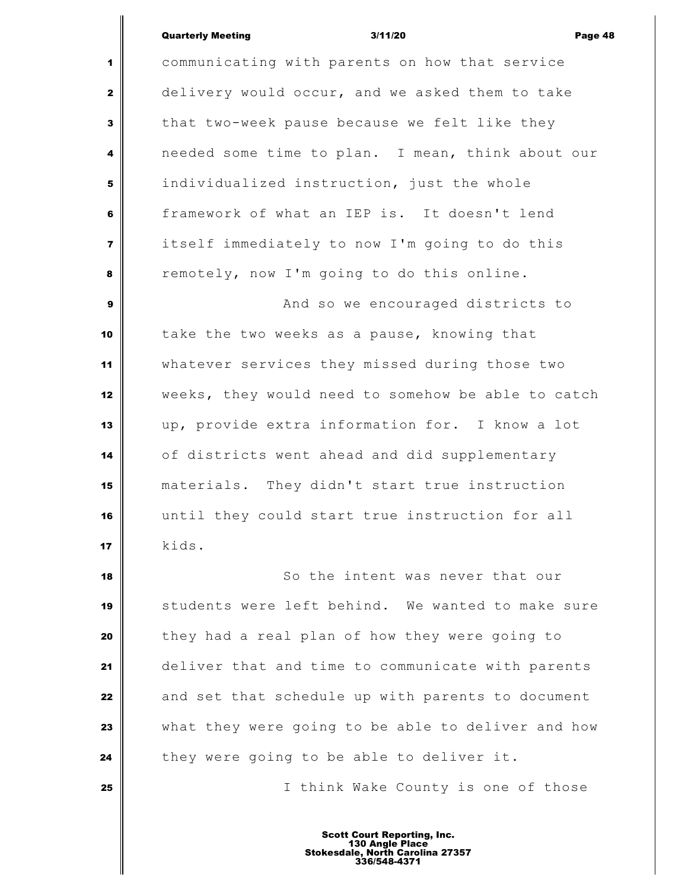communicating with parents on how that service delivery would occur, and we asked them to take that two-week pause because we felt like they needed some time to plan. I mean, think about our individualized instruction, just the whole framework of what an IEP is. It doesn't lend itself immediately to now I'm going to do this remotely, now I'm going to do this online.

And so we encouraged districts to take the two weeks as a pause, knowing that whatever services they missed during those two weeks, they would need to somehow be able to catch up, provide extra information for. I know a lot of districts went ahead and did supplementary materials. They didn't start true instruction until they could start true instruction for all kids.

So the intent was never that our students were left behind. We wanted to make sure they had a real plan of how they were going to deliver that and time to communicate with parents and set that schedule up with parents to document what they were going to be able to deliver and how they were going to be able to deliver it.

I think Wake County is one of those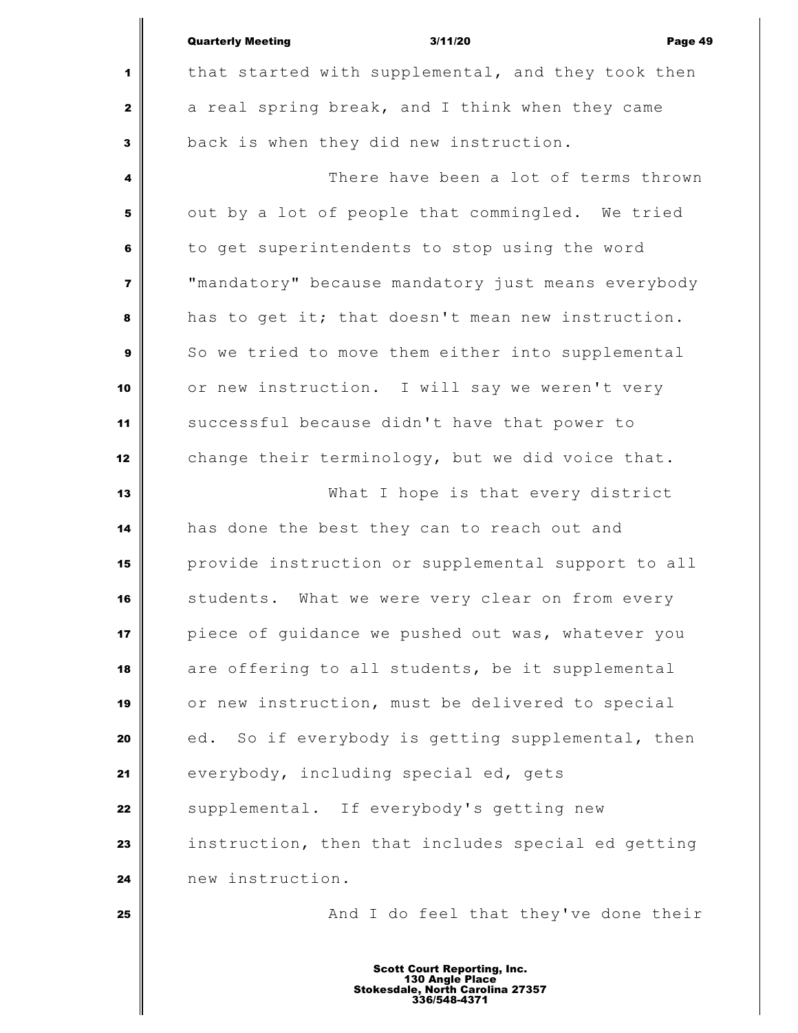that started with supplemental, and they took then a real spring break, and I think when they came back is when they did new instruction.

There have been a lot of terms thrown out by a lot of people that commingled. We tried to get superintendents to stop using the word "mandatory" because mandatory just means everybody has to get it; that doesn't mean new instruction. So we tried to move them either into supplemental or new instruction. I will say we weren't very successful because didn't have that power to change their terminology, but we did voice that.

What I hope is that every district has done the best they can to reach out and provide instruction or supplemental support to all students. What we were very clear on from every piece of guidance we pushed out was, whatever you are offering to all students, be it supplemental or new instruction, must be delivered to special ed. So if everybody is getting supplemental, then everybody, including special ed, gets supplemental. If everybody's getting new instruction, then that includes special ed getting new instruction.

And I do feel that they've done their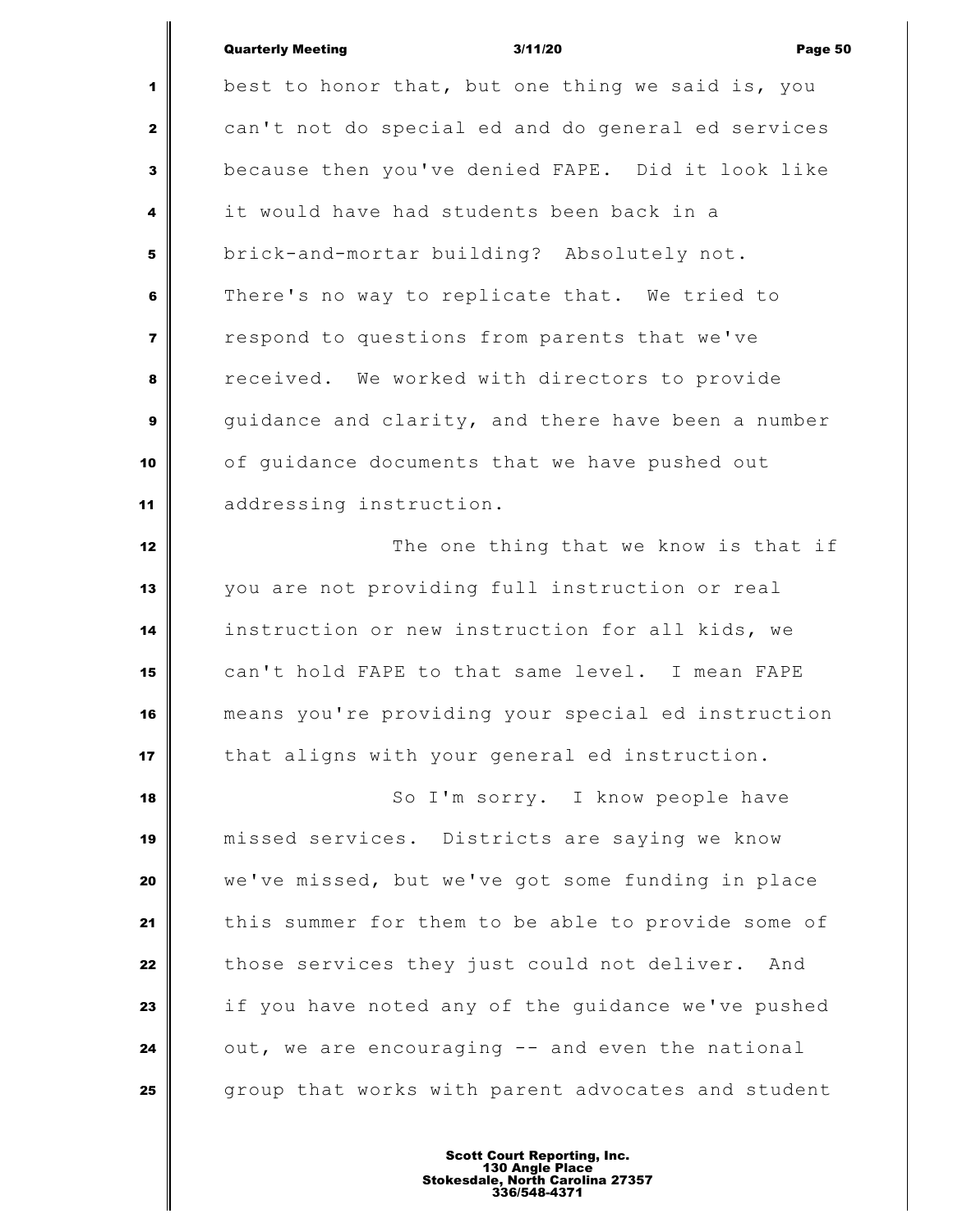best to honor that, but one thing we said is, you can't not do special ed and do general ed services because then you've denied FAPE. Did it look like it would have had students been back in a brick-and-mortar building? Absolutely not. There's no way to replicate that. We tried to respond to questions from parents that we've received. We worked with directors to provide guidance and clarity, and there have been a number of guidance documents that we have pushed out addressing instruction.

The one thing that we know is that if you are not providing full instruction or real instruction or new instruction for all kids, we can't hold FAPE to that same level. I mean FAPE means you're providing your special ed instruction that aligns with your general ed instruction.

So I'm sorry. I know people have missed services. Districts are saying we know we've missed, but we've got some funding in place this summer for them to be able to provide some of those services they just could not deliver. And if you have noted any of the guidance we've pushed out, we are encouraging -- and even the national group that works with parent advocates and student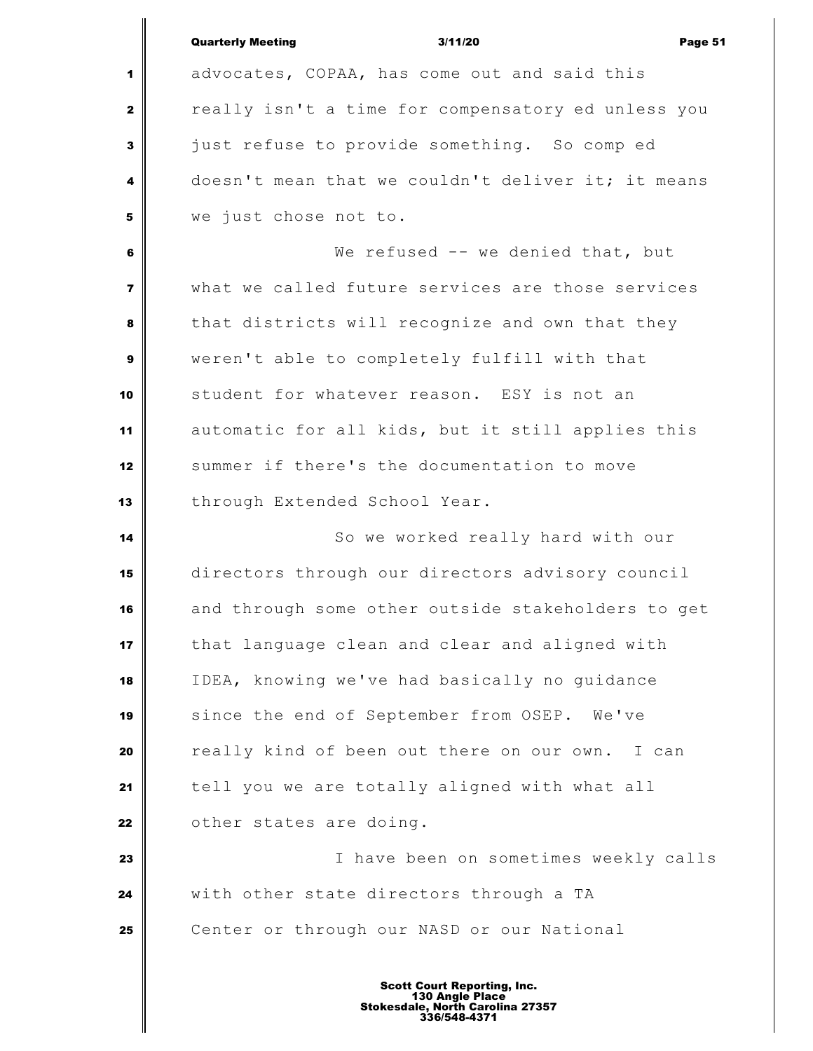advocates, COPAA, has come out and said this really isn't a time for compensatory ed unless you just refuse to provide something. So comp ed doesn't mean that we couldn't deliver it; it means we just chose not to.

We refused -- we denied that, but what we called future services are those services that districts will recognize and own that they weren't able to completely fulfill with that student for whatever reason. ESY is not an automatic for all kids, but it still applies this summer if there's the documentation to move through Extended School Year.

So we worked really hard with our directors through our directors advisory council and through some other outside stakeholders to get that language clean and clear and aligned with IDEA, knowing we've had basically no guidance since the end of September from OSEP. We've really kind of been out there on our own. I can tell you we are totally aligned with what all other states are doing.

I have been on sometimes weekly calls with other state directors through a TA Center or through our NASD or our National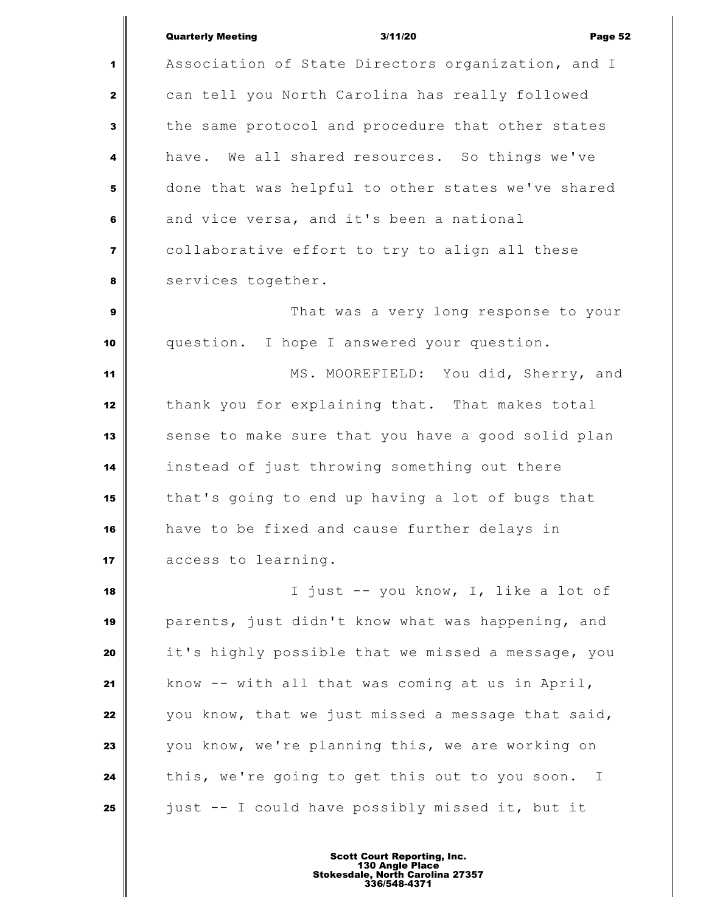Association of State Directors organization, and I can tell you North Carolina has really followed the same protocol and procedure that other states have. We all shared resources. So things we've done that was helpful to other states we've shared and vice versa, and it's been a national collaborative effort to try to align all these services together.

That was a very long response to your question. I hope I answered your question.

MS. MOOREFIELD: You did, Sherry, and thank you for explaining that. That makes total sense to make sure that you have a good solid plan instead of just throwing something out there that's going to end up having a lot of bugs that have to be fixed and cause further delays in access to learning.

I just -- you know, I, like a lot of parents, just didn't know what was happening, and it's highly possible that we missed a message, you know -- with all that was coming at us in April, you know, that we just missed a message that said, you know, we're planning this, we are working on this, we're going to get this out to you soon. I just -- I could have possibly missed it, but it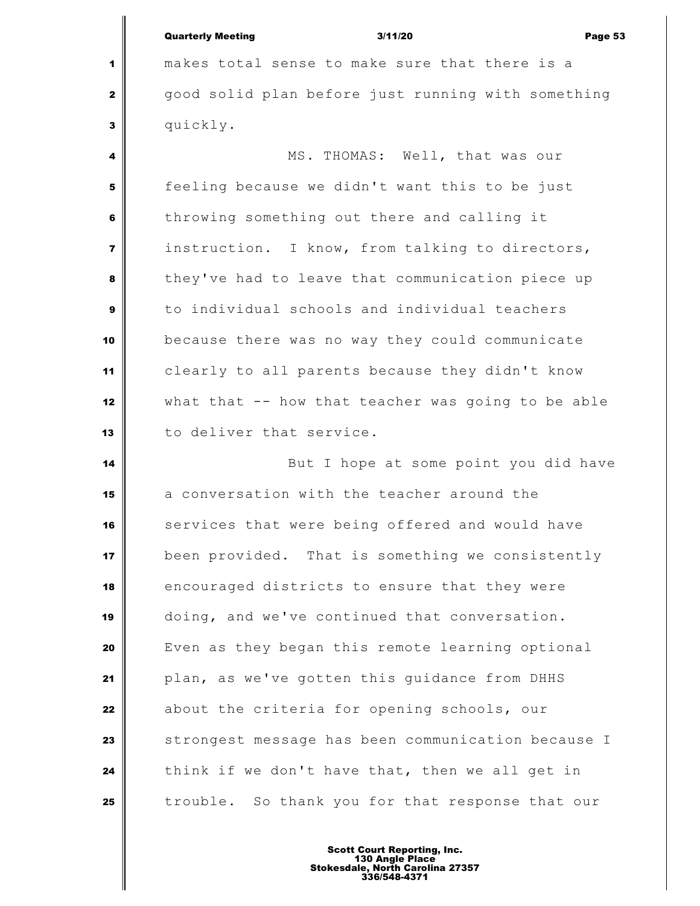makes total sense to make sure that there is a good solid plan before just running with something quickly.

MS. THOMAS: Well, that was our feeling because we didn't want this to be just throwing something out there and calling it instruction. I know, from talking to directors, they've had to leave that communication piece up to individual schools and individual teachers because there was no way they could communicate clearly to all parents because they didn't know what that -- how that teacher was going to be able to deliver that service.

But I hope at some point you did have a conversation with the teacher around the services that were being offered and would have been provided. That is something we consistently encouraged districts to ensure that they were doing, and we've continued that conversation. Even as they began this remote learning optional plan, as we've gotten this guidance from DHHS about the criteria for opening schools, our strongest message has been communication because I think if we don't have that, then we all get in trouble. So thank you for that response that our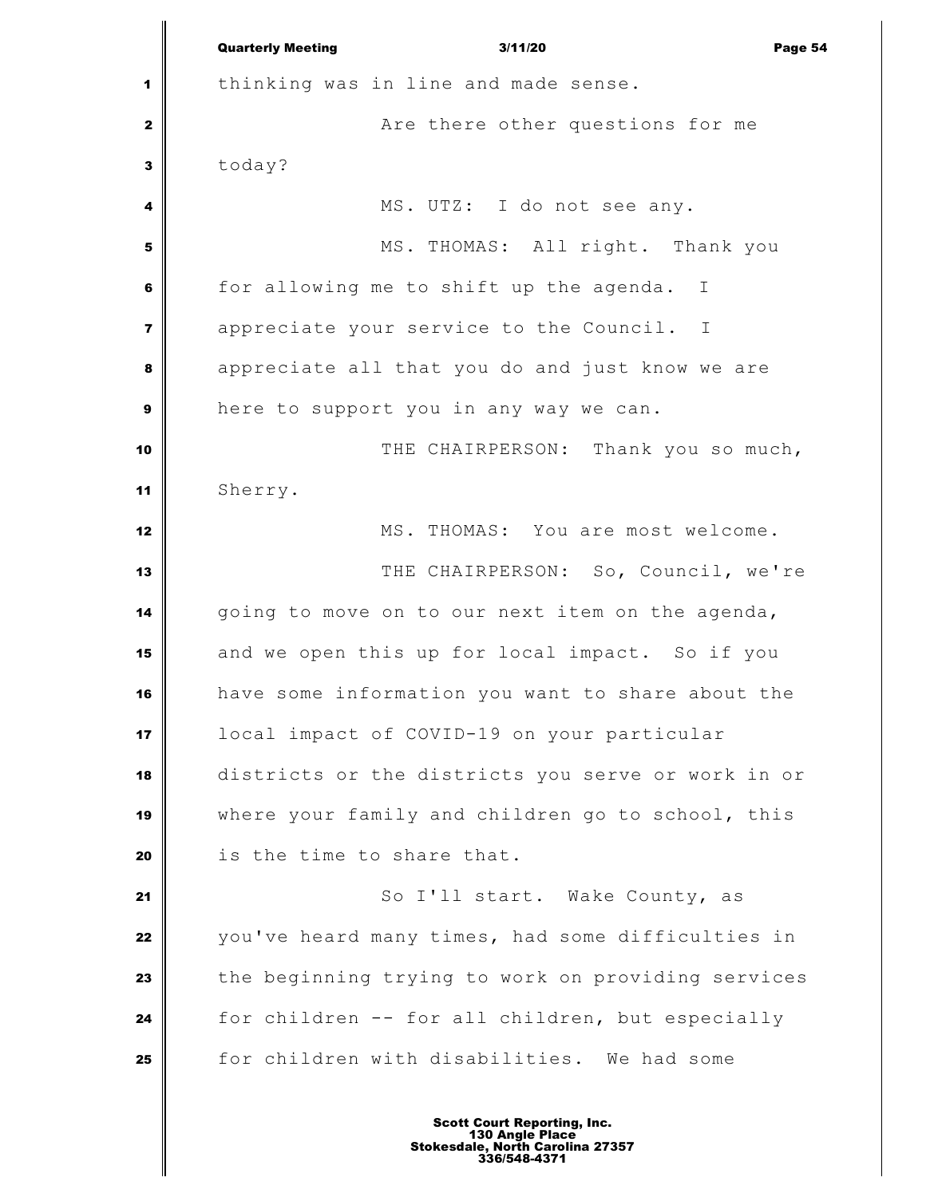thinking was in line and made sense.

Are there other questions for me today?

MS. UTZ: I do not see any.

MS. THOMAS: All right. Thank you for allowing me to shift up the agenda. I appreciate your service to the Council. I appreciate all that you do and just know we are here to support you in any way we can.

THE CHAIRPERSON: Thank you so much, Sherry.

MS. THOMAS: You are most welcome.

THE CHAIRPERSON: So, Council, we're going to move on to our next item on the agenda, and we open this up for local impact. So if you have some information you want to share about the local impact of COVID-19 on your particular districts or the districts you serve or work in or where your family and children go to school, this is the time to share that.

So I'll start. Wake County, as you've heard many times, had some difficulties in the beginning trying to work on providing services for children -- for all children, but especially for children with disabilities. We had some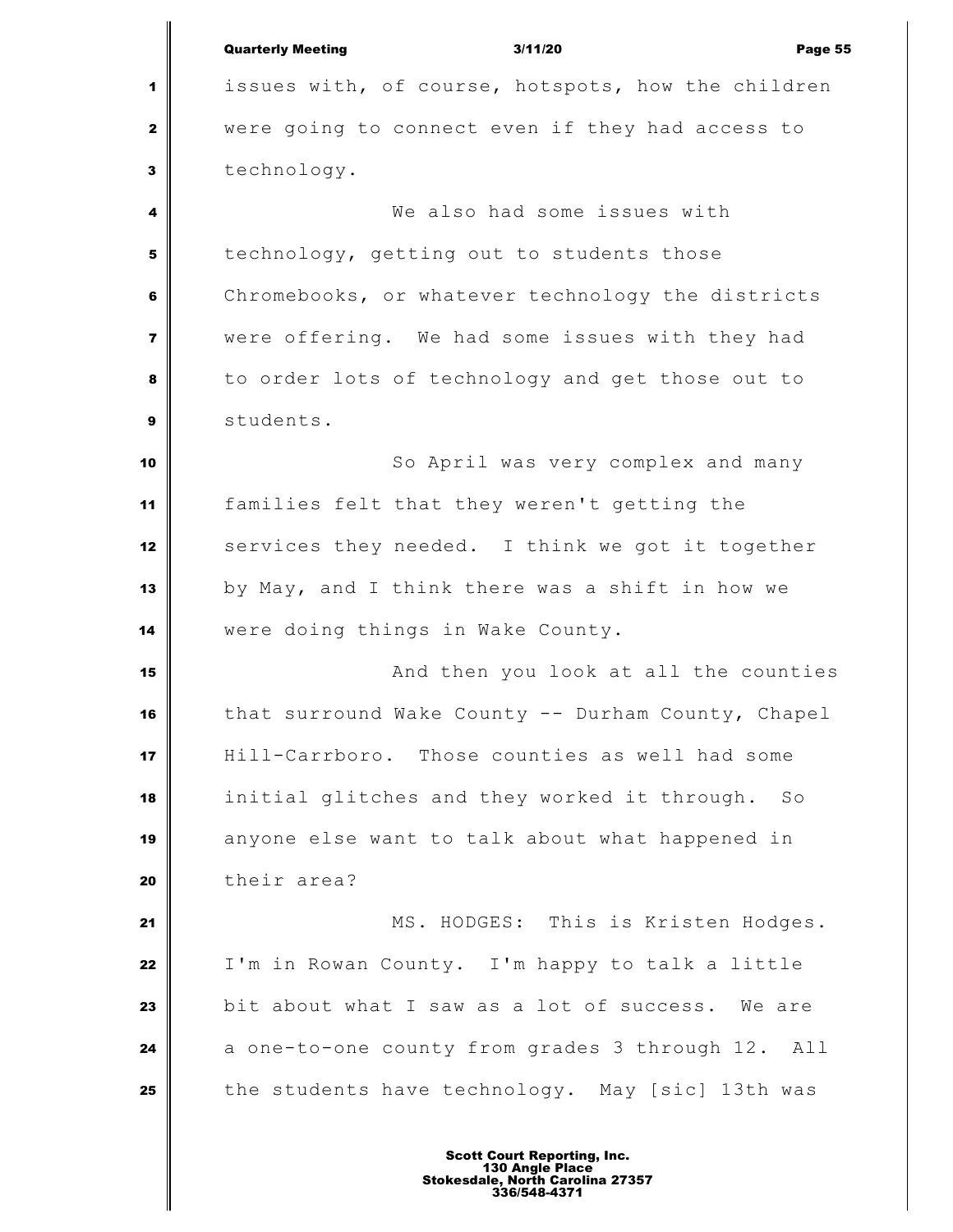issues with, of course, hotspots, how the children were going to connect even if they had access to technology.

We also had some issues with technology, getting out to students those Chromebooks, or whatever technology the districts were offering. We had some issues with they had to order lots of technology and get those out to students.

So April was very complex and many families felt that they weren't getting the services they needed. I think we got it together by May, and I think there was a shift in how we were doing things in Wake County.

And then you look at all the counties that surround Wake County -- Durham County, Chapel Hill-Carrboro. Those counties as well had some initial glitches and they worked it through. So anyone else want to talk about what happened in their area?

MS. HODGES: This is Kristen Hodges. I'm in Rowan County. I'm happy to talk a little bit about what I saw as a lot of success. We are a one-to-one county from grades 3 through 12. All the students have technology. May [sic] 13th was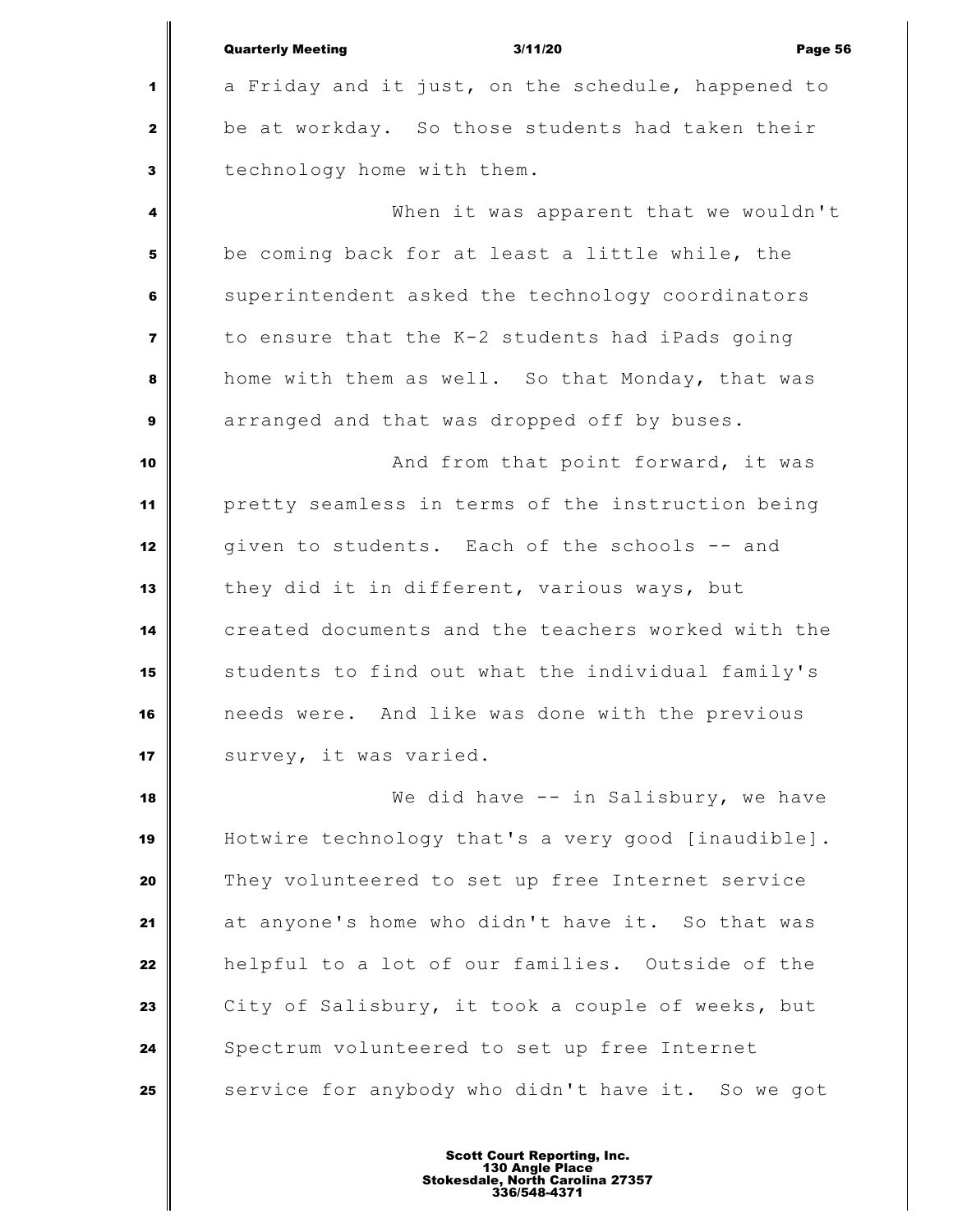a Friday and it just, on the schedule, happened to be at workday. So those students had taken their technology home with them.

When it was apparent that we wouldn't be coming back for at least a little while, the superintendent asked the technology coordinators to ensure that the K-2 students had iPads going home with them as well. So that Monday, that was arranged and that was dropped off by buses.

And from that point forward, it was pretty seamless in terms of the instruction being given to students. Each of the schools -- and they did it in different, various ways, but created documents and the teachers worked with the students to find out what the individual family's needs were. And like was done with the previous survey, it was varied.

We did have -- in Salisbury, we have Hotwire technology that's a very good [inaudible]. They volunteered to set up free Internet service at anyone's home who didn't have it. So that was helpful to a lot of our families. Outside of the City of Salisbury, it took a couple of weeks, but Spectrum volunteered to set up free Internet service for anybody who didn't have it. So we got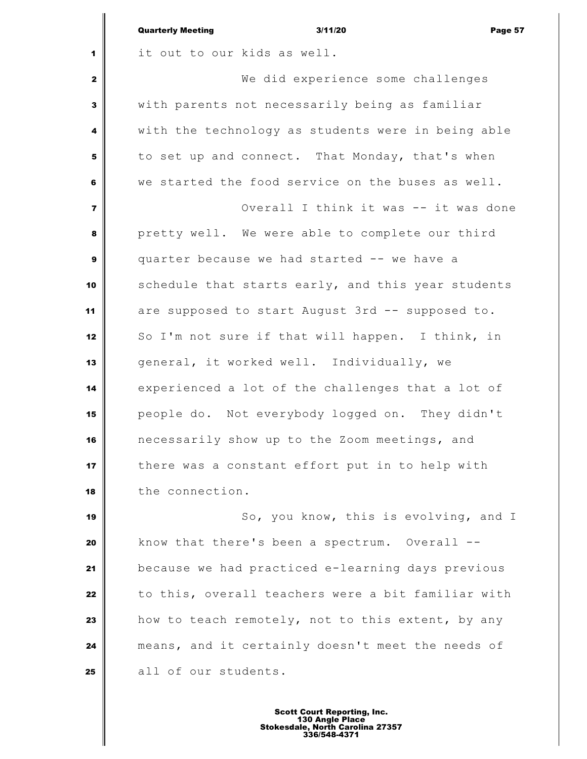it out to our kids as well.

We did experience some challenges with parents not necessarily being as familiar with the technology as students were in being able to set up and connect. That Monday, that's when we started the food service on the buses as well.

Overall I think it was -- it was done pretty well. We were able to complete our third quarter because we had started -- we have a schedule that starts early, and this year students are supposed to start August 3rd -- supposed to. So I'm not sure if that will happen. I think, in general, it worked well. Individually, we experienced a lot of the challenges that a lot of people do. Not everybody logged on. They didn't necessarily show up to the Zoom meetings, and there was a constant effort put in to help with the connection.

So, you know, this is evolving, and I know that there's been a spectrum. Overall -- because we had practiced e-learning days previous to this, overall teachers were a bit familiar with how to teach remotely, not to this extent, by any means, and it certainly doesn't meet the needs of all of our students.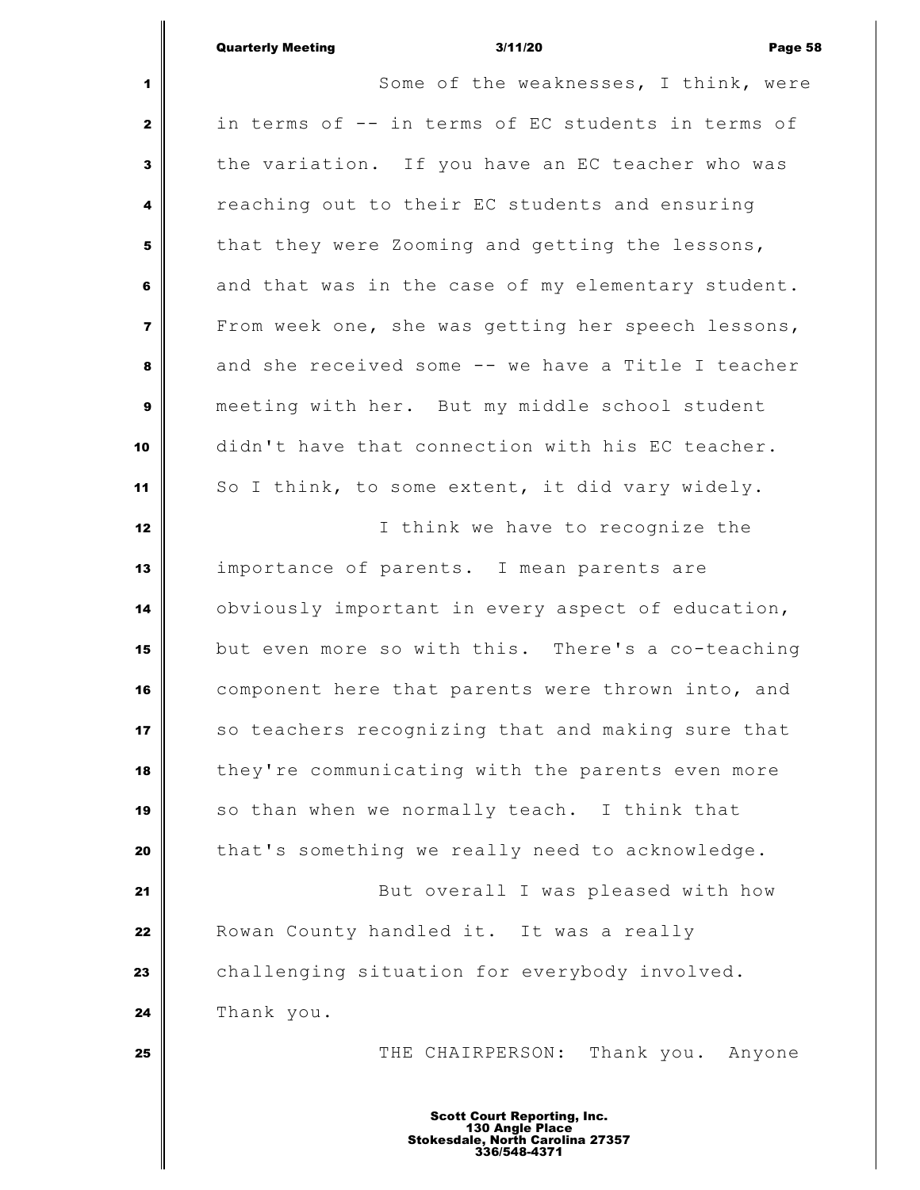Some of the weaknesses, I think, were in terms of -- in terms of EC students in terms of the variation. If you have an EC teacher who was reaching out to their EC students and ensuring that they were Zooming and getting the lessons, and that was in the case of my elementary student. From week one, she was getting her speech lessons, and she received some -- we have a Title I teacher meeting with her. But my middle school student didn't have that connection with his EC teacher. So I think, to some extent, it did vary widely.

I think we have to recognize the importance of parents. I mean parents are obviously important in every aspect of education, but even more so with this. There's a co-teaching component here that parents were thrown into, and so teachers recognizing that and making sure that they're communicating with the parents even more so than when we normally teach. I think that that's something we really need to acknowledge.

But overall I was pleased with how Rowan County handled it. It was a really challenging situation for everybody involved. Thank you.

THE CHAIRPERSON: Thank you. Anyone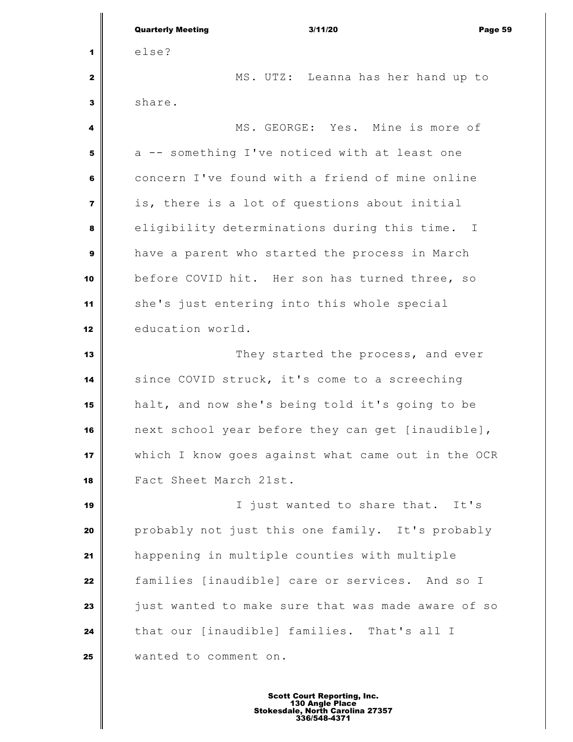else?

MS. UTZ: Leanna has her hand up to share.

MS. GEORGE: Yes. Mine is more of a -- something I've noticed with at least one concern I've found with a friend of mine online is, there is a lot of questions about initial eligibility determinations during this time. I have a parent who started the process in March before COVID hit. Her son has turned three, so she's just entering into this whole special education world.

They started the process, and ever since COVID struck, it's come to a screeching halt, and now she's being told it's going to be next school year before they can get [inaudible], which I know goes against what came out in the OCR Fact Sheet March 21st.

I just wanted to share that. It's probably not just this one family. It's probably happening in multiple counties with multiple families [inaudible] care or services. And so I just wanted to make sure that was made aware of so that our [inaudible] families. That's all I wanted to comment on.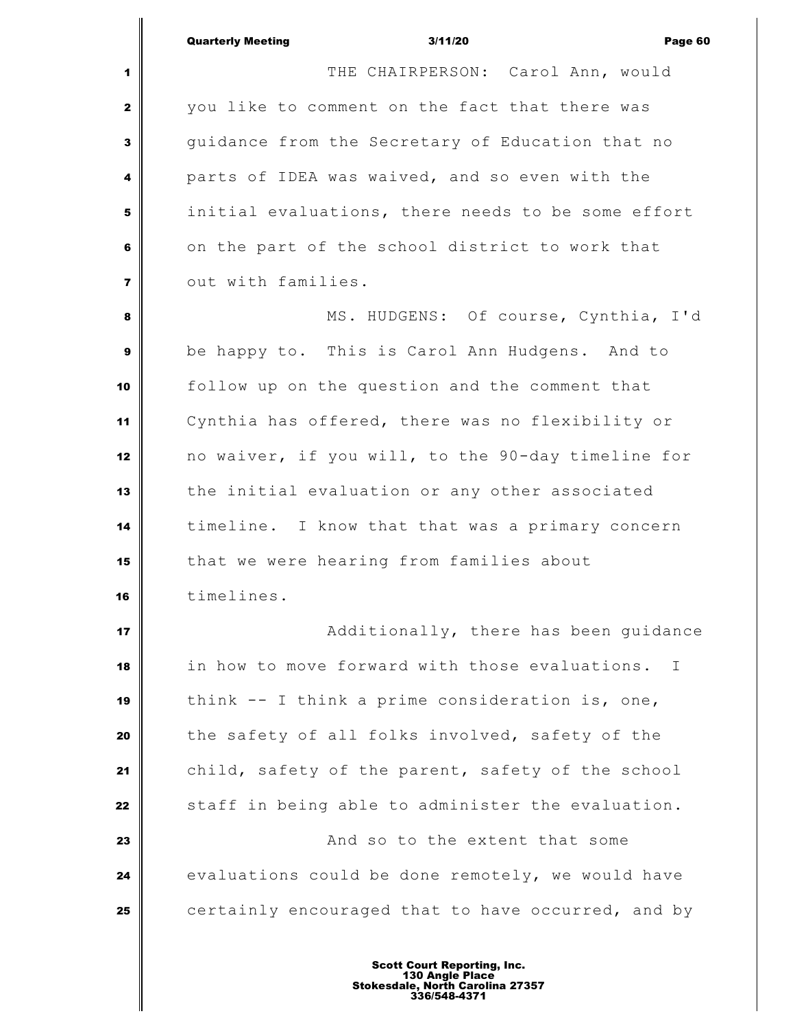THE CHAIRPERSON: Carol Ann, would you like to comment on the fact that there was guidance from the Secretary of Education that no parts of IDEA was waived, and so even with the initial evaluations, there needs to be some effort on the part of the school district to work that out with families.

MS. HUDGENS: Of course, Cynthia, I'd be happy to. This is Carol Ann Hudgens. And to follow up on the question and the comment that Cynthia has offered, there was no flexibility or no waiver, if you will, to the 90-day timeline for the initial evaluation or any other associated timeline. I know that that was a primary concern that we were hearing from families about timelines.

Additionally, there has been guidance in how to move forward with those evaluations. I think -- I think a prime consideration is, one, the safety of all folks involved, safety of the child, safety of the parent, safety of the school staff in being able to administer the evaluation.

And so to the extent that some evaluations could be done remotely, we would have certainly encouraged that to have occurred, and by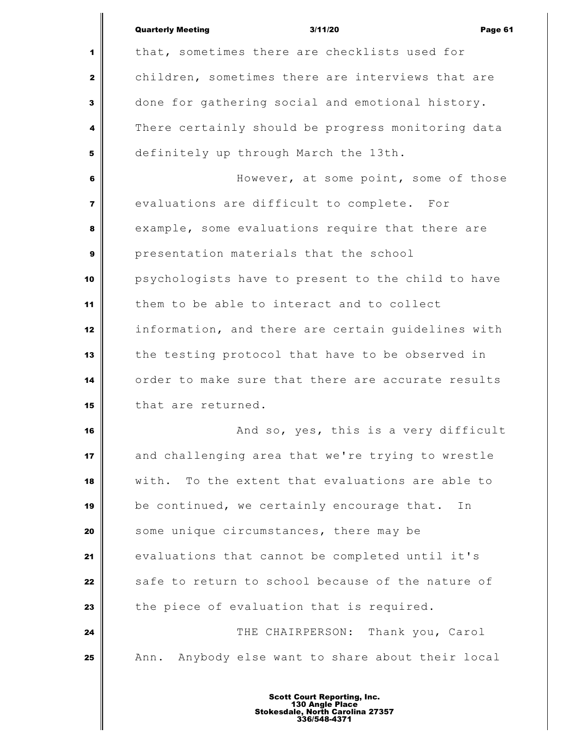that, sometimes there are checklists used for children, sometimes there are interviews that are done for gathering social and emotional history. There certainly should be progress monitoring data definitely up through March the 13th.

However, at some point, some of those evaluations are difficult to complete. For example, some evaluations require that there are presentation materials that the school psychologists have to present to the child to have them to be able to interact and to collect information, and there are certain guidelines with the testing protocol that have to be observed in order to make sure that there are accurate results that are returned.

And so, yes, this is a very difficult and challenging area that we're trying to wrestle with. To the extent that evaluations are able to be continued, we certainly encourage that. In some unique circumstances, there may be evaluations that cannot be completed until it's safe to return to school because of the nature of the piece of evaluation that is required.

THE CHAIRPERSON: Thank you, Carol Ann. Anybody else want to share about their local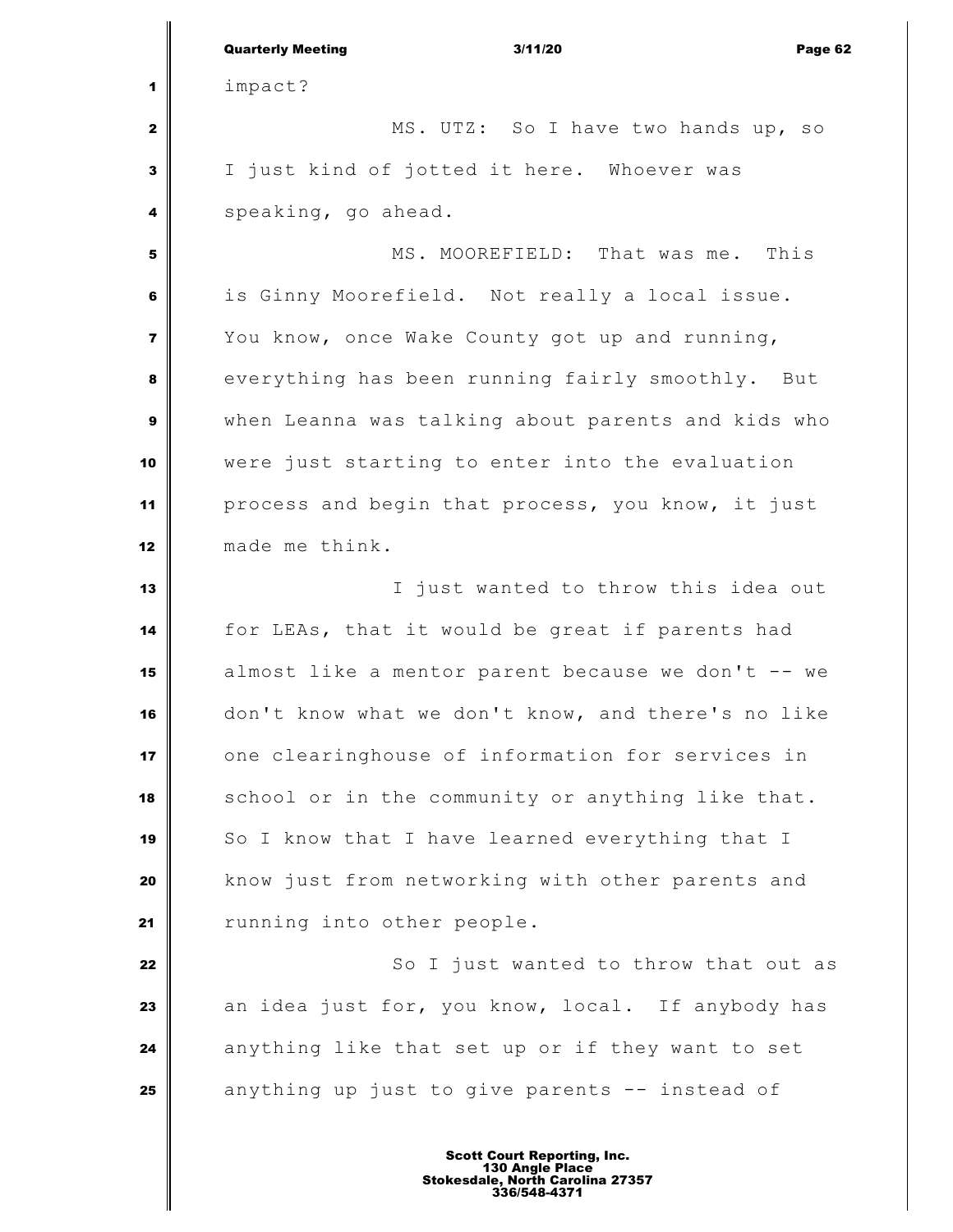impact?

MS. UTZ: So I have two hands up, so I just kind of jotted it here. Whoever was speaking, go ahead.

MS. MOOREFIELD: That was me. This is Ginny Moorefield. Not really a local issue. You know, once Wake County got up and running, everything has been running fairly smoothly. But when Leanna was talking about parents and kids who were just starting to enter into the evaluation process and begin that process, you know, it just made me think.

I just wanted to throw this idea out for LEAs, that it would be great if parents had almost like a mentor parent because we don't -- we don't know what we don't know, and there's no like one clearinghouse of information for services in school or in the community or anything like that. So I know that I have learned everything that I know just from networking with other parents and running into other people.

So I just wanted to throw that out as an idea just for, you know, local. If anybody has anything like that set up or if they want to set anything up just to give parents -- instead of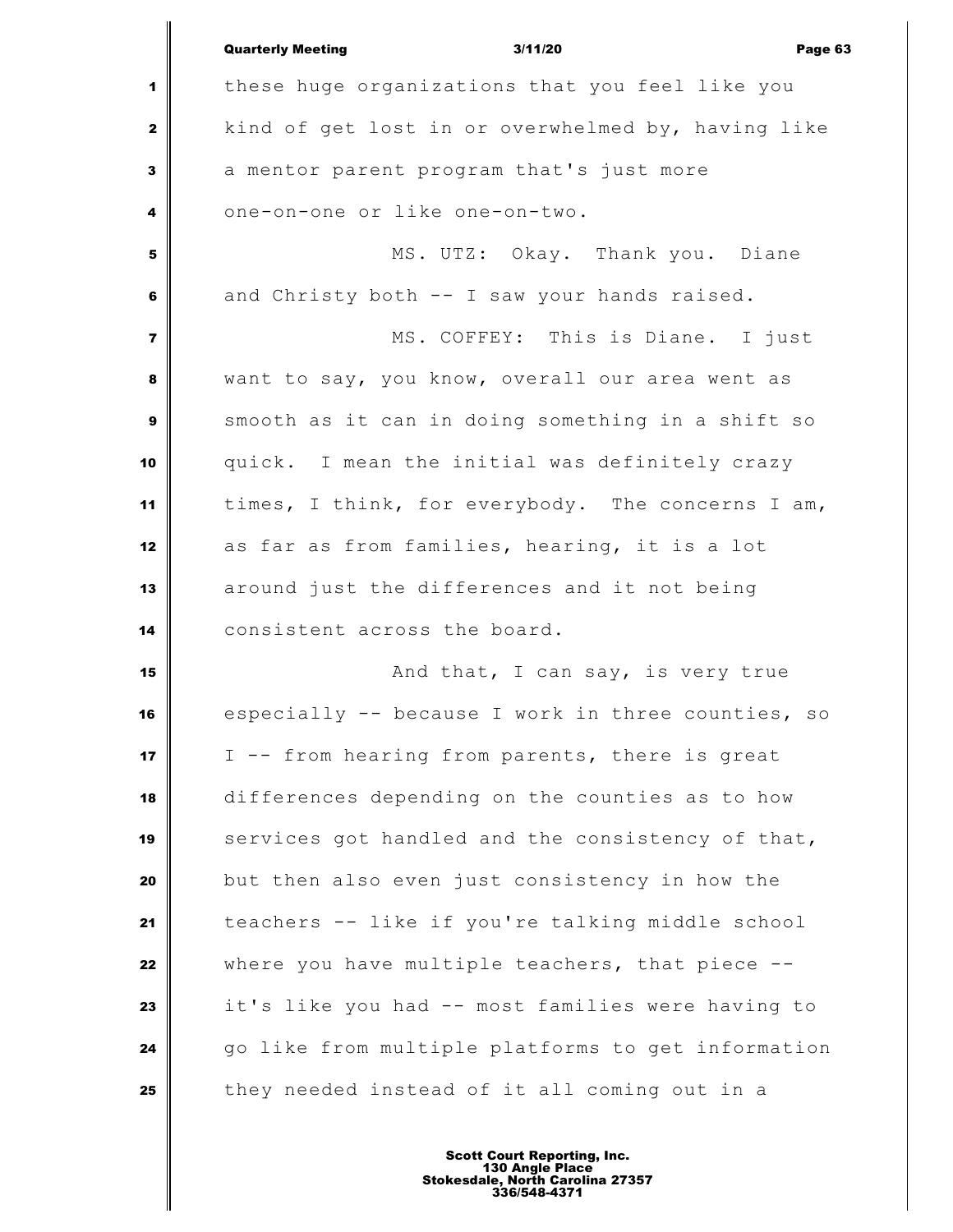these huge organizations that you feel like you kind of get lost in or overwhelmed by, having like a mentor parent program that's just more one-on-one or like one-on-two.

MS. UTZ: Okay. Thank you. Diane and Christy both -- I saw your hands raised.

MS. COFFEY: This is Diane. I just want to say, you know, overall our area went as smooth as it can in doing something in a shift so quick. I mean the initial was definitely crazy times, I think, for everybody. The concerns I am, as far as from families, hearing, it is a lot around just the differences and it not being consistent across the board.

And that, I can say, is very true especially -- because I work in three counties, so I -- from hearing from parents, there is great differences depending on the counties as to how services got handled and the consistency of that, but then also even just consistency in how the teachers -- like if you're talking middle school where you have multiple teachers, that piece -- it's like you had -- most families were having to go like from multiple platforms to get information they needed instead of it all coming out in a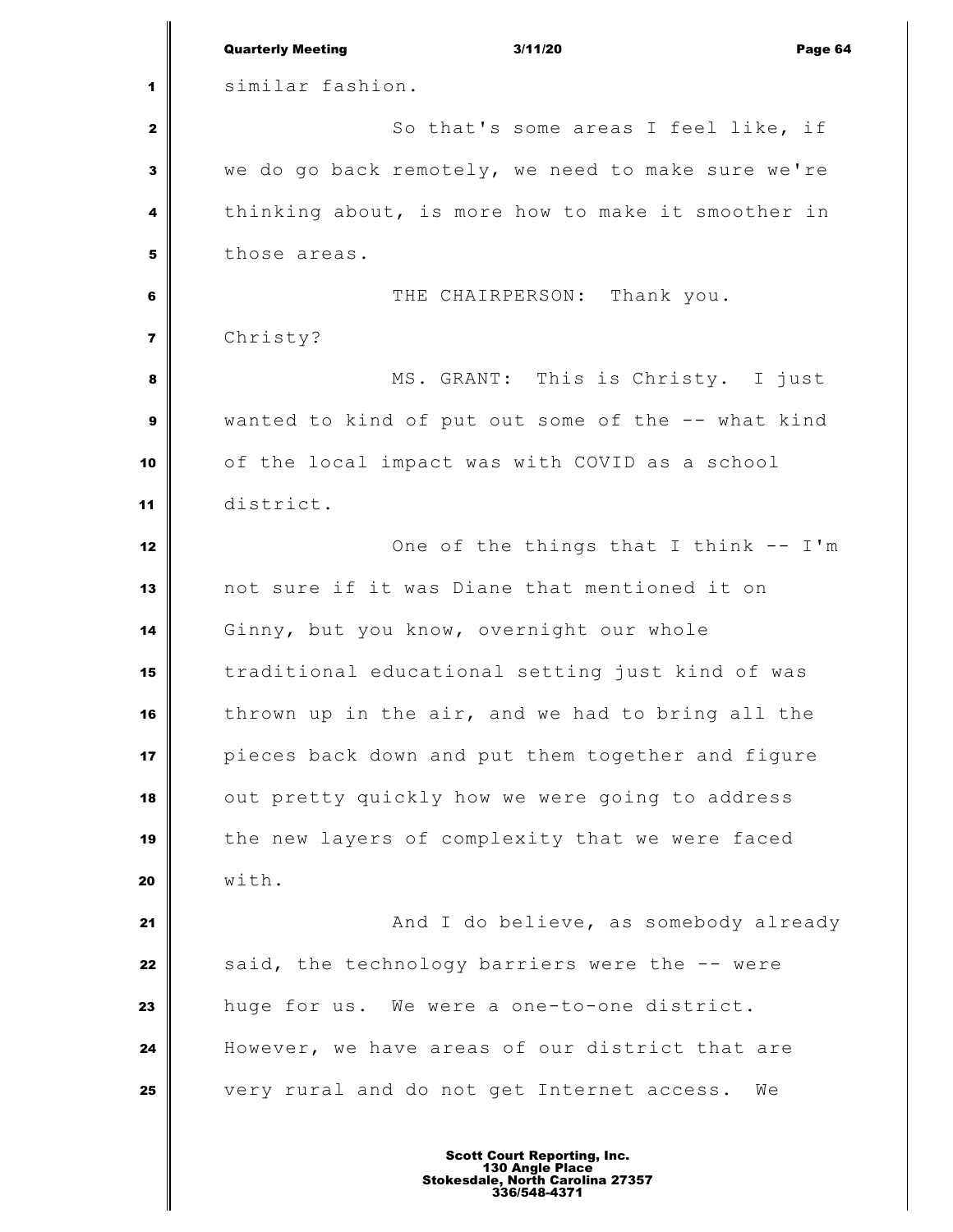similar fashion.

So that's some areas I feel like, if we do go back remotely, we need to make sure we're thinking about, is more how to make it smoother in those areas.

THE CHAIRPERSON: Thank you. Christy?

MS. GRANT: This is Christy. I just wanted to kind of put out some of the -- what kind of the local impact was with COVID as a school district.

One of the things that I think -- I'm not sure if it was Diane that mentioned it on Ginny, but you know, overnight our whole traditional educational setting just kind of was thrown up in the air, and we had to bring all the pieces back down and put them together and figure out pretty quickly how we were going to address the new layers of complexity that we were faced with.

And I do believe, as somebody already said, the technology barriers were the -- were huge for us. We were a one-to-one district. However, we have areas of our district that are very rural and do not get Internet access. We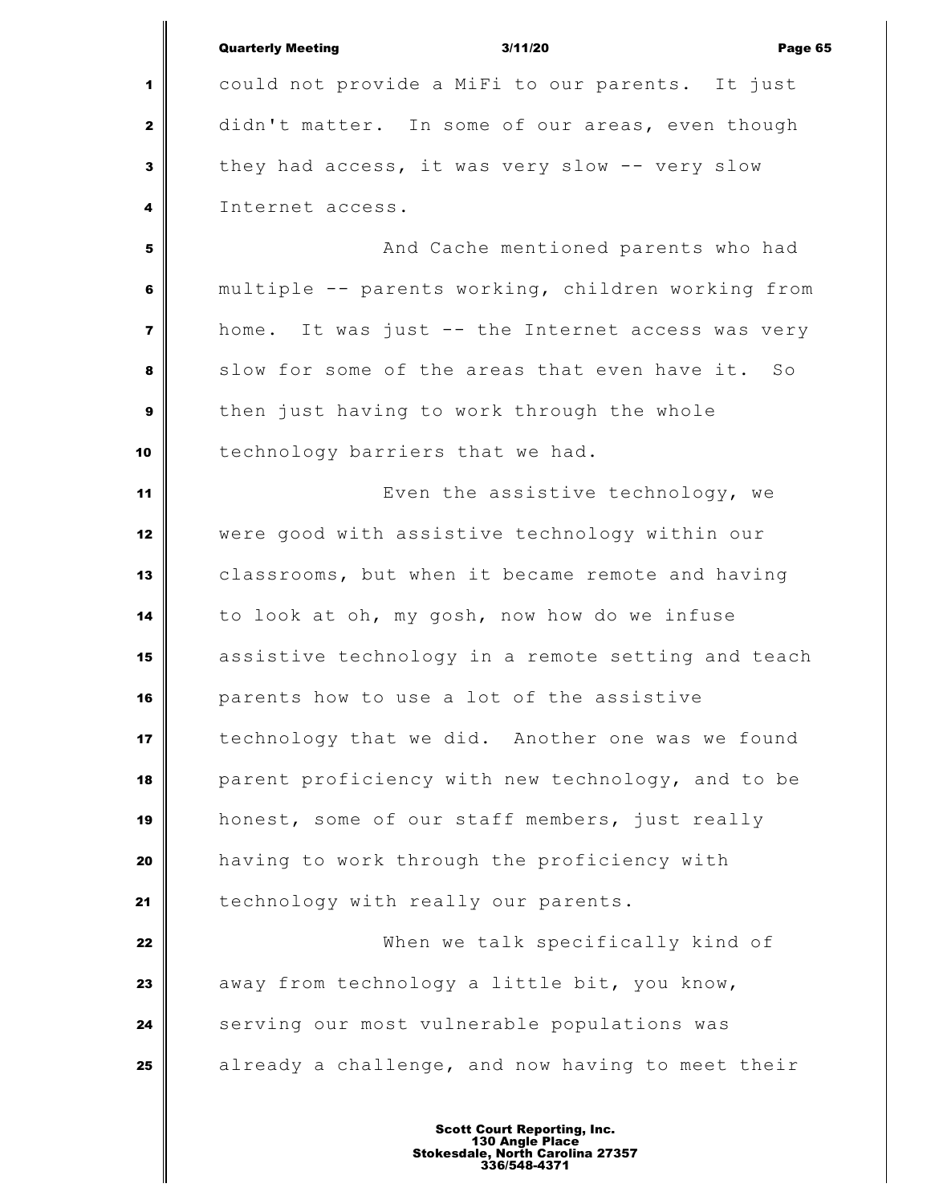could not provide a MiFi to our parents. It just didn't matter. In some of our areas, even though they had access, it was very slow -- very slow Internet access.

And Cache mentioned parents who had multiple -- parents working, children working from home. It was just -- the Internet access was very slow for some of the areas that even have it. So then just having to work through the whole technology barriers that we had.

Even the assistive technology, we were good with assistive technology within our classrooms, but when it became remote and having to look at oh, my gosh, now how do we infuse assistive technology in a remote setting and teach parents how to use a lot of the assistive technology that we did. Another one was we found parent proficiency with new technology, and to be honest, some of our staff members, just really having to work through the proficiency with technology with really our parents.

When we talk specifically kind of away from technology a little bit, you know, serving our most vulnerable populations was already a challenge, and now having to meet their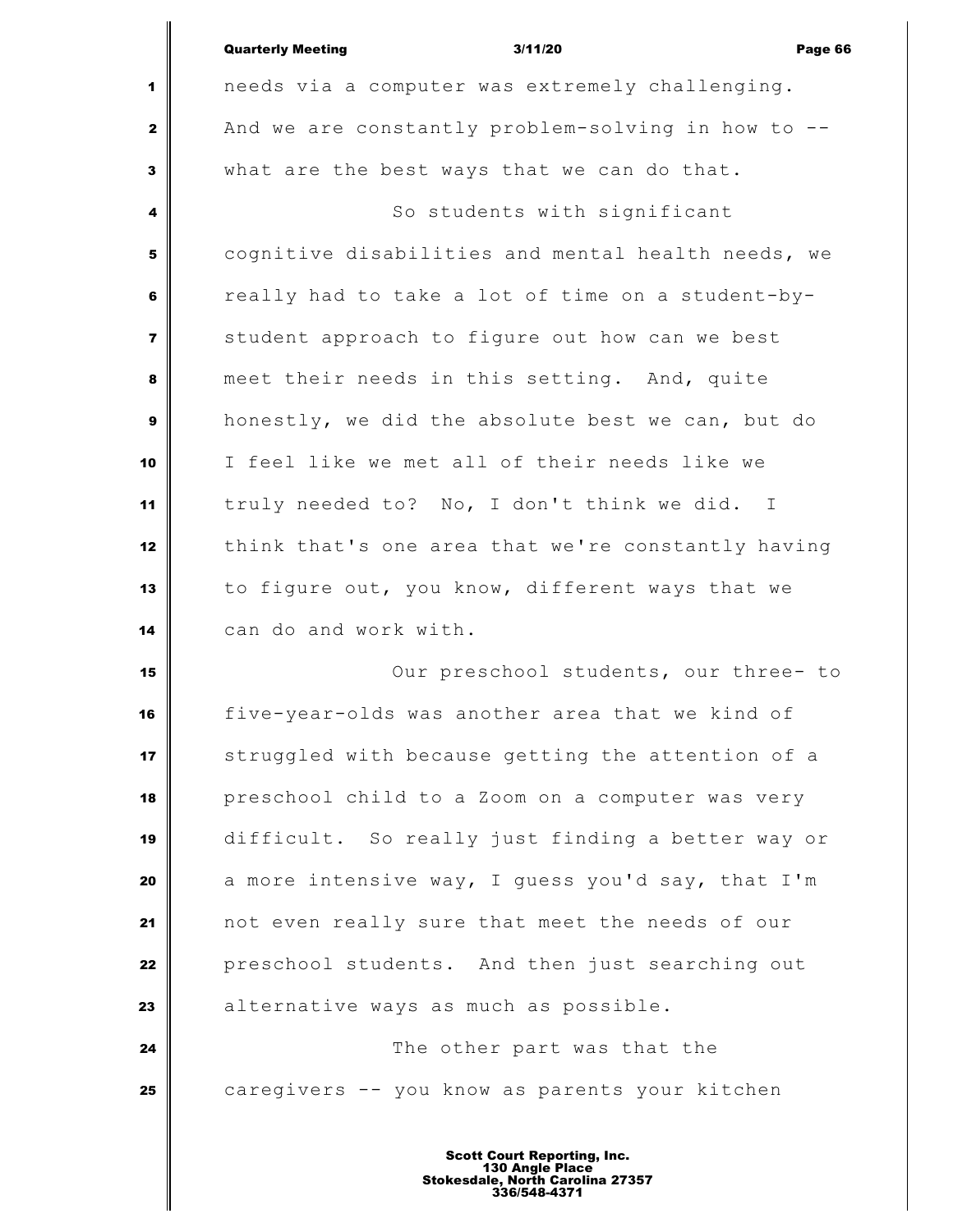needs via a computer was extremely challenging. And we are constantly problem-solving in how to -- what are the best ways that we can do that.

So students with significant cognitive disabilities and mental health needs, we really had to take a lot of time on a student-by-student approach to figure out how can we best meet their needs in this setting. And, quite honestly, we did the absolute best we can, but do I feel like we met all of their needs like we truly needed to? No, I don't think we did. I think that's one area that we're constantly having to figure out, you know, different ways that we can do and work with.

Our preschool students, our three- to five-year-olds was another area that we kind of struggled with because getting the attention of a preschool child to a Zoom on a computer was very difficult. So really just finding a better way or a more intensive way, I guess you'd say, that I'm not even really sure that meet the needs of our preschool students. And then just searching out alternative ways as much as possible.

The other part was that the caregivers -- you know as parents your kitchen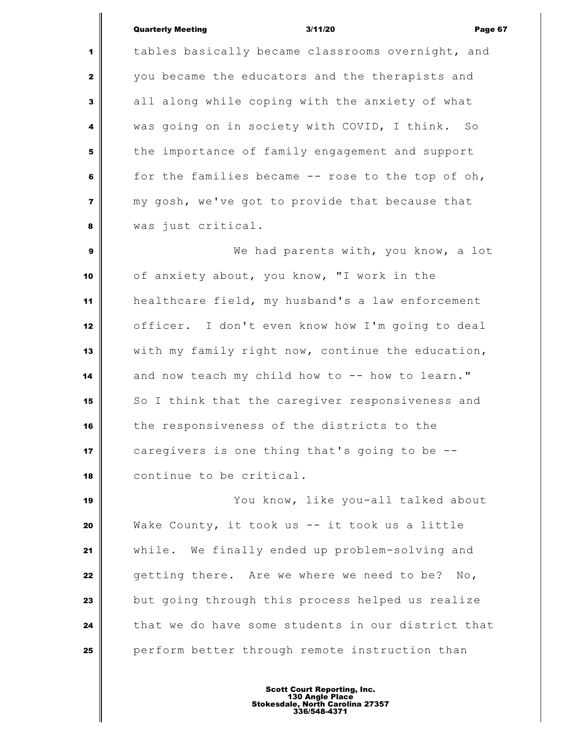tables basically became classrooms overnight, and you became the educators and the therapists and all along while coping with the anxiety of what was going on in society with COVID, I think. So the importance of family engagement and support for the families became -- rose to the top of oh, my gosh, we've got to provide that because that was just critical.

We had parents with, you know, a lot of anxiety about, you know, "I work in the healthcare field, my husband's a law enforcement officer. I don't even know how I'm going to deal with my family right now, continue the education, and now teach my child how to -- how to learn." So I think that the caregiver responsiveness and the responsiveness of the districts to the caregivers is one thing that's going to be -- continue to be critical.

You know, like you-all talked about Wake County, it took us -- it took us a little while. We finally ended up problem-solving and getting there. Are we where we need to be? No, but going through this process helped us realize that we do have some students in our district that perform better through remote instruction than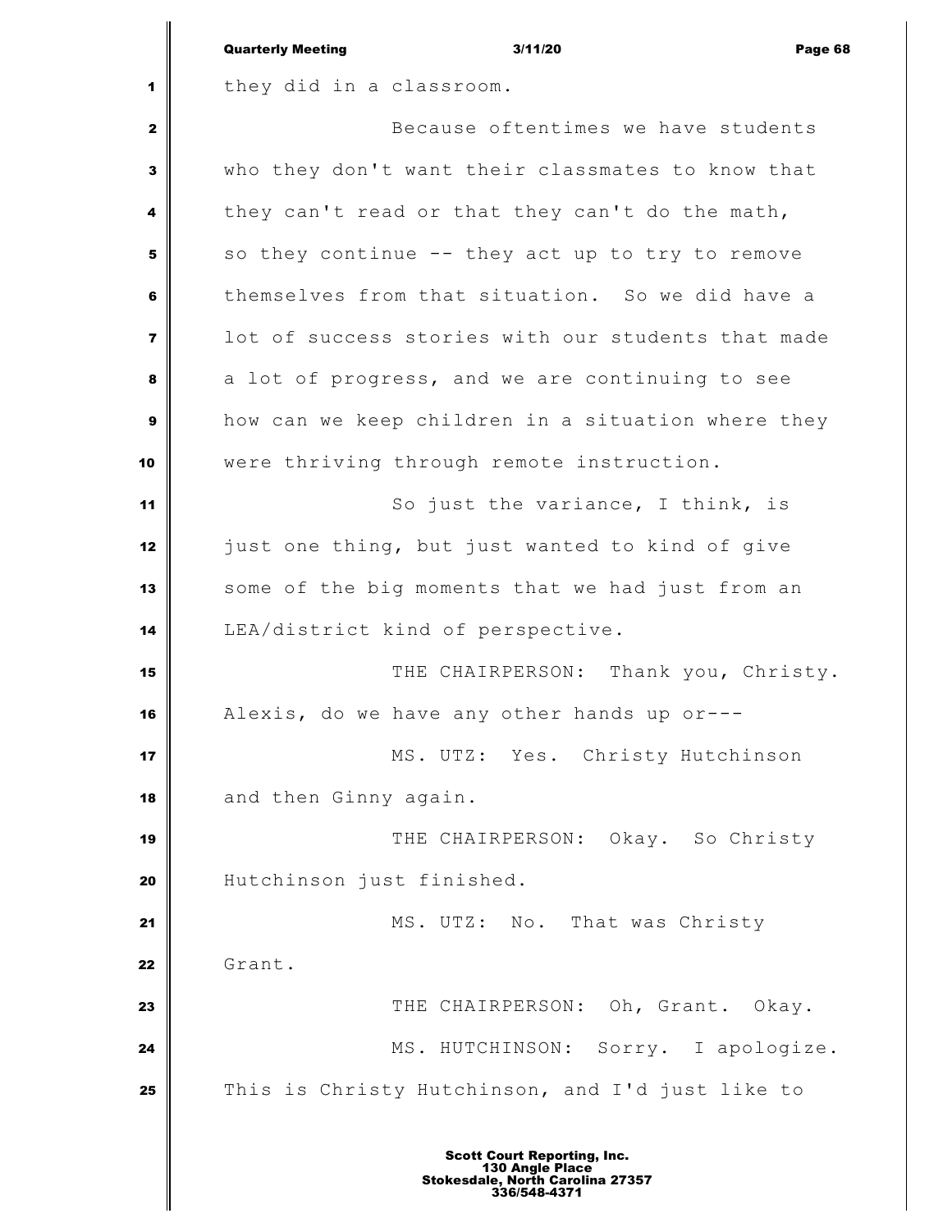they did in a classroom.

Because oftentimes we have students who they don't want their classmates to know that they can't read or that they can't do the math, so they continue -- they act up to try to remove themselves from that situation. So we did have a lot of success stories with our students that made a lot of progress, and we are continuing to see how can we keep children in a situation where they were thriving through remote instruction.

So just the variance, I think, is just one thing, but just wanted to kind of give some of the big moments that we had just from an LEA/district kind of perspective.

THE CHAIRPERSON: Thank you, Christy. Alexis, do we have any other hands up or---

MS. UTZ: Yes. Christy Hutchinson and then Ginny again.

THE CHAIRPERSON: Okay. So Christy Hutchinson just finished.

MS. UTZ: No. That was Christy Grant.

THE CHAIRPERSON: Oh, Grant. Okay.

MS. HUTCHINSON: Sorry. I apologize. This is Christy Hutchinson, and I'd just like to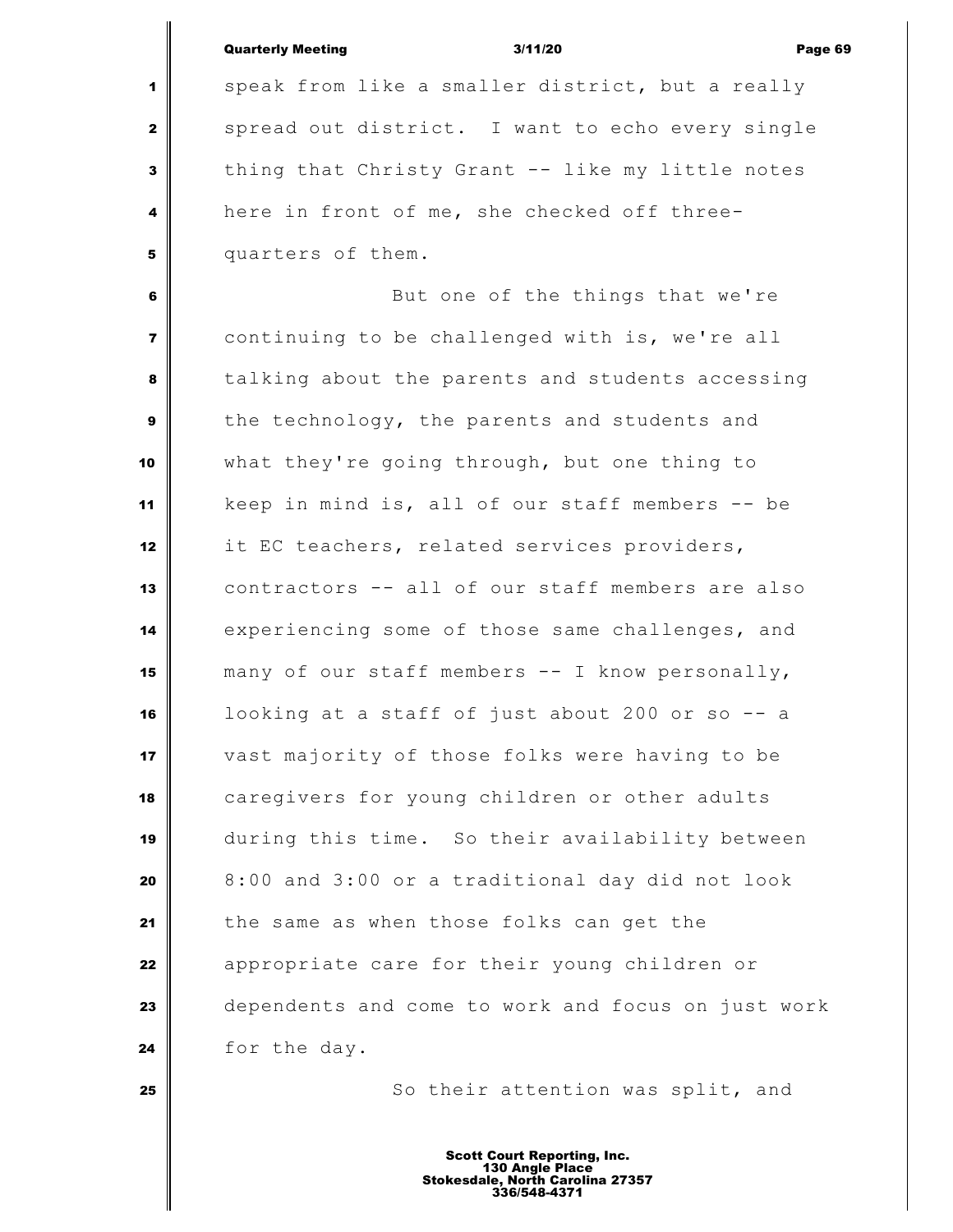speak from like a smaller district, but a really spread out district. I want to echo every single thing that Christy Grant -- like my little notes here in front of me, she checked off three-quarters of them.

But one of the things that we're continuing to be challenged with is, we're all talking about the parents and students accessing the technology, the parents and students and what they're going through, but one thing to keep in mind is, all of our staff members -- be it EC teachers, related services providers, contractors -- all of our staff members are also experiencing some of those same challenges, and many of our staff members -- I know personally, looking at a staff of just about 200 or so -- a vast majority of those folks were having to be caregivers for young children or other adults during this time. So their availability between 8:00 and 3:00 or a traditional day did not look the same as when those folks can get the appropriate care for their young children or dependents and come to work and focus on just work for the day.

So their attention was split, and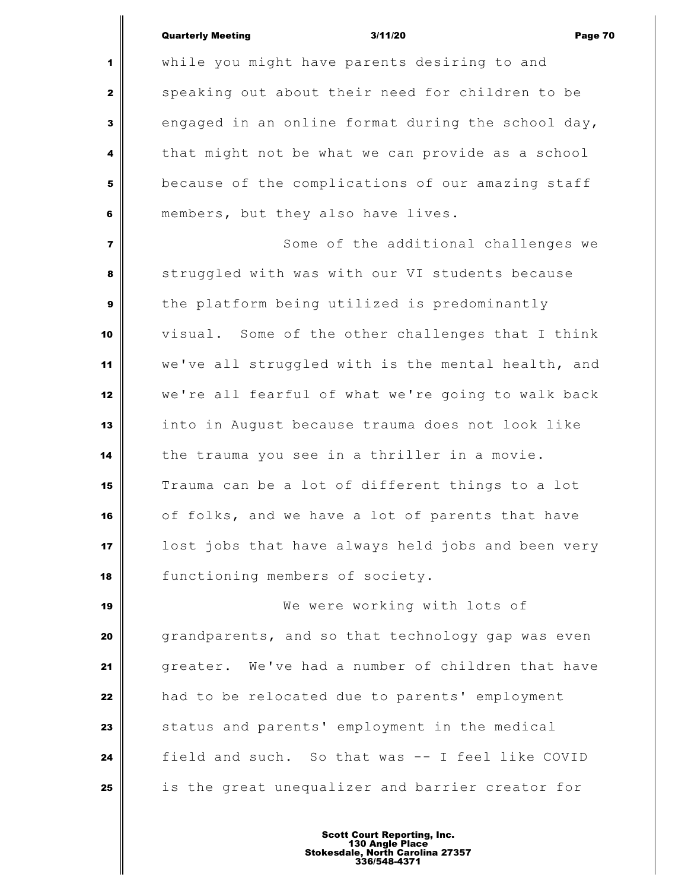while you might have parents desiring to and speaking out about their need for children to be engaged in an online format during the school day, that might not be what we can provide as a school because of the complications of our amazing staff members, but they also have lives.

Some of the additional challenges we struggled with was with our VI students because the platform being utilized is predominantly visual. Some of the other challenges that I think we've all struggled with is the mental health, and we're all fearful of what we're going to walk back into in August because trauma does not look like the trauma you see in a thriller in a movie. Trauma can be a lot of different things to a lot of folks, and we have a lot of parents that have lost jobs that have always held jobs and been very functioning members of society.

We were working with lots of grandparents, and so that technology gap was even greater. We've had a number of children that have had to be relocated due to parents' employment status and parents' employment in the medical field and such. So that was -- I feel like COVID is the great unequalizer and barrier creator for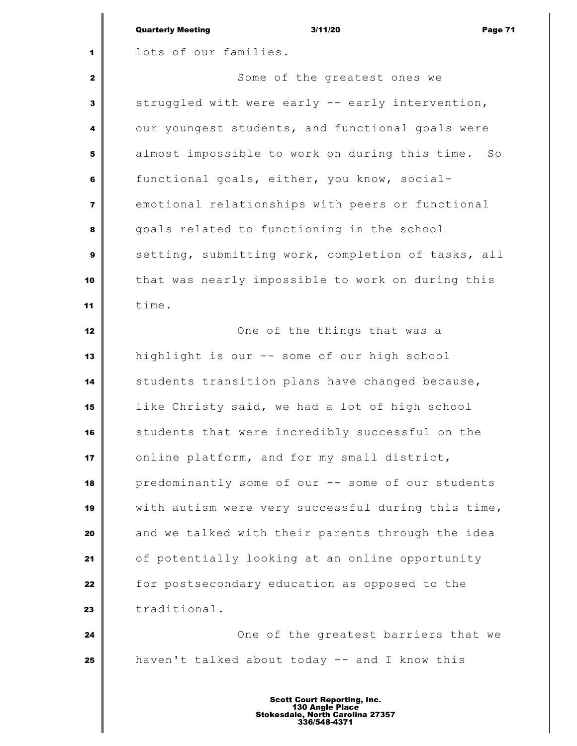lots of our families.

Some of the greatest ones we struggled with were early -- early intervention, our youngest students, and functional goals were almost impossible to work on during this time. So functional goals, either, you know, social-emotional relationships with peers or functional goals related to functioning in the school setting, submitting work, completion of tasks, all that was nearly impossible to work on during this time.

One of the things that was a highlight is our -- some of our high school students transition plans have changed because, like Christy said, we had a lot of high school students that were incredibly successful on the online platform, and for my small district, predominantly some of our -- some of our students with autism were very successful during this time, and we talked with their parents through the idea of potentially looking at an online opportunity for postsecondary education as opposed to the traditional.

One of the greatest barriers that we haven't talked about today -- and I know this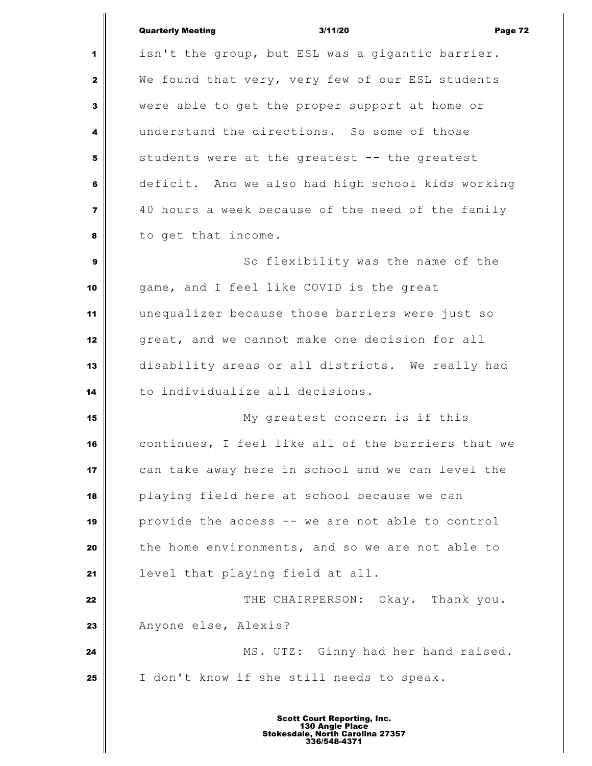isn't the group, but ESL was a gigantic barrier. We found that very, very few of our ESL students were able to get the proper support at home or understand the directions. So some of those students were at the greatest -- the greatest deficit. And we also had high school kids working 40 hours a week because of the need of the family to get that income.

So flexibility was the name of the game, and I feel like COVID is the great unequalizer because those barriers were just so great, and we cannot make one decision for all disability areas or all districts. We really had to individualize all decisions.

My greatest concern is if this continues, I feel like all of the barriers that we can take away here in school and we can level the playing field here at school because we can provide the access -- we are not able to control the home environments, and so we are not able to level that playing field at all.

THE CHAIRPERSON: Okay. Thank you. Anyone else, Alexis?

MS. UTZ: Ginny had her hand raised. I don't know if she still needs to speak.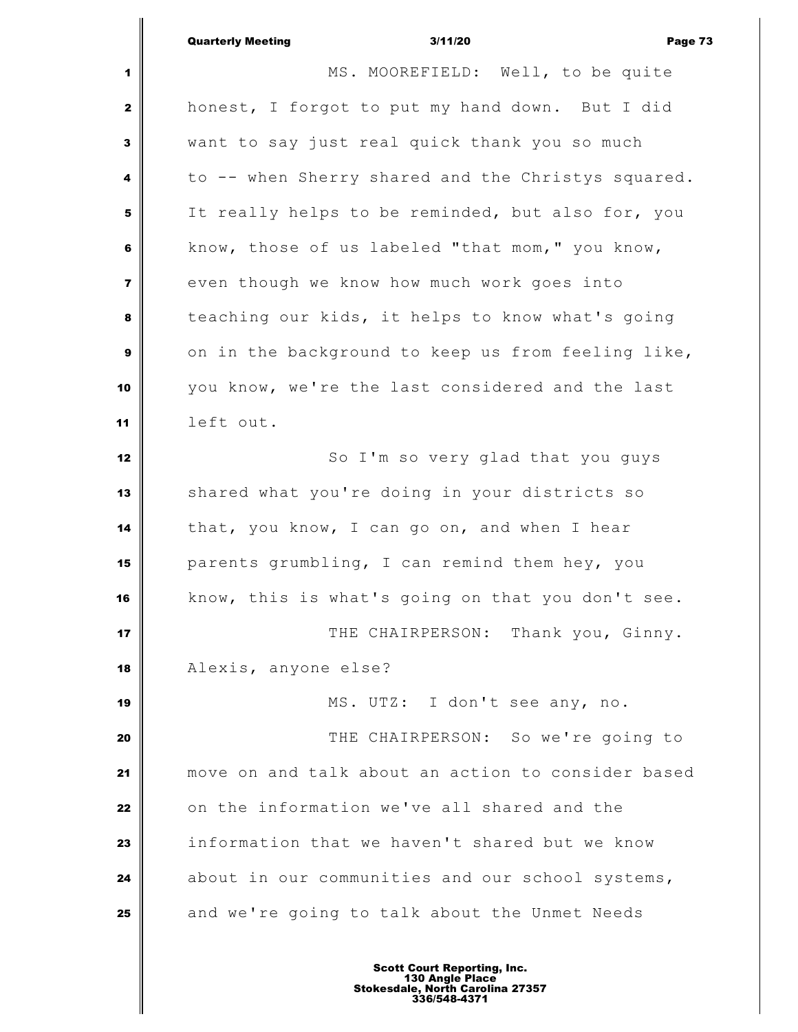MS. MOOREFIELD: Well, to be quite honest, I forgot to put my hand down. But I did want to say just real quick thank you so much to -- when Sherry shared and the Christys squared. It really helps to be reminded, but also for, you know, those of us labeled "that mom," you know, even though we know how much work goes into teaching our kids, it helps to know what's going on in the background to keep us from feeling like, you know, we're the last considered and the last left out.

So I'm so very glad that you guys shared what you're doing in your districts so that, you know, I can go on, and when I hear parents grumbling, I can remind them hey, you know, this is what's going on that you don't see.

THE CHAIRPERSON: Thank you, Ginny. Alexis, anyone else?

MS. UTZ: I don't see any, no.

THE CHAIRPERSON: So we're going to move on and talk about an action to consider based on the information we've all shared and the information that we haven't shared but we know about in our communities and our school systems, and we're going to talk about the Unmet Needs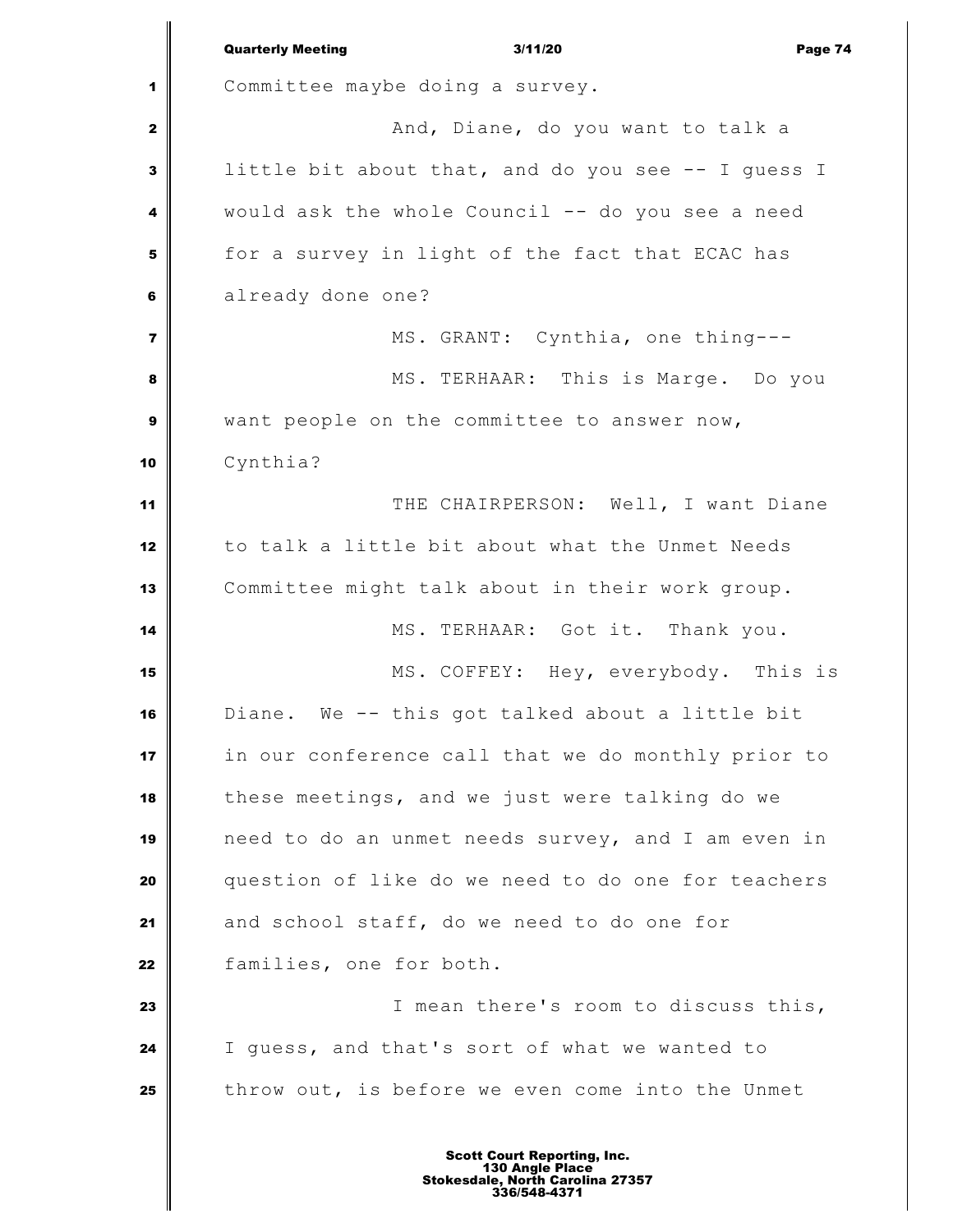Committee maybe doing a survey.

And, Diane, do you want to talk a little bit about that, and do you see -- I guess I would ask the whole Council -- do you see a need for a survey in light of the fact that ECAC has already done one?

MS. GRANT: Cynthia, one thing---

MS. TERHAAR: This is Marge. Do you want people on the committee to answer now, Cynthia?

THE CHAIRPERSON: Well, I want Diane to talk a little bit about what the Unmet Needs Committee might talk about in their work group.

MS. TERHAAR: Got it. Thank you.

MS. COFFEY: Hey, everybody. This is Diane. We -- this got talked about a little bit in our conference call that we do monthly prior to these meetings, and we just were talking do we need to do an unmet needs survey, and I am even in question of like do we need to do one for teachers and school staff, do we need to do one for families, one for both.

I mean there's room to discuss this, I guess, and that's sort of what we wanted to throw out, is before we even come into the Unmet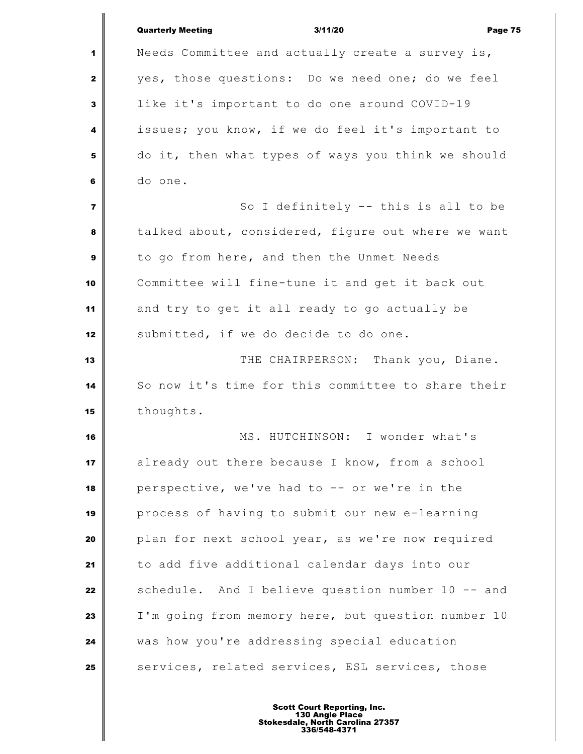Needs Committee and actually create a survey is, yes, those questions: Do we need one; do we feel like it's important to do one around COVID-19 issues; you know, if we do feel it's important to do it, then what types of ways you think we should do one.

So I definitely -- this is all to be talked about, considered, figure out where we want to go from here, and then the Unmet Needs Committee will fine-tune it and get it back out and try to get it all ready to go actually be submitted, if we do decide to do one.

THE CHAIRPERSON: Thank you, Diane. So now it's time for this committee to share their thoughts.

MS. HUTCHINSON: I wonder what's already out there because I know, from a school perspective, we've had to -- or we're in the process of having to submit our new e-learning plan for next school year, as we're now required to add five additional calendar days into our schedule. And I believe question number 10 -- and I'm going from memory here, but question number 10 was how you're addressing special education services, related services, ESL services, those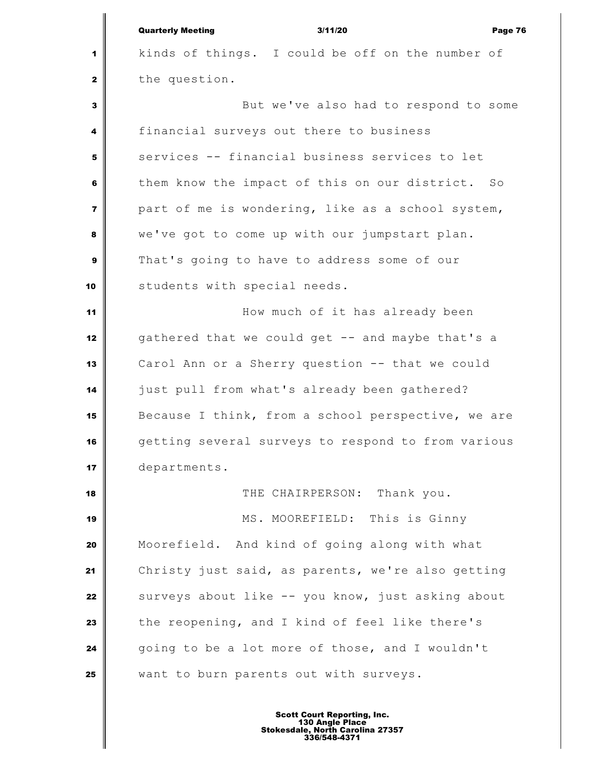kinds of things. I could be off on the number of the question.

But we've also had to respond to some financial surveys out there to business services -- financial business services to let them know the impact of this on our district. So part of me is wondering, like as a school system, we've got to come up with our jumpstart plan. That's going to have to address some of our students with special needs.

How much of it has already been gathered that we could get -- and maybe that's a Carol Ann or a Sherry question -- that we could just pull from what's already been gathered? Because I think, from a school perspective, we are getting several surveys to respond to from various departments.

THE CHAIRPERSON: Thank you.

MS. MOOREFIELD: This is Ginny Moorefield. And kind of going along with what Christy just said, as parents, we're also getting surveys about like -- you know, just asking about the reopening, and I kind of feel like there's going to be a lot more of those, and I wouldn't want to burn parents out with surveys.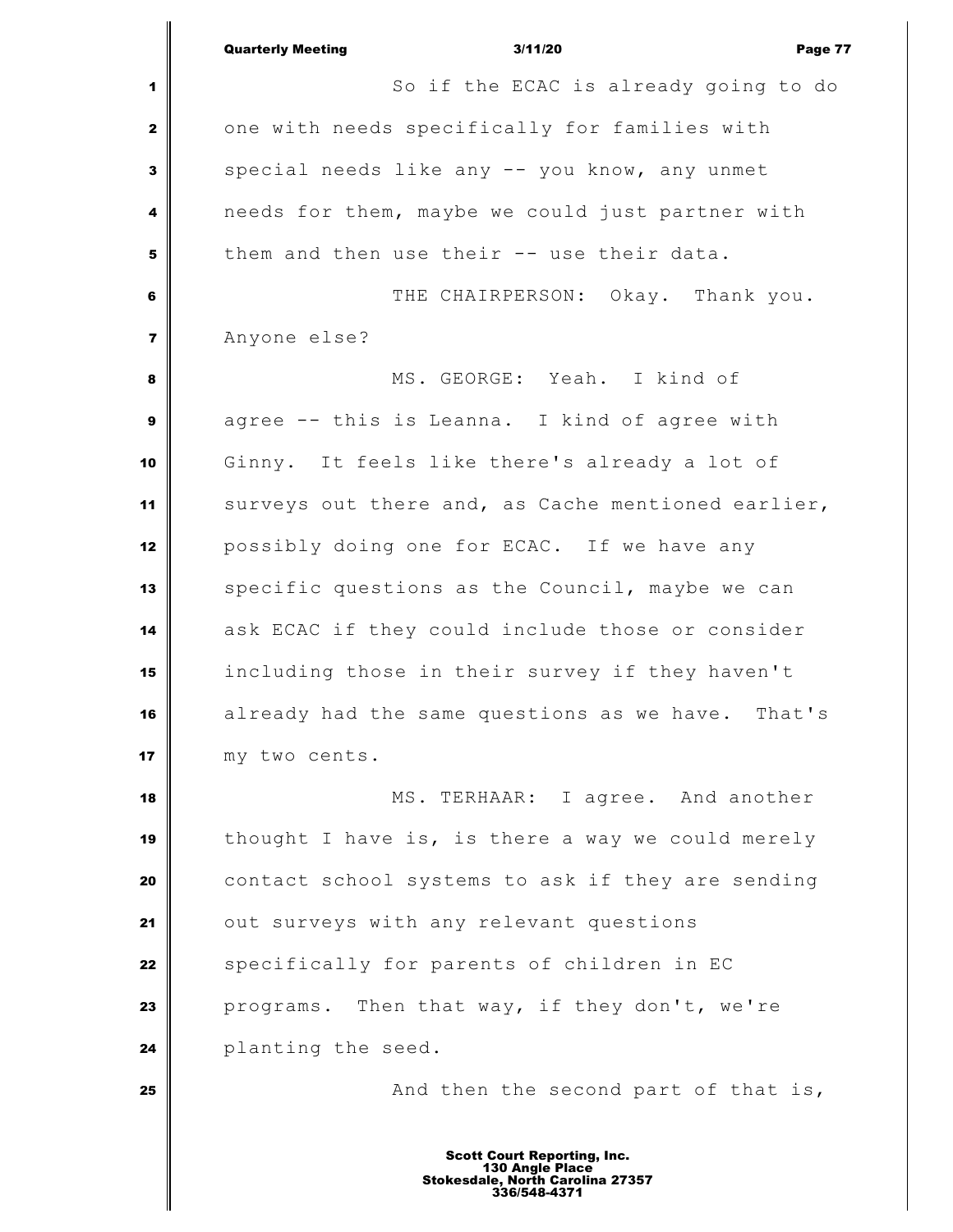So if the ECAC is already going to do one with needs specifically for families with special needs like any -- you know, any unmet needs for them, maybe we could just partner with them and then use their -- use their data.

THE CHAIRPERSON: Okay. Thank you. Anyone else?

MS. GEORGE: Yeah. I kind of agree -- this is Leanna. I kind of agree with Ginny. It feels like there's already a lot of surveys out there and, as Cache mentioned earlier, possibly doing one for ECAC. If we have any specific questions as the Council, maybe we can ask ECAC if they could include those or consider including those in their survey if they haven't already had the same questions as we have. That's my two cents.

MS. TERHAAR: I agree. And another thought I have is, is there a way we could merely contact school systems to ask if they are sending out surveys with any relevant questions specifically for parents of children in EC programs. Then that way, if they don't, we're planting the seed.

And then the second part of that is,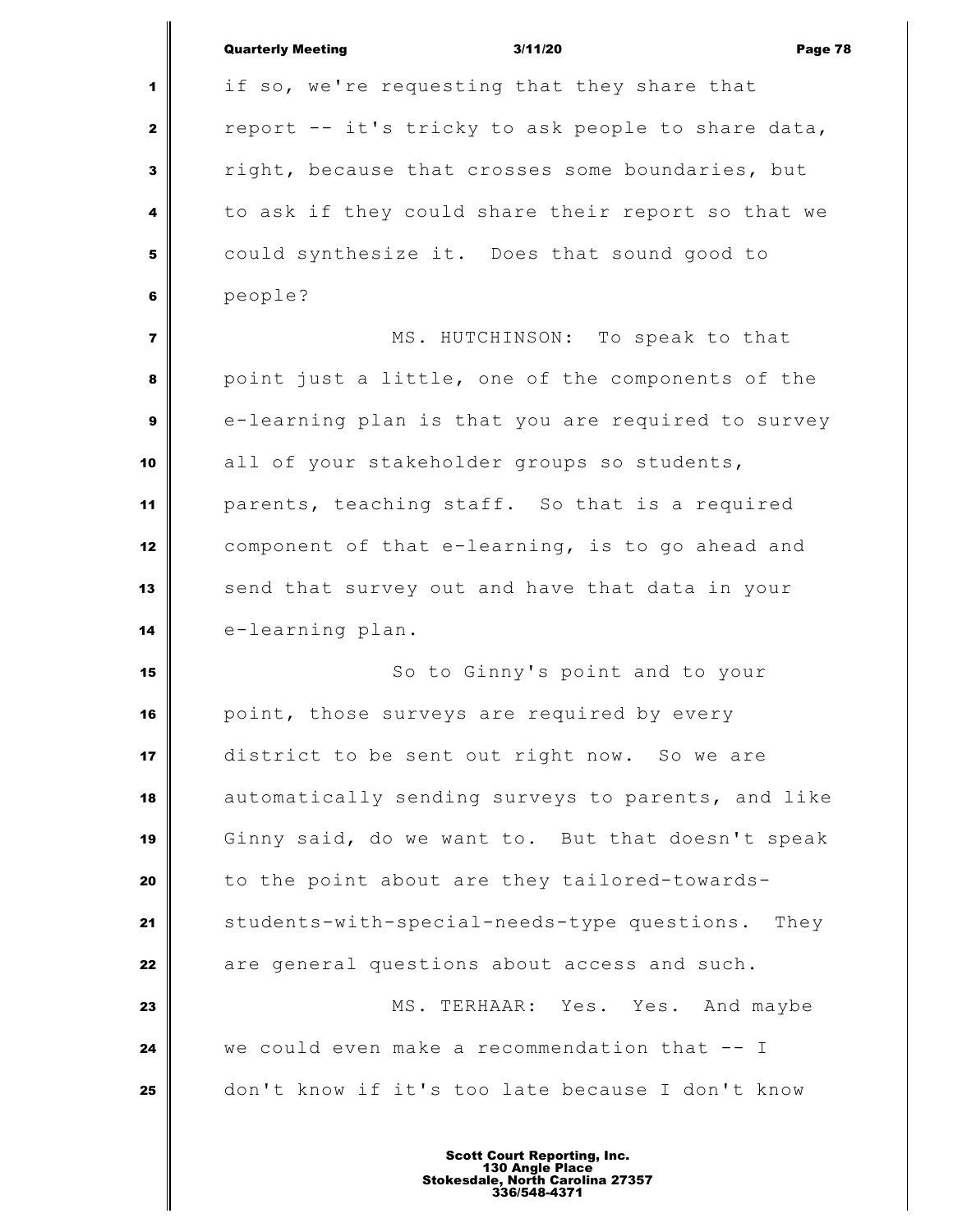if so, we're requesting that they share that report -- it's tricky to ask people to share data, right, because that crosses some boundaries, but to ask if they could share their report so that we could synthesize it. Does that sound good to people?

MS. HUTCHINSON: To speak to that point just a little, one of the components of the e-learning plan is that you are required to survey all of your stakeholder groups so students, parents, teaching staff. So that is a required component of that e-learning, is to go ahead and send that survey out and have that data in your e-learning plan.

So to Ginny's point and to your point, those surveys are required by every district to be sent out right now. So we are automatically sending surveys to parents, and like Ginny said, do we want to. But that doesn't speak to the point about are they tailored-towards-students-with-special-needs-type questions. They are general questions about access and such.

MS. TERHAAR: Yes. Yes. And maybe we could even make a recommendation that -- I don't know if it's too late because I don't know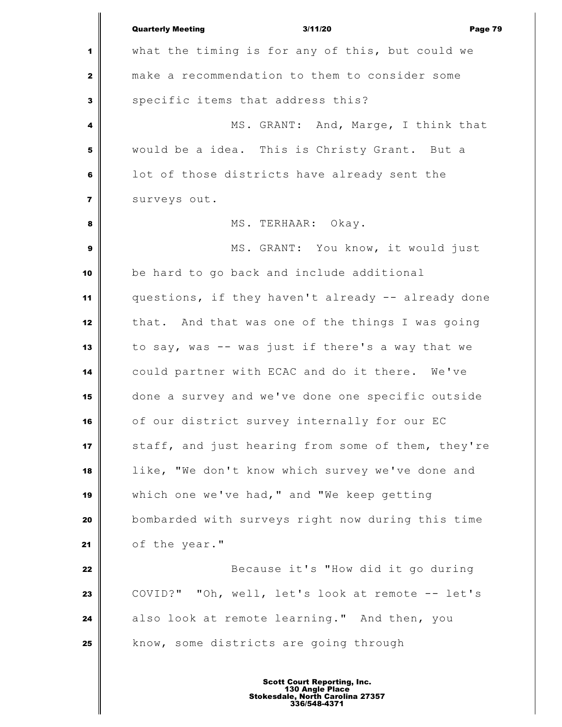what the timing is for any of this, but could we make a recommendation to them to consider some specific items that address this?

MS. GRANT: And, Marge, I think that would be a idea. This is Christy Grant. But a lot of those districts have already sent the surveys out.

MS. TERHAAR: Okay.

MS. GRANT: You know, it would just be hard to go back and include additional questions, if they haven't already -- already done that. And that was one of the things I was going to say, was -- was just if there's a way that we could partner with ECAC and do it there. We've done a survey and we've done one specific outside of our district survey internally for our EC staff, and just hearing from some of them, they're like, "We don't know which survey we've done and which one we've had," and "We keep getting bombarded with surveys right now during this time of the year."

Because it's "How did it go during COVID?" "Oh, well, let's look at remote -- let's also look at remote learning." And then, you know, some districts are going through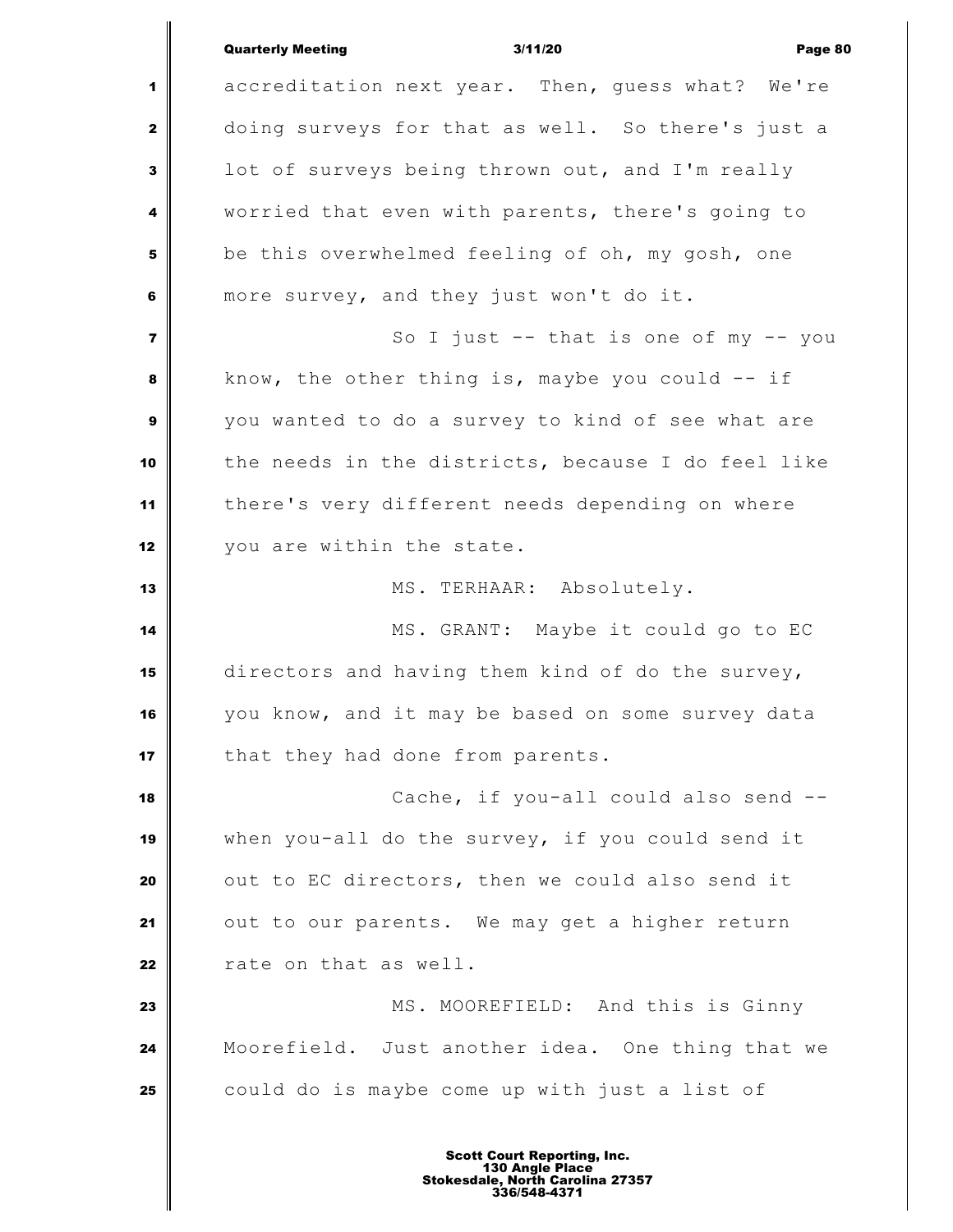accreditation next year. Then, guess what? We're doing surveys for that as well. So there's just a lot of surveys being thrown out, and I'm really worried that even with parents, there's going to be this overwhelmed feeling of oh, my gosh, one more survey, and they just won't do it.

So I just -- that is one of my -- you know, the other thing is, maybe you could -- if you wanted to do a survey to kind of see what are the needs in the districts, because I do feel like there's very different needs depending on where you are within the state.

MS. TERHAAR: Absolutely.

MS. GRANT: Maybe it could go to EC directors and having them kind of do the survey, you know, and it may be based on some survey data that they had done from parents.

Cache, if you-all could also send -- when you-all do the survey, if you could send it out to EC directors, then we could also send it out to our parents. We may get a higher return rate on that as well.

MS. MOOREFIELD: And this is Ginny Moorefield. Just another idea. One thing that we could do is maybe come up with just a list of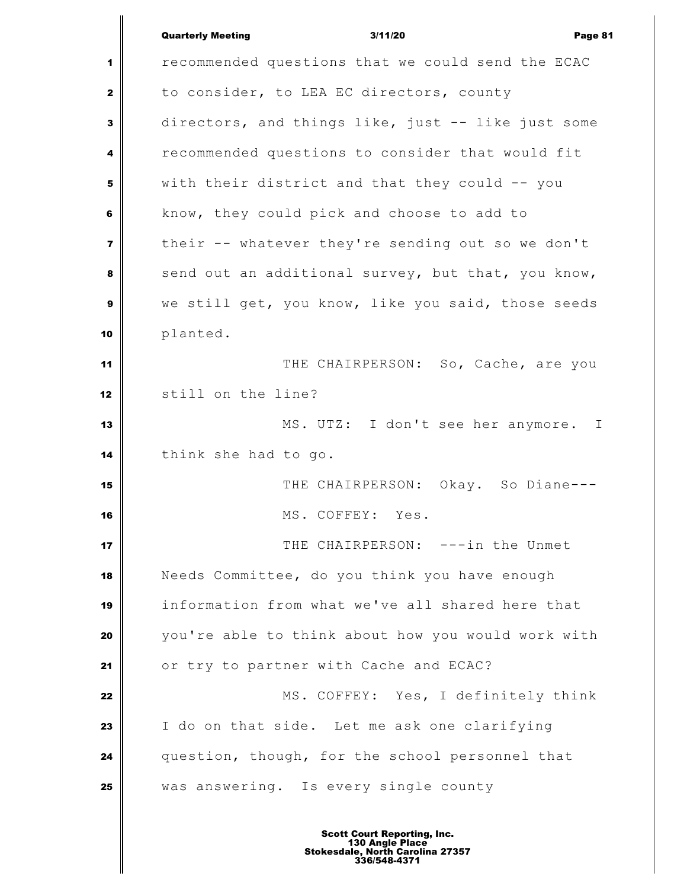recommended questions that we could send the ECAC to consider, to LEA EC directors, county directors, and things like, just -- like just some recommended questions to consider that would fit with their district and that they could -- you know, they could pick and choose to add to their -- whatever they're sending out so we don't send out an additional survey, but that, you know, we still get, you know, like you said, those seeds planted.

THE CHAIRPERSON: So, Cache, are you still on the line?

MS. UTZ: I don't see her anymore. I think she had to go.

THE CHAIRPERSON: Okay. So Diane---

MS. COFFEY: Yes.

THE CHAIRPERSON: ---in the Unmet Needs Committee, do you think you have enough information from what we've all shared here that you're able to think about how you would work with or try to partner with Cache and ECAC?

MS. COFFEY: Yes, I definitely think I do on that side. Let me ask one clarifying question, though, for the school personnel that was answering. Is every single county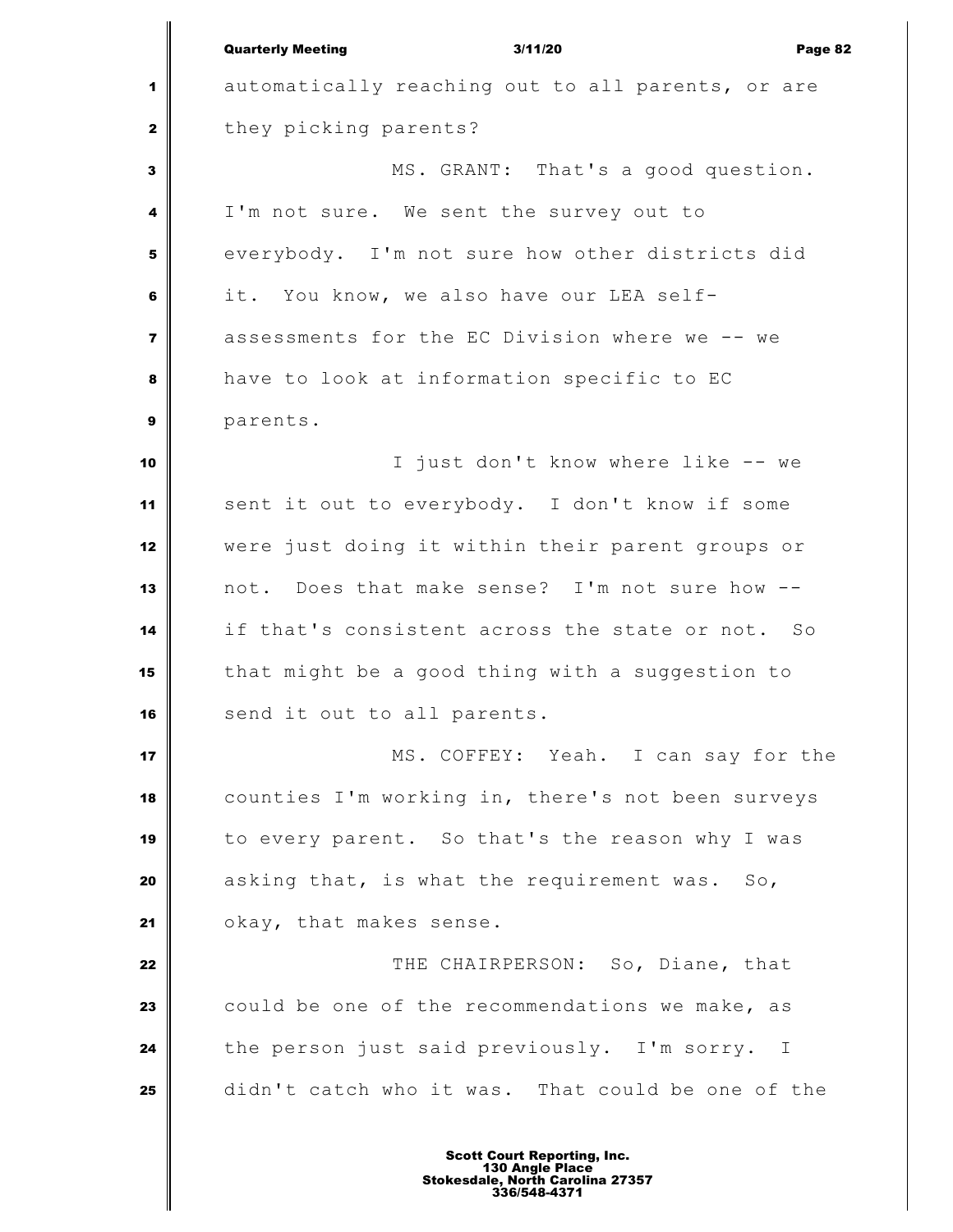automatically reaching out to all parents, or are they picking parents?

MS. GRANT: That's a good question. I'm not sure. We sent the survey out to everybody. I'm not sure how other districts did it. You know, we also have our LEA self-assessments for the EC Division where we -- we have to look at information specific to EC parents.

I just don't know where like -- we sent it out to everybody. I don't know if some were just doing it within their parent groups or not. Does that make sense? I'm not sure how -- if that's consistent across the state or not. So that might be a good thing with a suggestion to send it out to all parents.

MS. COFFEY: Yeah. I can say for the counties I'm working in, there's not been surveys to every parent. So that's the reason why I was asking that, is what the requirement was. So, okay, that makes sense.

THE CHAIRPERSON: So, Diane, that could be one of the recommendations we make, as the person just said previously. I'm sorry. I didn't catch who it was. That could be one of the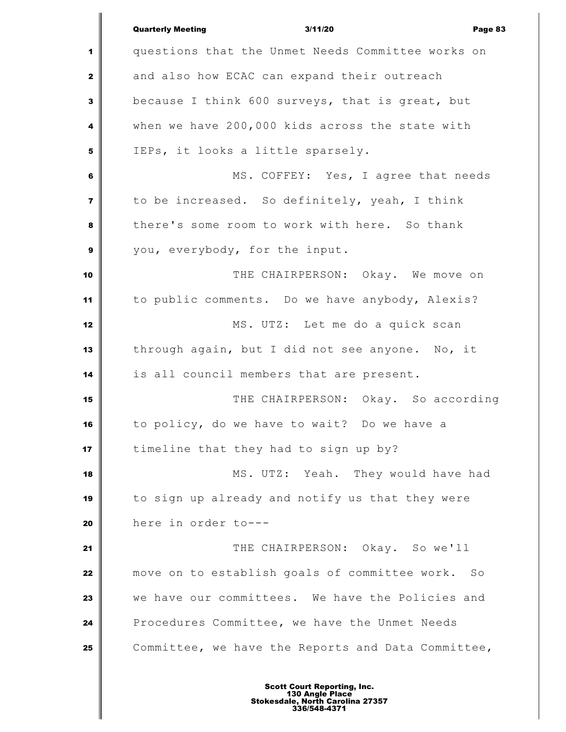questions that the Unmet Needs Committee works on and also how ECAC can expand their outreach because I think 600 surveys, that is great, but when we have 200,000 kids across the state with IEPs, it looks a little sparsely.

MS. COFFEY: Yes, I agree that needs to be increased. So definitely, yeah, I think there's some room to work with here. So thank you, everybody, for the input.

THE CHAIRPERSON: Okay. We move on to public comments. Do we have anybody, Alexis?

MS. UTZ: Let me do a quick scan through again, but I did not see anyone. No, it is all council members that are present.

THE CHAIRPERSON: Okay. So according to policy, do we have to wait? Do we have a timeline that they had to sign up by?

MS. UTZ: Yeah. They would have had to sign up already and notify us that they were here in order to---

THE CHAIRPERSON: Okay. So we'll move on to establish goals of committee work. So we have our committees. We have the Policies and Procedures Committee, we have the Unmet Needs Committee, we have the Reports and Data Committee,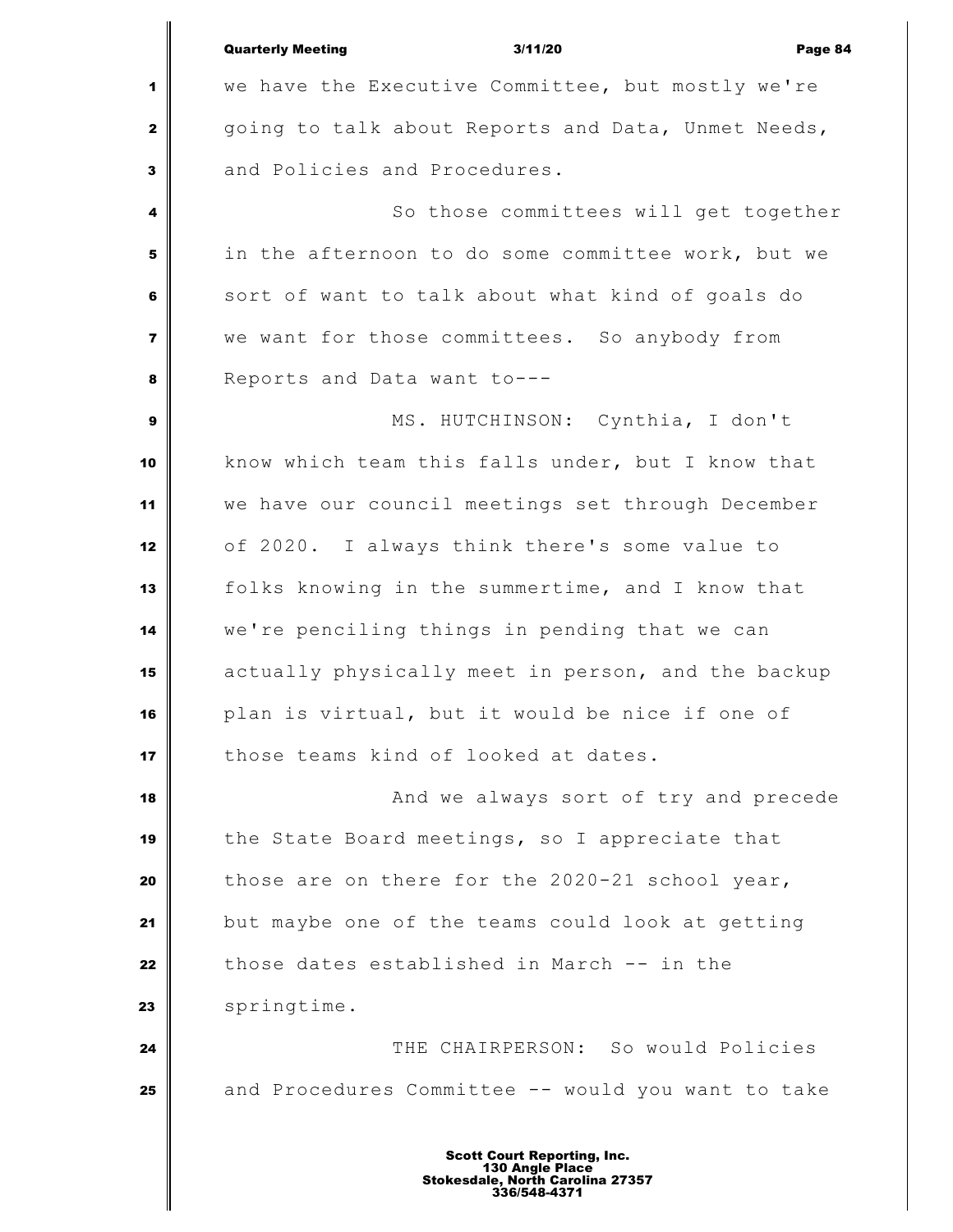we have the Executive Committee, but mostly we're going to talk about Reports and Data, Unmet Needs, and Policies and Procedures.

So those committees will get together in the afternoon to do some committee work, but we sort of want to talk about what kind of goals do we want for those committees. So anybody from Reports and Data want to---

MS. HUTCHINSON: Cynthia, I don't know which team this falls under, but I know that we have our council meetings set through December of 2020. I always think there's some value to folks knowing in the summertime, and I know that we're penciling things in pending that we can actually physically meet in person, and the backup plan is virtual, but it would be nice if one of those teams kind of looked at dates.

And we always sort of try and precede the State Board meetings, so I appreciate that those are on there for the 2020-21 school year, but maybe one of the teams could look at getting those dates established in March -- in the springtime.

THE CHAIRPERSON: So would Policies and Procedures Committee -- would you want to take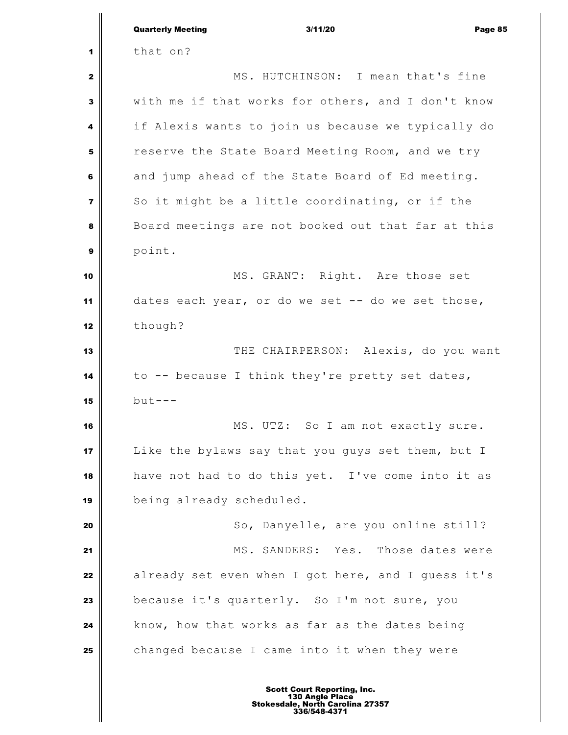that on?

MS. HUTCHINSON: I mean that's fine with me if that works for others, and I don't know if Alexis wants to join us because we typically do reserve the State Board Meeting Room, and we try and jump ahead of the State Board of Ed meeting. So it might be a little coordinating, or if the Board meetings are not booked out that far at this point.

MS. GRANT: Right. Are those set dates each year, or do we set -- do we set those, though?

THE CHAIRPERSON: Alexis, do you want to -- because I think they're pretty set dates, but---

MS. UTZ: So I am not exactly sure. Like the bylaws say that you guys set them, but I have not had to do this yet. I've come into it as being already scheduled.

So, Danyelle, are you online still?

MS. SANDERS: Yes. Those dates were already set even when I got here, and I guess it's because it's quarterly. So I'm not sure, you know, how that works as far as the dates being changed because I came into it when they were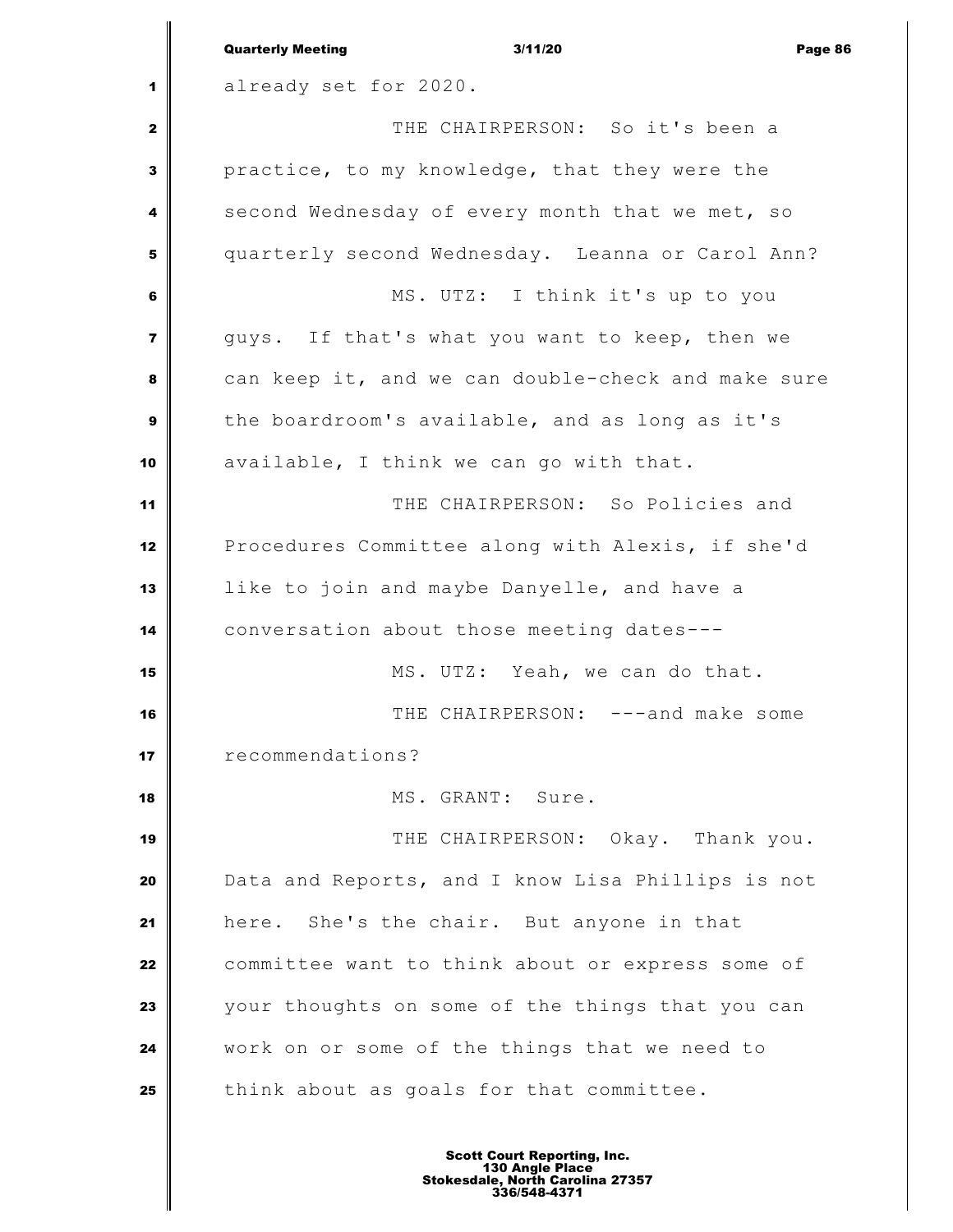already set for 2020.

THE CHAIRPERSON: So it's been a practice, to my knowledge, that they were the second Wednesday of every month that we met, so quarterly second Wednesday. Leanna or Carol Ann?

MS. UTZ: I think it's up to you guys. If that's what you want to keep, then we can keep it, and we can double-check and make sure the boardroom's available, and as long as it's available, I think we can go with that.

THE CHAIRPERSON: So Policies and Procedures Committee along with Alexis, if she'd like to join and maybe Danyelle, and have a conversation about those meeting dates---

MS. UTZ: Yeah, we can do that.

THE CHAIRPERSON: ---and make some recommendations?

MS. GRANT: Sure.

THE CHAIRPERSON: Okay. Thank you. Data and Reports, and I know Lisa Phillips is not here. She's the chair. But anyone in that committee want to think about or express some of your thoughts on some of the things that you can work on or some of the things that we need to think about as goals for that committee.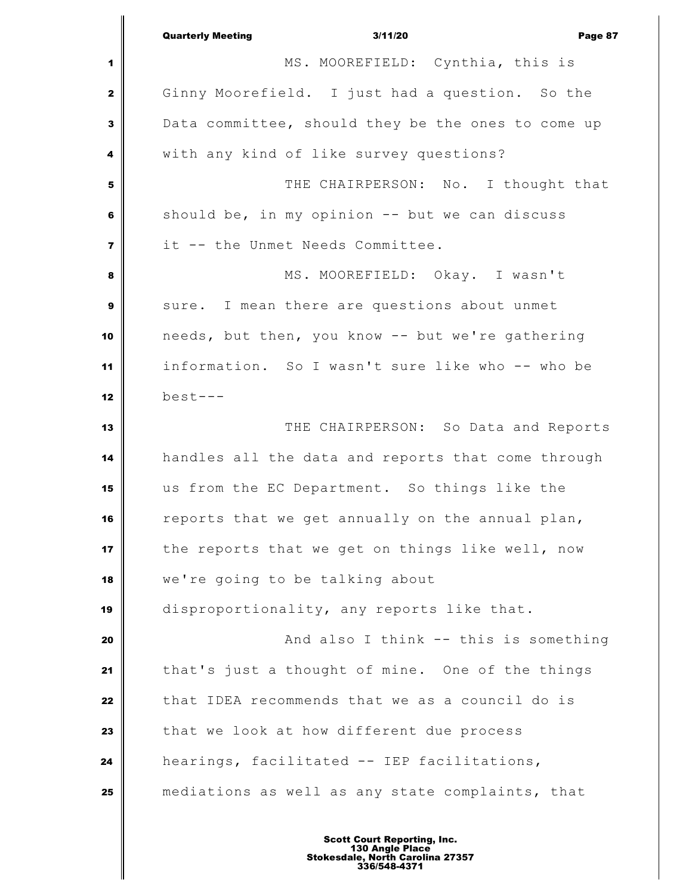MS. MOOREFIELD: Cynthia, this is Ginny Moorefield. I just had a question. So the Data committee, should they be the ones to come up with any kind of like survey questions?

THE CHAIRPERSON: No. I thought that should be, in my opinion -- but we can discuss it -- the Unmet Needs Committee.

MS. MOOREFIELD: Okay. I wasn't sure. I mean there are questions about unmet needs, but then, you know -- but we're gathering information. So I wasn't sure like who -- who be best---

THE CHAIRPERSON: So Data and Reports handles all the data and reports that come through us from the EC Department. So things like the reports that we get annually on the annual plan, the reports that we get on things like well, now we're going to be talking about disproportionality, any reports like that.

And also I think -- this is something that's just a thought of mine. One of the things that IDEA recommends that we as a council do is that we look at how different due process hearings, facilitated -- IEP facilitations, mediations as well as any state complaints, that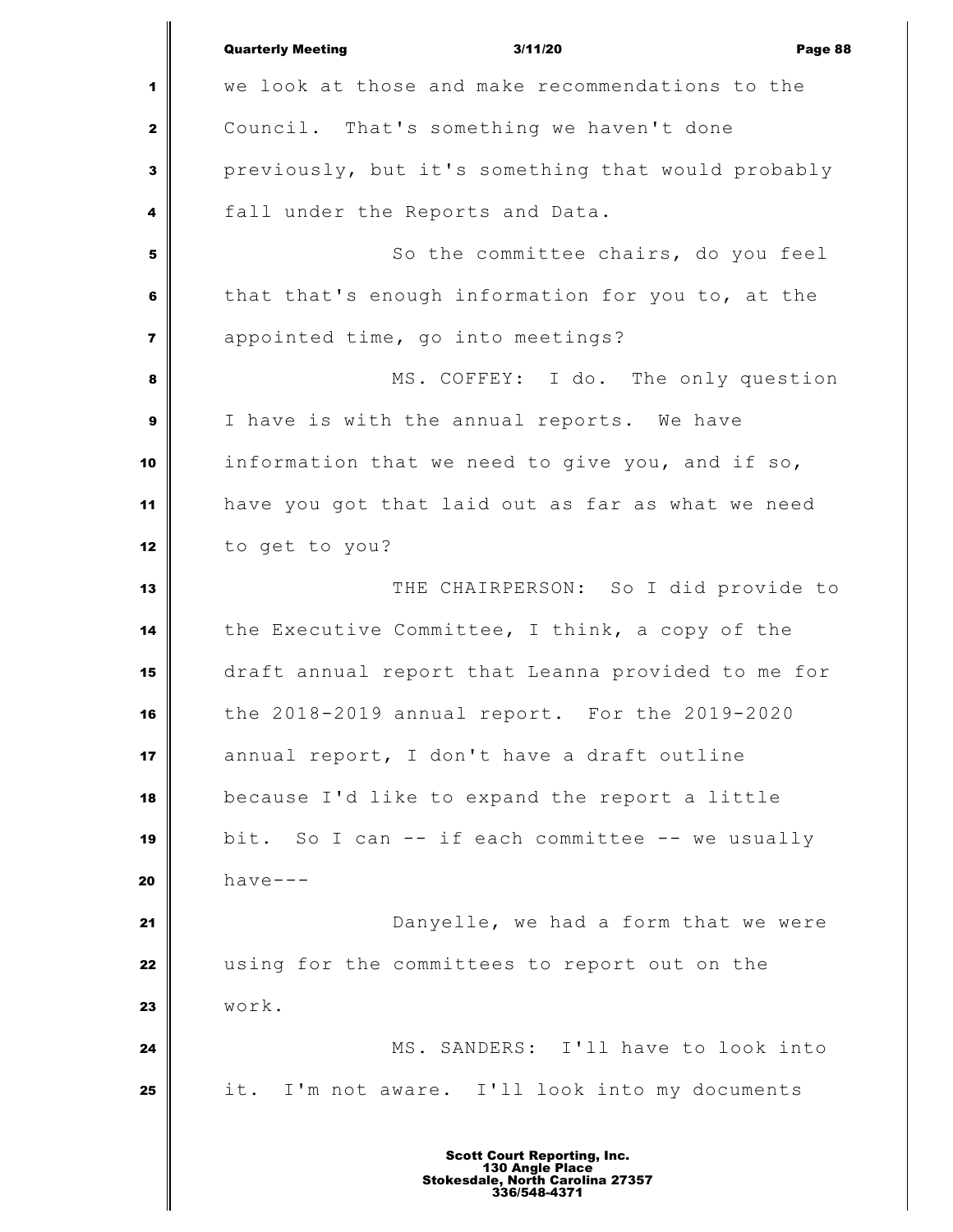we look at those and make recommendations to the Council. That's something we haven't done previously, but it's something that would probably fall under the Reports and Data.

So the committee chairs, do you feel that that's enough information for you to, at the appointed time, go into meetings?

MS. COFFEY: I do. The only question I have is with the annual reports. We have information that we need to give you, and if so, have you got that laid out as far as what we need to get to you?

THE CHAIRPERSON: So I did provide to the Executive Committee, I think, a copy of the draft annual report that Leanna provided to me for the 2018-2019 annual report. For the 2019-2020 annual report, I don't have a draft outline because I'd like to expand the report a little bit. So I can -- if each committee -- we usually have---

Danyelle, we had a form that we were using for the committees to report out on the work.

MS. SANDERS: I'll have to look into it. I'm not aware. I'll look into my documents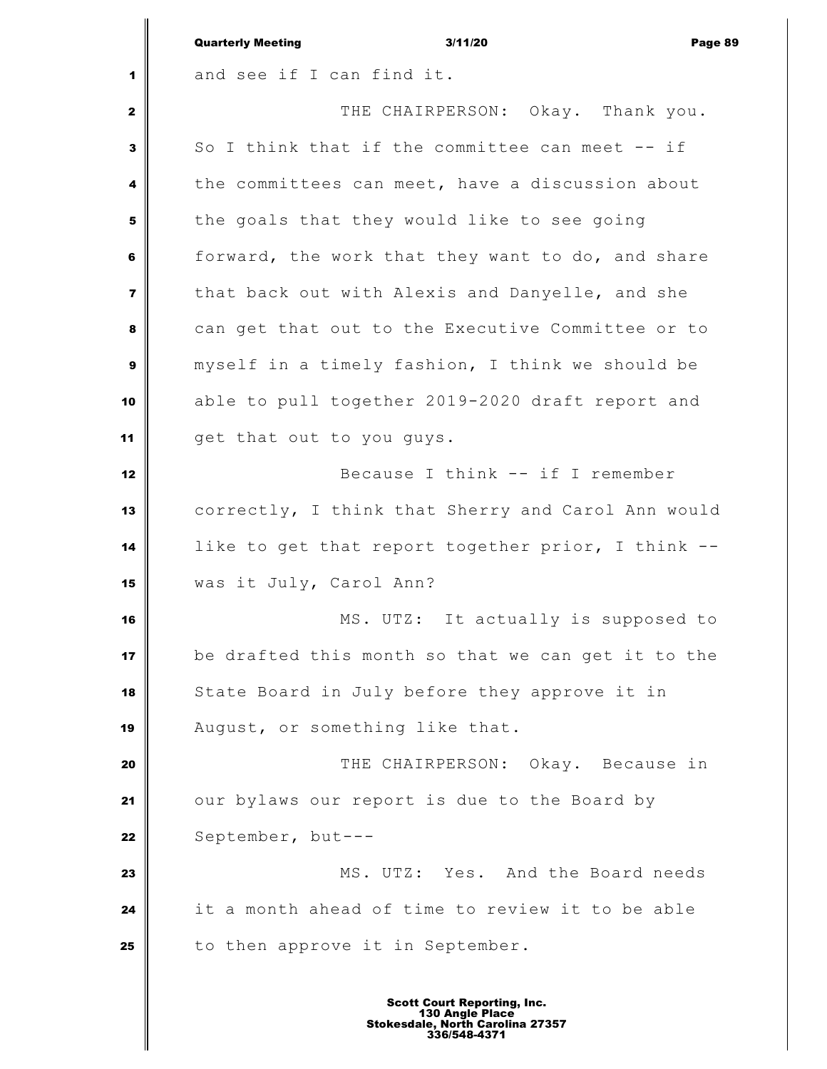and see if I can find it.

THE CHAIRPERSON: Okay. Thank you. So I think that if the committee can meet -- if the committees can meet, have a discussion about the goals that they would like to see going forward, the work that they want to do, and share that back out with Alexis and Danyelle, and she can get that out to the Executive Committee or to myself in a timely fashion, I think we should be able to pull together 2019-2020 draft report and get that out to you guys.

Because I think -- if I remember correctly, I think that Sherry and Carol Ann would like to get that report together prior, I think -- was it July, Carol Ann?

MS. UTZ: It actually is supposed to be drafted this month so that we can get it to the State Board in July before they approve it in August, or something like that.

THE CHAIRPERSON: Okay. Because in our bylaws our report is due to the Board by September, but---

MS. UTZ: Yes. And the Board needs it a month ahead of time to review it to be able to then approve it in September.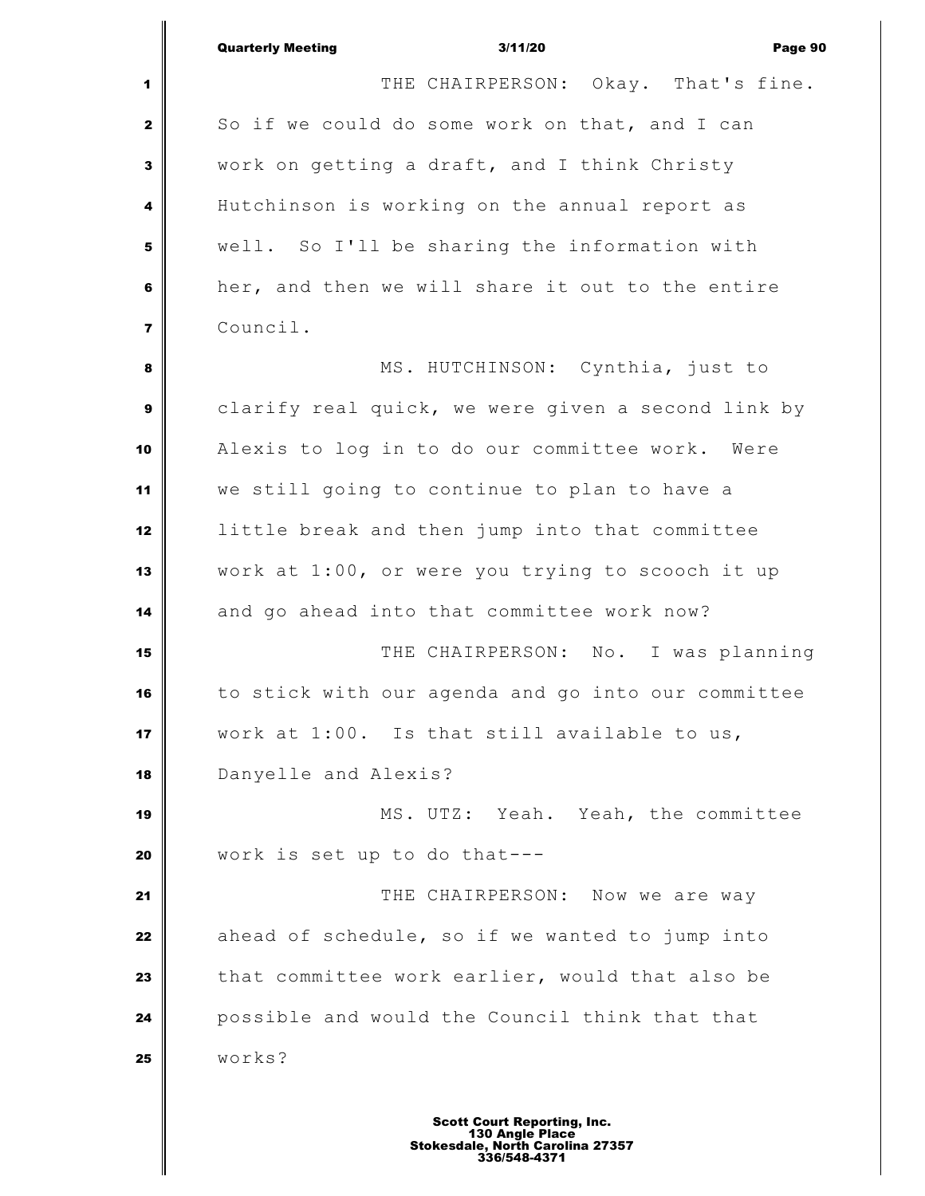THE CHAIRPERSON: Okay. That's fine. So if we could do some work on that, and I can work on getting a draft, and I think Christy Hutchinson is working on the annual report as well. So I'll be sharing the information with her, and then we will share it out to the entire Council.

MS. HUTCHINSON: Cynthia, just to clarify real quick, we were given a second link by Alexis to log in to do our committee work. Were we still going to continue to plan to have a little break and then jump into that committee work at 1:00, or were you trying to scooch it up and go ahead into that committee work now?

THE CHAIRPERSON: No. I was planning to stick with our agenda and go into our committee work at 1:00. Is that still available to us, Danyelle and Alexis?

MS. UTZ: Yeah. Yeah, the committee work is set up to do that---

THE CHAIRPERSON: Now we are way ahead of schedule, so if we wanted to jump into that committee work earlier, would that also be possible and would the Council think that that works?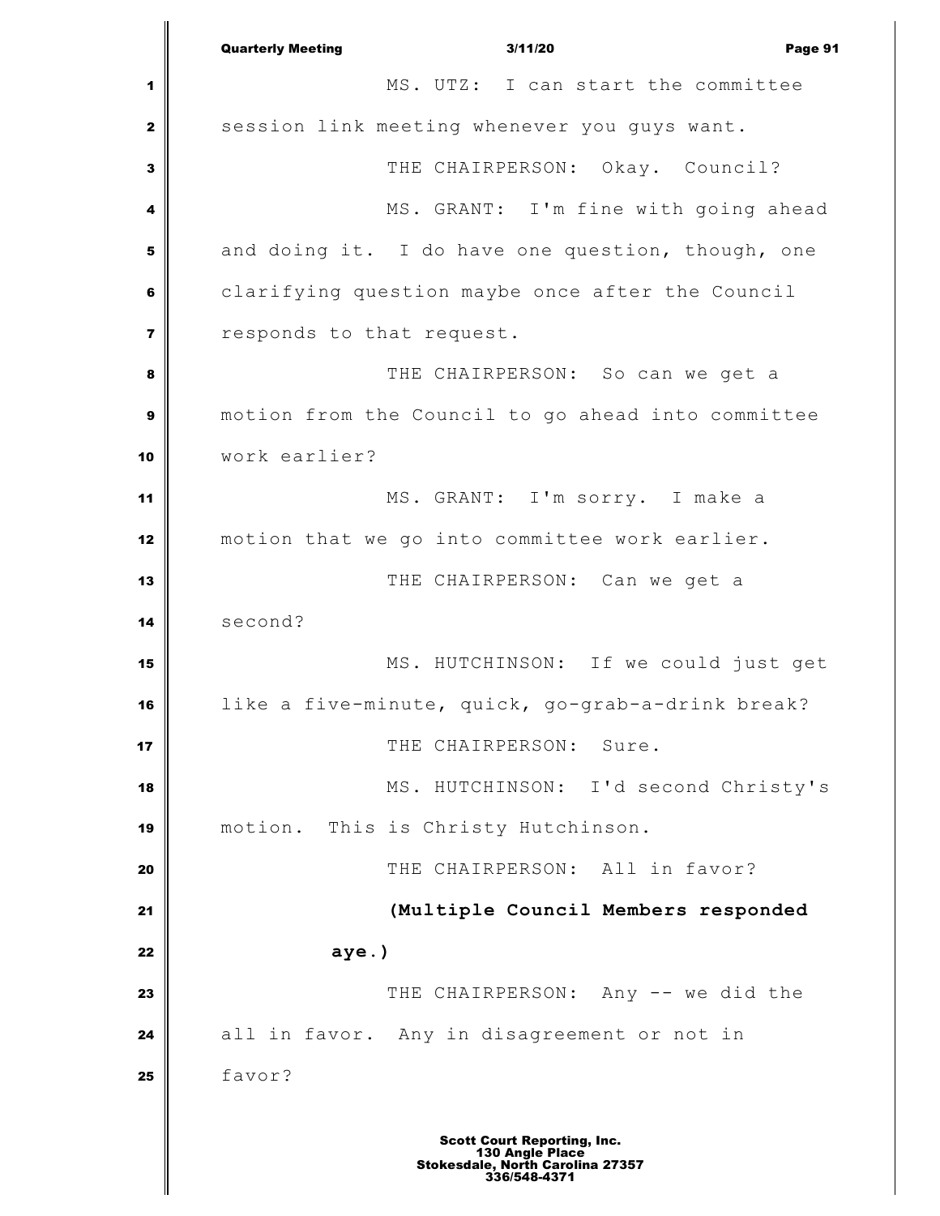MS. UTZ: I can start the committee session link meeting whenever you guys want.

THE CHAIRPERSON: Okay. Council?

MS. GRANT: I'm fine with going ahead and doing it. I do have one question, though, one clarifying question maybe once after the Council responds to that request.

THE CHAIRPERSON: So can we get a motion from the Council to go ahead into committee work earlier?

MS. GRANT: I'm sorry. I make a motion that we go into committee work earlier.

THE CHAIRPERSON: Can we get a second?

MS. HUTCHINSON: If we could just get like a five-minute, quick, go-grab-a-drink break?

THE CHAIRPERSON: Sure.

MS. HUTCHINSON: I'd second Christy's motion. This is Christy Hutchinson.

THE CHAIRPERSON: All in favor?

**(Multiple Council Members responded aye.)**

THE CHAIRPERSON: Any -- we did the all in favor. Any in disagreement or not in favor?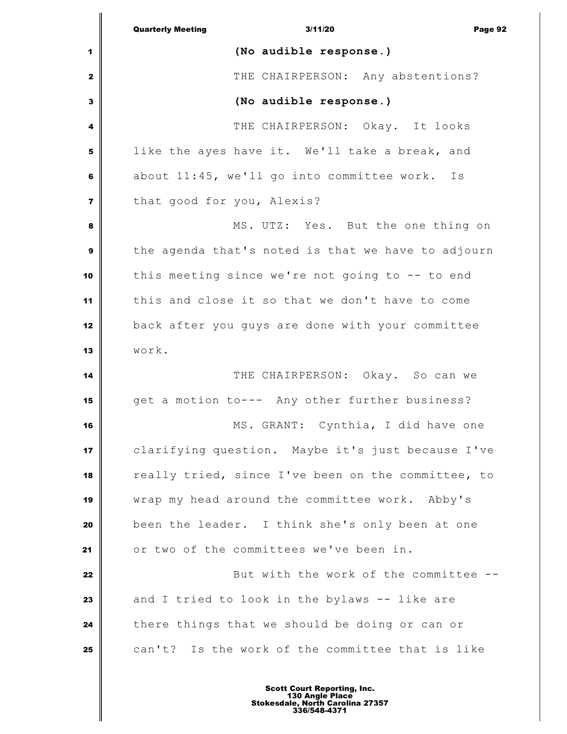**(No audible response.)**

THE CHAIRPERSON: Any abstentions?

**(No audible response.)**

THE CHAIRPERSON: Okay. It looks like the ayes have it. We'll take a break, and about 11:45, we'll go into committee work. Is that good for you, Alexis?

MS. UTZ: Yes. But the one thing on the agenda that's noted is that we have to adjourn this meeting since we're not going to -- to end this and close it so that we don't have to come back after you guys are done with your committee work.

THE CHAIRPERSON: Okay. So can we get a motion to--- Any other further business?

MS. GRANT: Cynthia, I did have one clarifying question. Maybe it's just because I've really tried, since I've been on the committee, to wrap my head around the committee work. Abby's been the leader. I think she's only been at one or two of the committees we've been in.

But with the work of the committee -- and I tried to look in the bylaws -- like are there things that we should be doing or can or can't? Is the work of the committee that is like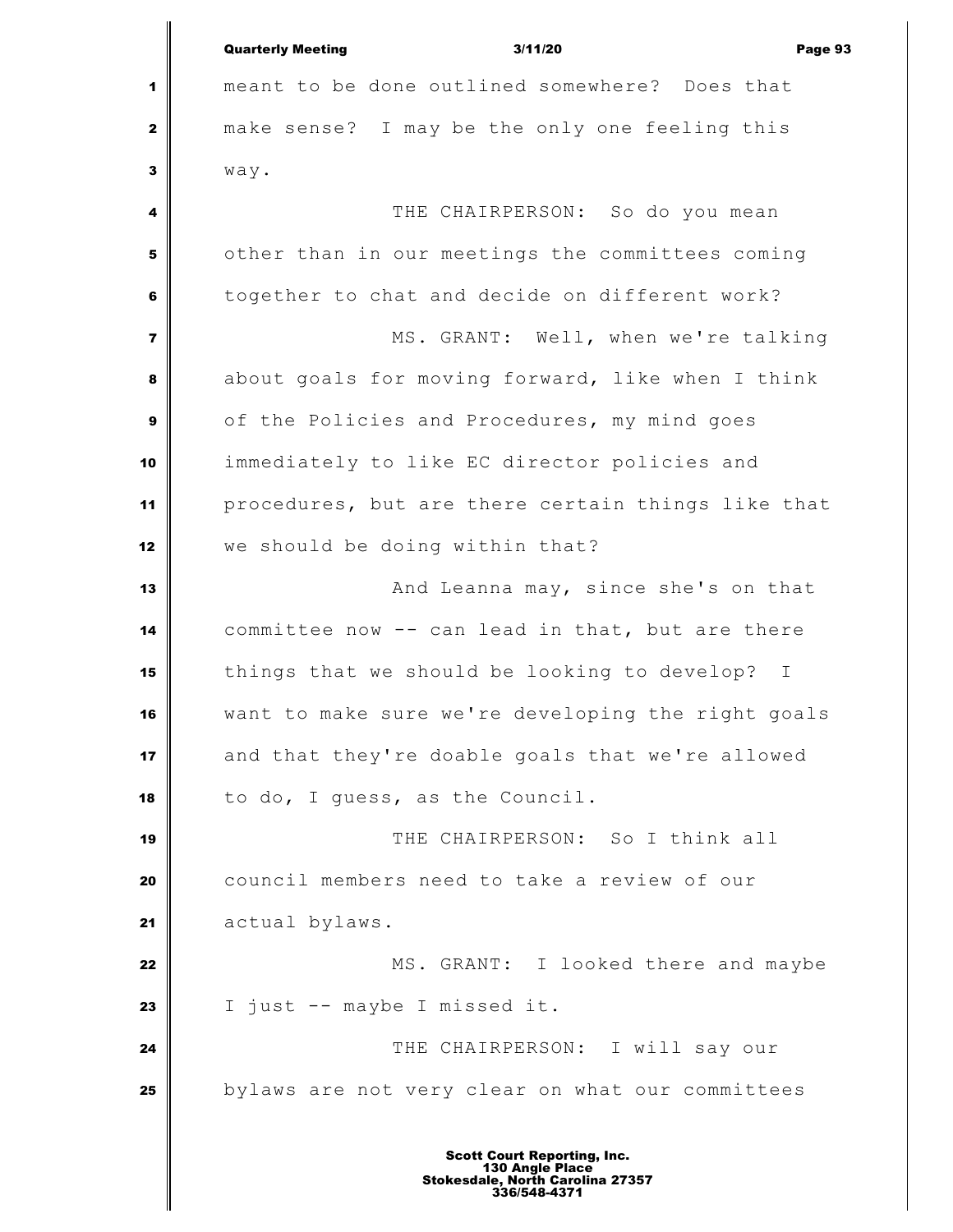meant to be done outlined somewhere? Does that make sense? I may be the only one feeling this way.

THE CHAIRPERSON: So do you mean other than in our meetings the committees coming together to chat and decide on different work?

MS. GRANT: Well, when we're talking about goals for moving forward, like when I think of the Policies and Procedures, my mind goes immediately to like EC director policies and procedures, but are there certain things like that we should be doing within that?

And Leanna may, since she's on that committee now -- can lead in that, but are there things that we should be looking to develop? I want to make sure we're developing the right goals and that they're doable goals that we're allowed to do, I guess, as the Council.

THE CHAIRPERSON: So I think all council members need to take a review of our actual bylaws.

MS. GRANT: I looked there and maybe I just -- maybe I missed it.

THE CHAIRPERSON: I will say our bylaws are not very clear on what our committees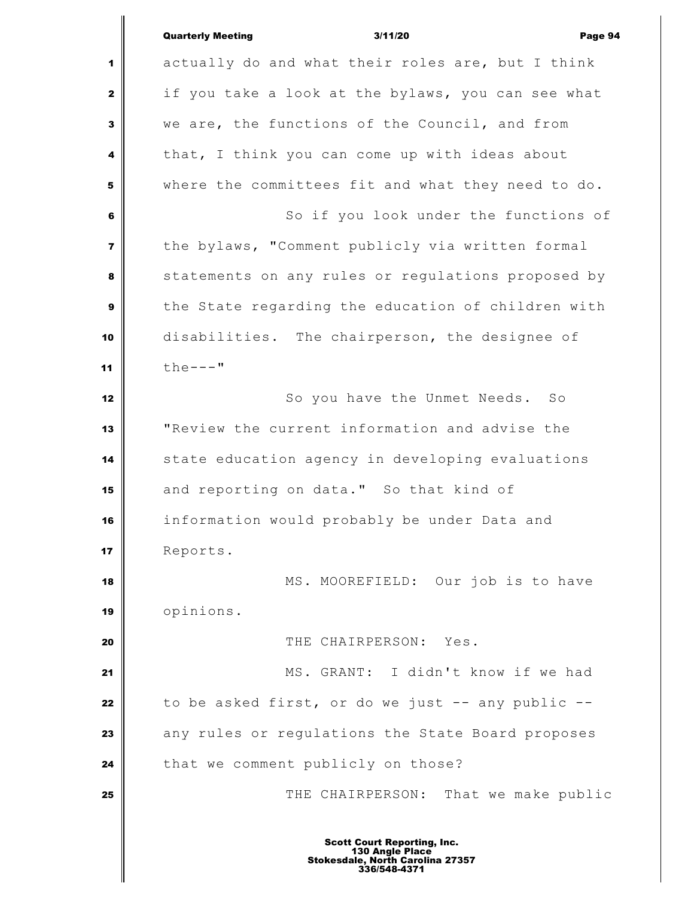actually do and what their roles are, but I think if you take a look at the bylaws, you can see what we are, the functions of the Council, and from that, I think you can come up with ideas about where the committees fit and what they need to do.

So if you look under the functions of the bylaws, "Comment publicly via written formal statements on any rules or regulations proposed by the State regarding the education of children with disabilities. The chairperson, the designee of the---"

So you have the Unmet Needs. So "Review the current information and advise the state education agency in developing evaluations and reporting on data." So that kind of information would probably be under Data and Reports.

MS. MOOREFIELD: Our job is to have opinions.

THE CHAIRPERSON: Yes.

MS. GRANT: I didn't know if we had to be asked first, or do we just -- any public -- any rules or regulations the State Board proposes that we comment publicly on those?

THE CHAIRPERSON: That we make public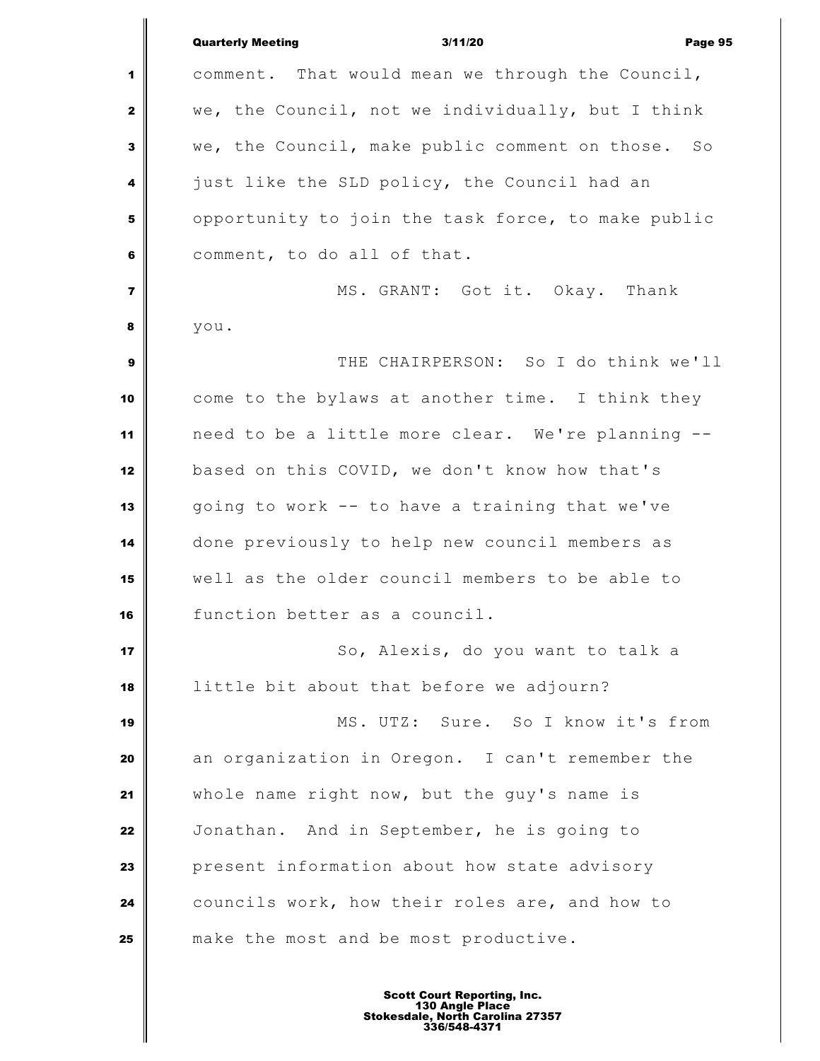comment. That would mean we through the Council, we, the Council, not we individually, but I think we, the Council, make public comment on those. So just like the SLD policy, the Council had an opportunity to join the task force, to make public comment, to do all of that.

MS. GRANT: Got it. Okay. Thank you.

THE CHAIRPERSON: So I do think we'll come to the bylaws at another time. I think they need to be a little more clear. We're planning -- based on this COVID, we don't know how that's going to work -- to have a training that we've done previously to help new council members as well as the older council members to be able to function better as a council.

So, Alexis, do you want to talk a little bit about that before we adjourn?

MS. UTZ: Sure. So I know it's from an organization in Oregon. I can't remember the whole name right now, but the guy's name is Jonathan. And in September, he is going to present information about how state advisory councils work, how their roles are, and how to make the most and be most productive.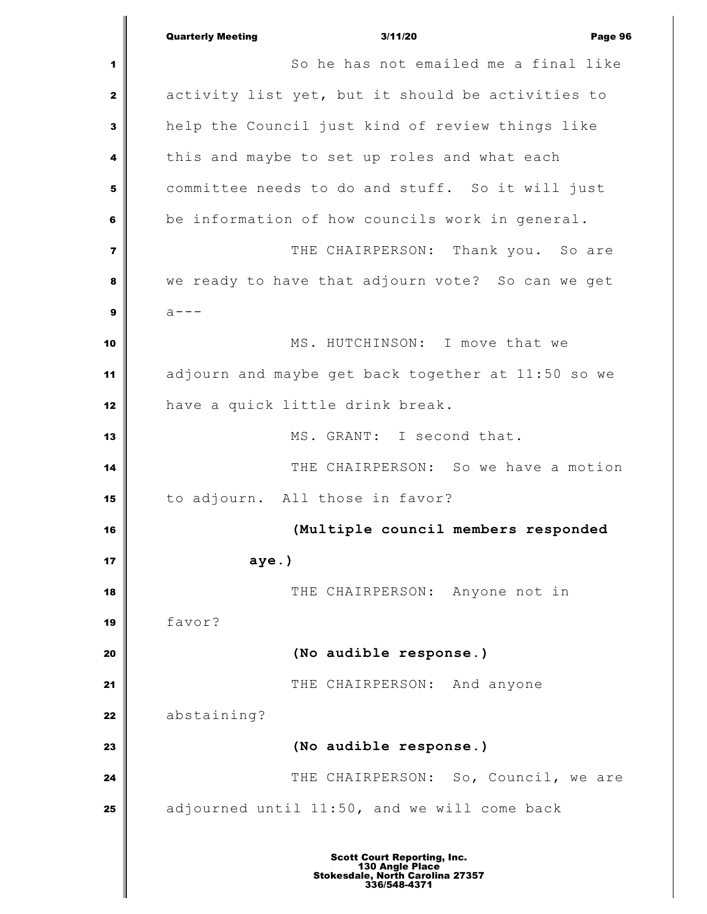So he has not emailed me a final like activity list yet, but it should be activities to help the Council just kind of review things like this and maybe to set up roles and what each committee needs to do and stuff. So it will just be information of how councils work in general.

THE CHAIRPERSON: Thank you. So are we ready to have that adjourn vote? So can we get a---

MS. HUTCHINSON: I move that we adjourn and maybe get back together at 11:50 so we have a quick little drink break.

MS. GRANT: I second that.

THE CHAIRPERSON: So we have a motion to adjourn. All those in favor?

**(Multiple council members responded aye.)**

THE CHAIRPERSON: Anyone not in favor?

**(No audible response.)**

THE CHAIRPERSON: And anyone abstaining?

**(No audible response.)**

THE CHAIRPERSON: So, Council, we are adjourned until 11:50, and we will come back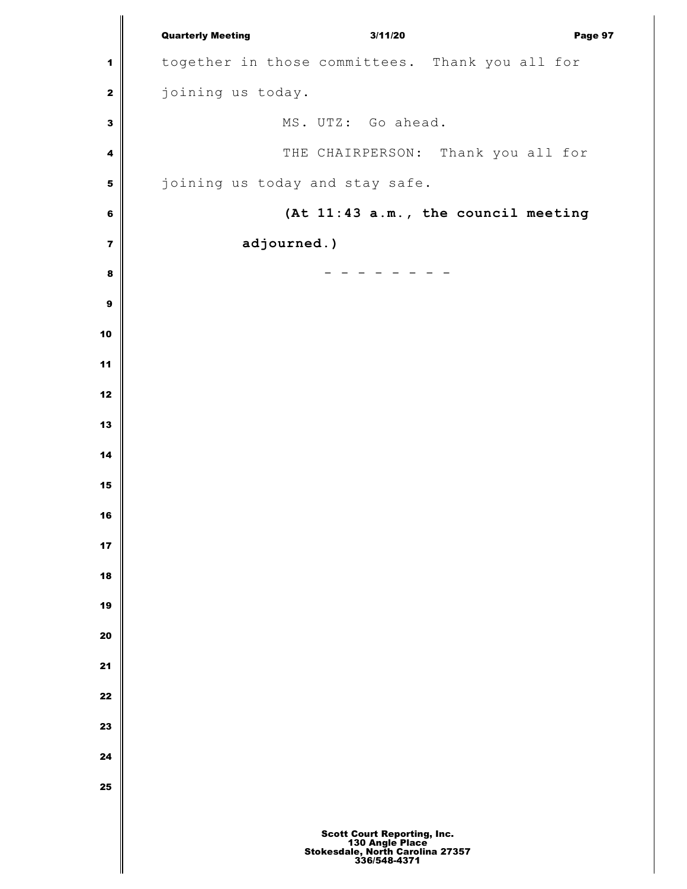together in those committees. Thank you all for joining us today.

MS. UTZ: Go ahead.

THE CHAIRPERSON: Thank you all for joining us today and stay safe.

**(At 11:43 a.m., the council meeting adjourned.)**

\- - - - - - - -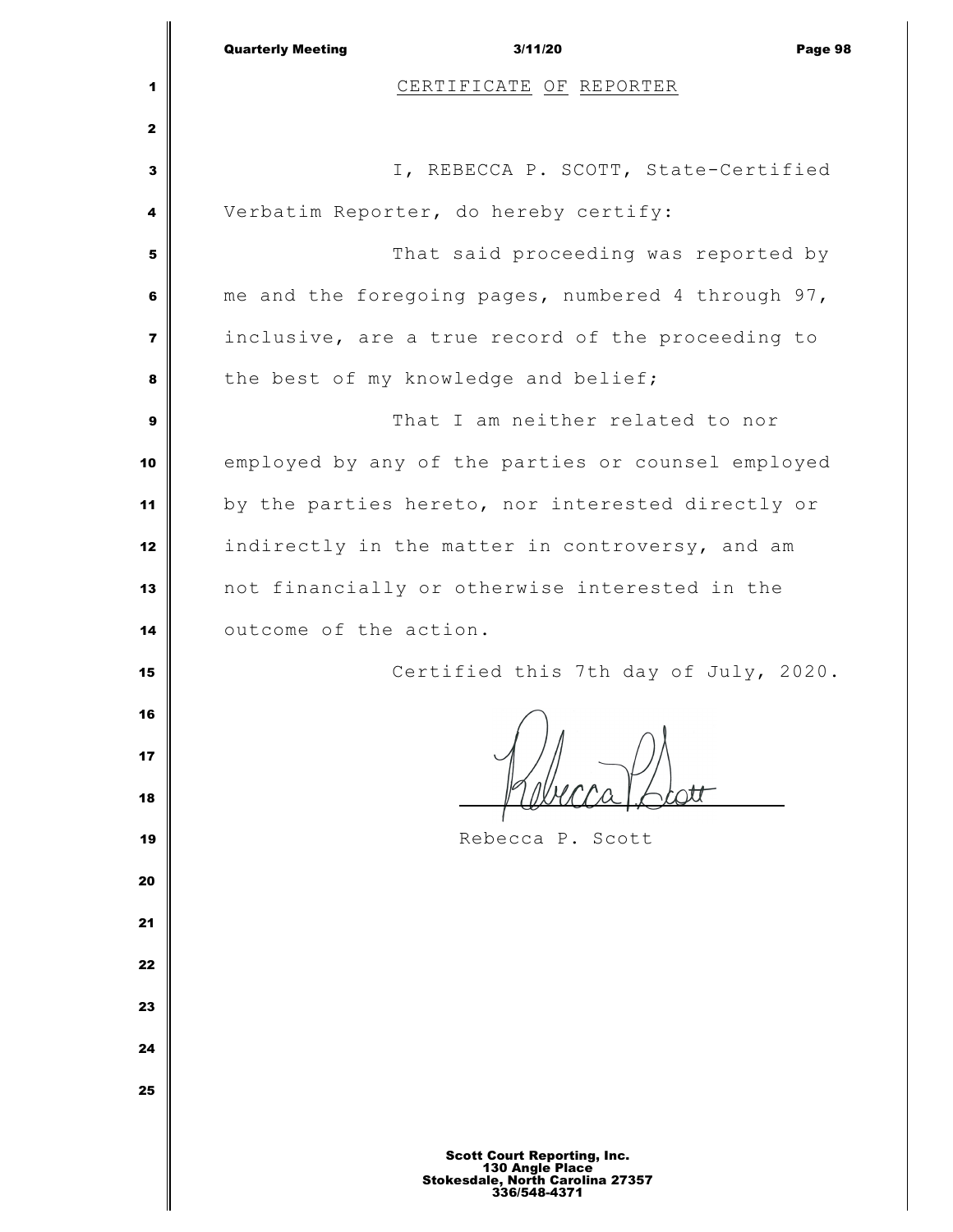# CERTIFICATE OF REPORTER

I, REBECCA P. SCOTT, State-Certified Verbatim Reporter, do hereby certify:

That said proceeding was reported by me and the foregoing pages, numbered 4 through 97, inclusive, are a true record of the proceeding to the best of my knowledge and belief;

That I am neither related to nor employed by any of the parties or counsel employed by the parties hereto, nor interested directly or indirectly in the matter in controversy, and am not financially or otherwise interested in the outcome of the action.

Certified this 7th day of July, 2020.

Rebecca P. Scott

Rebecca P. Scott

Scott Court Reporting, Inc.
130 Angle Place
Stokesdale, North Carolina 27357
336/548-4371